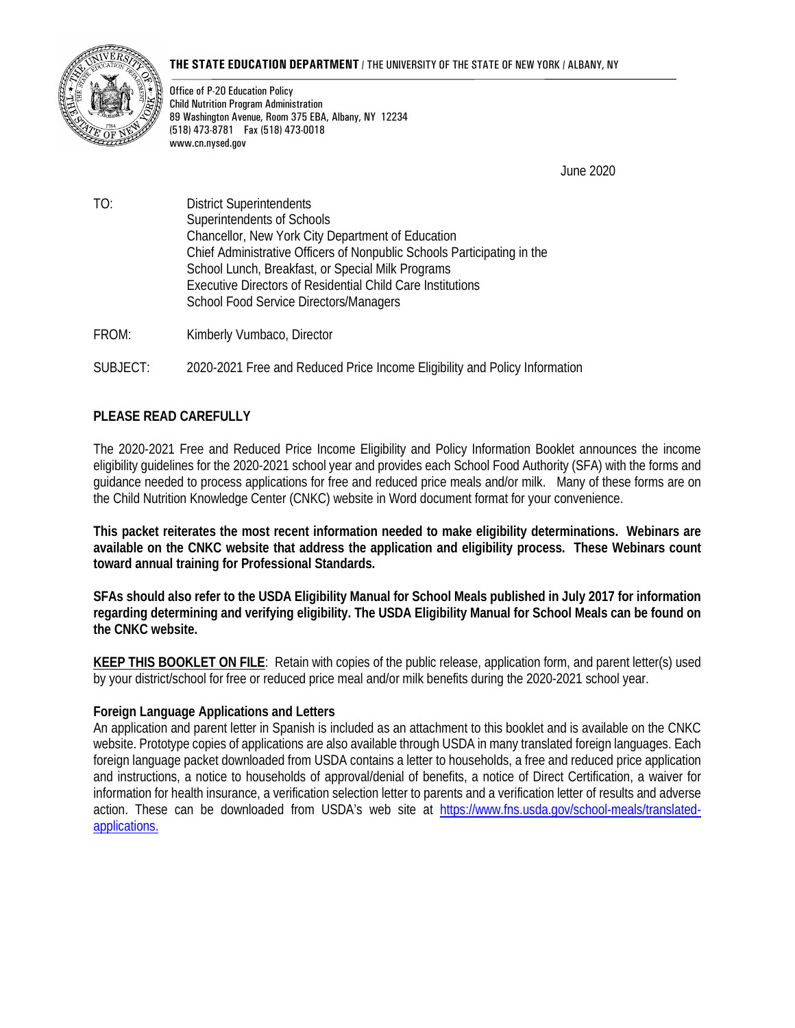**THE STATE EDUCATION DEPARTMENT** / THE UNIVERSITY OF THE STATE OF NEW YORK / ALBANY, NY

Office of P-20 Education Policy
Child Nutrition Program Administration
89 Washington Avenue, Room 375 EBA, Albany, NY 12234
(518) 473-8781 Fax (518) 473-0018
www.cn.nysed.gov

June 2020

TO: District Superintendents
Superintendents of Schools
Chancellor, New York City Department of Education
Chief Administrative Officers of Nonpublic Schools Participating in the School Lunch, Breakfast, or Special Milk Programs
Executive Directors of Residential Child Care Institutions
School Food Service Directors/Managers

FROM: Kimberly Vumbaco, Director

SUBJECT: 2020-2021 Free and Reduced Price Income Eligibility and Policy Information

**PLEASE READ CAREFULLY**

The 2020-2021 Free and Reduced Price Income Eligibility and Policy Information Booklet announces the income eligibility guidelines for the 2020-2021 school year and provides each School Food Authority (SFA) with the forms and guidance needed to process applications for free and reduced price meals and/or milk. Many of these forms are on the Child Nutrition Knowledge Center (CNKC) website in Word document format for your convenience.

**This packet reiterates the most recent information needed to make eligibility determinations. Webinars are available on the CNKC website that address the application and eligibility process. These Webinars count toward annual training for Professional Standards.**

**SFAs should also refer to the USDA Eligibility Manual for School Meals published in July 2017 for information regarding determining and verifying eligibility. The USDA Eligibility Manual for School Meals can be found on the CNKC website.**

**KEEP THIS BOOKLET ON FILE**: Retain with copies of the public release, application form, and parent letter(s) used by your district/school for free or reduced price meal and/or milk benefits during the 2020-2021 school year.

**Foreign Language Applications and Letters**
An application and parent letter in Spanish is included as an attachment to this booklet and is available on the CNKC website. Prototype copies of applications are also available through USDA in many translated foreign languages. Each foreign language packet downloaded from USDA contains a letter to households, a free and reduced price application and instructions, a notice to households of approval/denial of benefits, a notice of Direct Certification, a waiver for information for health insurance, a verification selection letter to parents and a verification letter of results and adverse action. These can be downloaded from USDA's web site at https://www.fns.usda.gov/school-meals/translated-applications.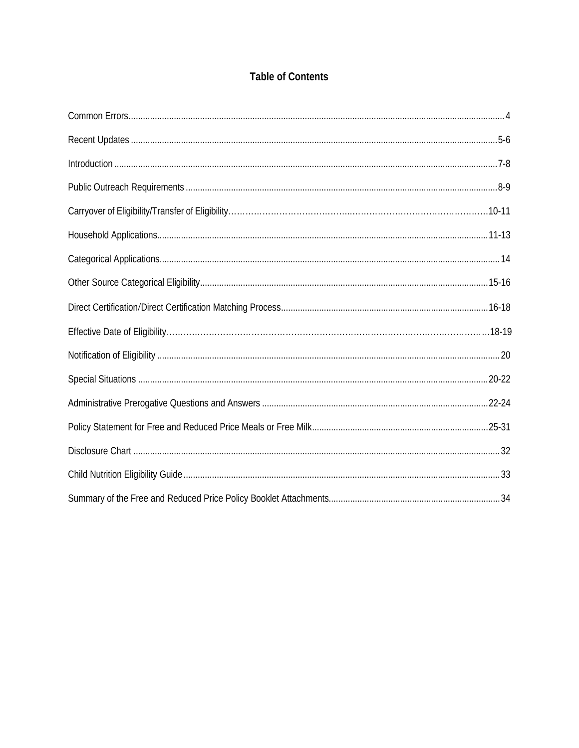# Table of Contents

Common Errors.......................................................................................................................................................... 4

Recent Updates ....................................................................................................................................................5-6

Introduction ...........................................................................................................................................................7-8

Public Outreach Requirements .............................................................................................................................8-9

Carryover of Eligibility/Transfer of Eligibility……………………………………..……………………………………………10-11

Household Applications.....................................................................................................................................11-13

Categorical Applications......................................................................................................................................... 14

Other Source Categorical Eligibility...................................................................................................................15-16

Direct Certification/Direct Certification Matching Process..................................................................................16-18

Effective Date of Eligibility……………………………………………………………………………………………………18-19

Notification of Eligibility .......................................................................................................................................... 20

Special Situations ..............................................................................................................................................20-22

Administrative Prerogative Questions and Answers ..........................................................................................22-24

Policy Statement for Free and Reduced Price Meals or Free Milk......................................................................25-31

Disclosure Chart ..................................................................................................................................................... 32

Child Nutrition Eligibility Guide ............................................................................................................................... 33

Summary of the Free and Reduced Price Policy Booklet Attachments................................................................... 34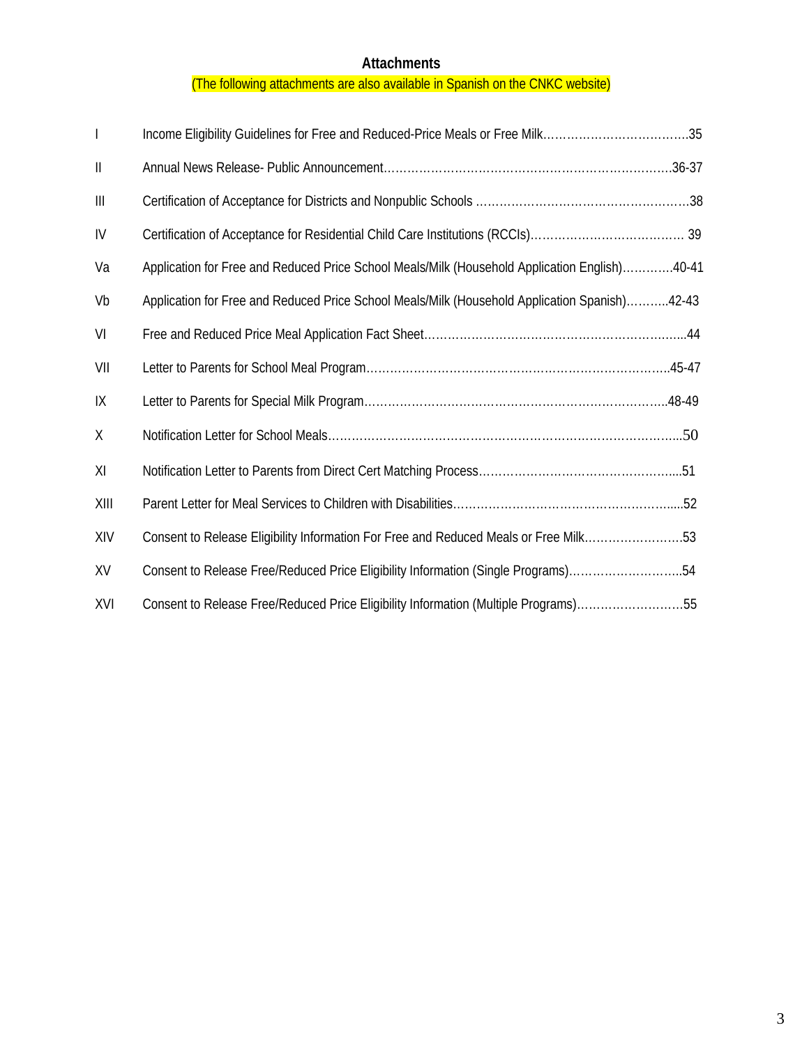## Attachments

(The following attachments are also available in Spanish on the CNKC website)

| | | |
|---|---|---|
| I | Income Eligibility Guidelines for Free and Reduced-Price Meals or Free Milk | 35 |
| II | Annual News Release- Public Announcement | 36-37 |
| III | Certification of Acceptance for Districts and Nonpublic Schools | 38 |
| IV | Certification of Acceptance for Residential Child Care Institutions (RCCIs) | 39 |
| Va | Application for Free and Reduced Price School Meals/Milk (Household Application English) | 40-41 |
| Vb | Application for Free and Reduced Price School Meals/Milk (Household Application Spanish) | 42-43 |
| VI | Free and Reduced Price Meal Application Fact Sheet | 44 |
| VII | Letter to Parents for School Meal Program | 45-47 |
| IX | Letter to Parents for Special Milk Program | 48-49 |
| X | Notification Letter for School Meals | 50 |
| XI | Notification Letter to Parents from Direct Cert Matching Process | 51 |
| XIII | Parent Letter for Meal Services to Children with Disabilities | 52 |
| XIV | Consent to Release Eligibility Information For Free and Reduced Meals or Free Milk | 53 |
| XV | Consent to Release Free/Reduced Price Eligibility Information (Single Programs) | 54 |
| XVI | Consent to Release Free/Reduced Price Eligibility Information (Multiple Programs) | 55 |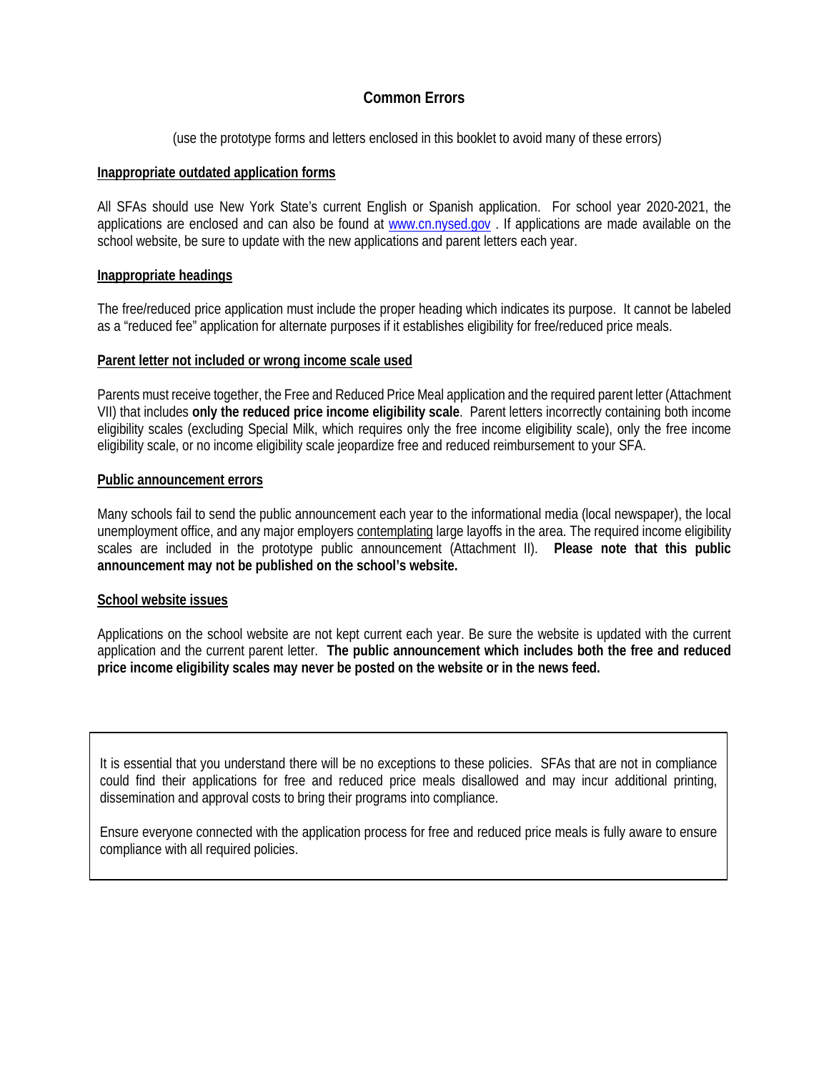## Common Errors

(use the prototype forms and letters enclosed in this booklet to avoid many of these errors)

### Inappropriate outdated application forms

All SFAs should use New York State's current English or Spanish application. For school year 2020-2021, the applications are enclosed and can also be found at www.cn.nysed.gov . If applications are made available on the school website, be sure to update with the new applications and parent letters each year.

### Inappropriate headings

The free/reduced price application must include the proper heading which indicates its purpose. It cannot be labeled as a "reduced fee" application for alternate purposes if it establishes eligibility for free/reduced price meals.

### Parent letter not included or wrong income scale used

Parents must receive together, the Free and Reduced Price Meal application and the required parent letter (Attachment VII) that includes **only the reduced price income eligibility scale**. Parent letters incorrectly containing both income eligibility scales (excluding Special Milk, which requires only the free income eligibility scale), only the free income eligibility scale, or no income eligibility scale jeopardize free and reduced reimbursement to your SFA.

### Public announcement errors

Many schools fail to send the public announcement each year to the informational media (local newspaper), the local unemployment office, and any major employers contemplating large layoffs in the area. The required income eligibility scales are included in the prototype public announcement (Attachment II). **Please note that this public announcement may not be published on the school's website.**

### School website issues

Applications on the school website are not kept current each year. Be sure the website is updated with the current application and the current parent letter. **The public announcement which includes both the free and reduced price income eligibility scales may never be posted on the website or in the news feed.**

It is essential that you understand there will be no exceptions to these policies. SFAs that are not in compliance could find their applications for free and reduced price meals disallowed and may incur additional printing, dissemination and approval costs to bring their programs into compliance.

Ensure everyone connected with the application process for free and reduced price meals is fully aware to ensure compliance with all required policies.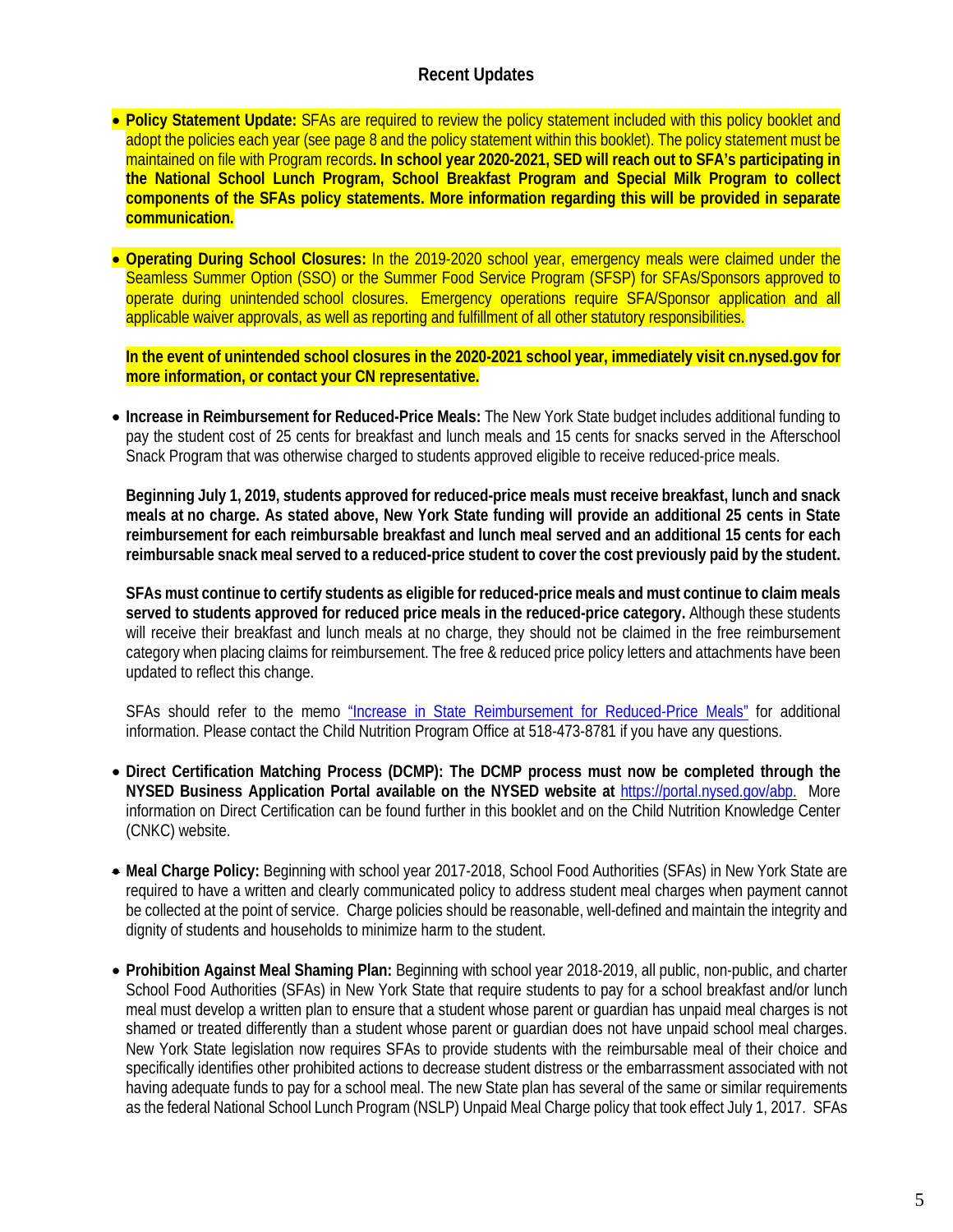## Recent Updates

- **Policy Statement Update:** SFAs are required to review the policy statement included with this policy booklet and adopt the policies each year (see page 8 and the policy statement within this booklet). The policy statement must be maintained on file with Program records**. In school year 2020-2021, SED will reach out to SFA's participating in the National School Lunch Program, School Breakfast Program and Special Milk Program to collect components of the SFAs policy statements. More information regarding this will be provided in separate communication.**

- **Operating During School Closures:** In the 2019-2020 school year, emergency meals were claimed under the Seamless Summer Option (SSO) or the Summer Food Service Program (SFSP) for SFAs/Sponsors approved to operate during unintended school closures. Emergency operations require SFA/Sponsor application and all applicable waiver approvals, as well as reporting and fulfillment of all other statutory responsibilities.

  **In the event of unintended school closures in the 2020-2021 school year, immediately visit cn.nysed.gov for more information, or contact your CN representative.**

- **Increase in Reimbursement for Reduced-Price Meals:** The New York State budget includes additional funding to pay the student cost of 25 cents for breakfast and lunch meals and 15 cents for snacks served in the Afterschool Snack Program that was otherwise charged to students approved eligible to receive reduced-price meals.

  **Beginning July 1, 2019, students approved for reduced-price meals must receive breakfast, lunch and snack meals at no charge. As stated above, New York State funding will provide an additional 25 cents in State reimbursement for each reimbursable breakfast and lunch meal served and an additional 15 cents for each reimbursable snack meal served to a reduced-price student to cover the cost previously paid by the student.**

  **SFAs must continue to certify students as eligible for reduced-price meals and must continue to claim meals served to students approved for reduced price meals in the reduced-price category.** Although these students will receive their breakfast and lunch meals at no charge, they should not be claimed in the free reimbursement category when placing claims for reimbursement. The free & reduced price policy letters and attachments have been updated to reflect this change.

  SFAs should refer to the memo "Increase in State Reimbursement for Reduced-Price Meals" for additional information. Please contact the Child Nutrition Program Office at 518-473-8781 if you have any questions.

- **Direct Certification Matching Process (DCMP): The DCMP process must now be completed through the NYSED Business Application Portal available on the NYSED website at** https://portal.nysed.gov/abp. More information on Direct Certification can be found further in this booklet and on the Child Nutrition Knowledge Center (CNKC) website.

- **Meal Charge Policy:** Beginning with school year 2017-2018, School Food Authorities (SFAs) in New York State are required to have a written and clearly communicated policy to address student meal charges when payment cannot be collected at the point of service. Charge policies should be reasonable, well-defined and maintain the integrity and dignity of students and households to minimize harm to the student.

- **Prohibition Against Meal Shaming Plan:** Beginning with school year 2018-2019, all public, non-public, and charter School Food Authorities (SFAs) in New York State that require students to pay for a school breakfast and/or lunch meal must develop a written plan to ensure that a student whose parent or guardian has unpaid meal charges is not shamed or treated differently than a student whose parent or guardian does not have unpaid school meal charges. New York State legislation now requires SFAs to provide students with the reimbursable meal of their choice and specifically identifies other prohibited actions to decrease student distress or the embarrassment associated with not having adequate funds to pay for a school meal. The new State plan has several of the same or similar requirements as the federal National School Lunch Program (NSLP) Unpaid Meal Charge policy that took effect July 1, 2017. SFAs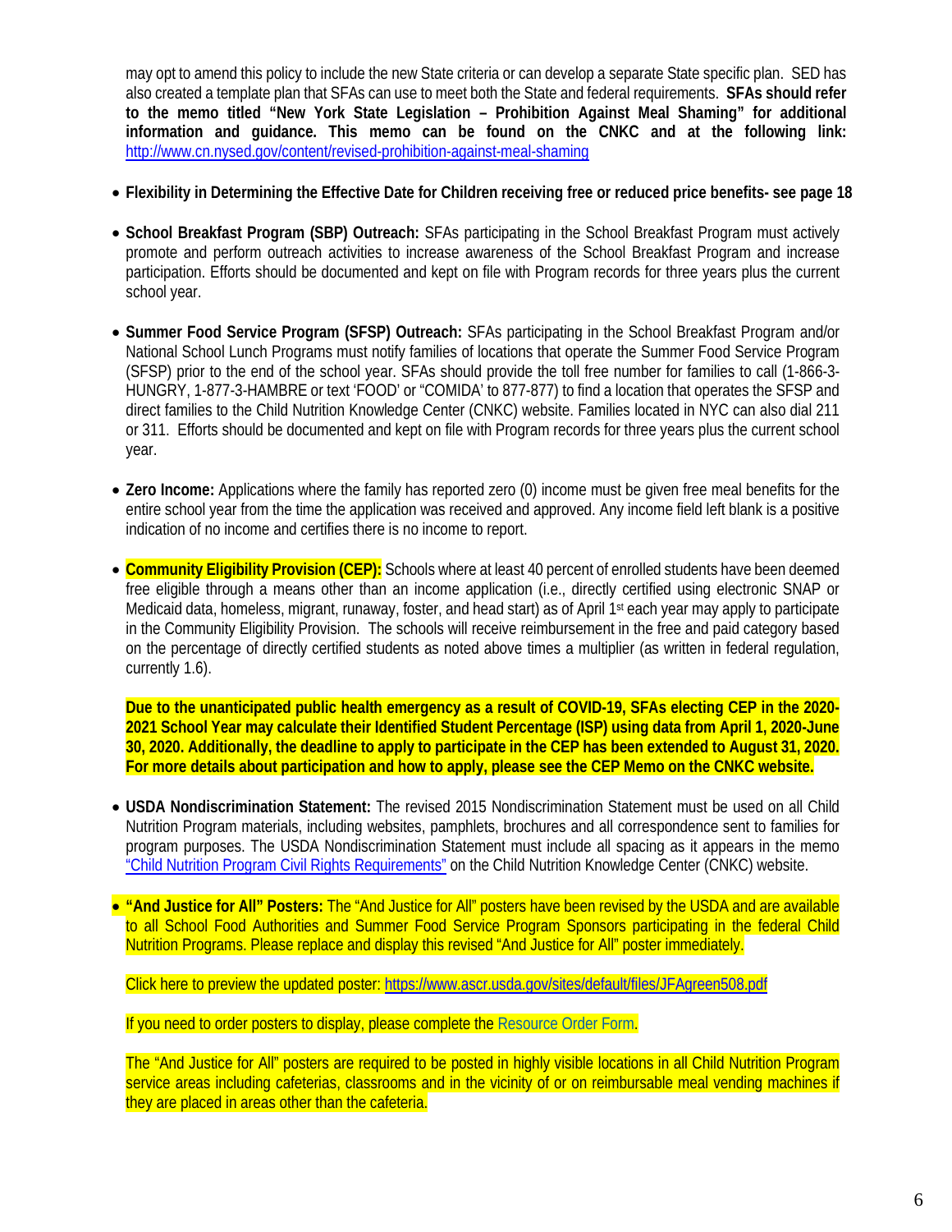may opt to amend this policy to include the new State criteria or can develop a separate State specific plan. SED has also created a template plan that SFAs can use to meet both the State and federal requirements. **SFAs should refer to the memo titled "New York State Legislation – Prohibition Against Meal Shaming" for additional information and guidance. This memo can be found on the CNKC and at the following link:** [http://www.cn.nysed.gov/content/revised-prohibition-against-meal-shaming](http://www.cn.nysed.gov/content/revised-prohibition-against-meal-shaming)

- **Flexibility in Determining the Effective Date for Children receiving free or reduced price benefits- see page 18**

- **School Breakfast Program (SBP) Outreach:** SFAs participating in the School Breakfast Program must actively promote and perform outreach activities to increase awareness of the School Breakfast Program and increase participation. Efforts should be documented and kept on file with Program records for three years plus the current school year.

- **Summer Food Service Program (SFSP) Outreach:** SFAs participating in the School Breakfast Program and/or National School Lunch Programs must notify families of locations that operate the Summer Food Service Program (SFSP) prior to the end of the school year. SFAs should provide the toll free number for families to call (1-866-3-HUNGRY, 1-877-3-HAMBRE or text 'FOOD' or "COMIDA' to 877-877) to find a location that operates the SFSP and direct families to the Child Nutrition Knowledge Center (CNKC) website. Families located in NYC can also dial 211 or 311. Efforts should be documented and kept on file with Program records for three years plus the current school year.

- **Zero Income:** Applications where the family has reported zero (0) income must be given free meal benefits for the entire school year from the time the application was received and approved. Any income field left blank is a positive indication of no income and certifies there is no income to report.

- **Community Eligibility Provision (CEP):** Schools where at least 40 percent of enrolled students have been deemed free eligible through a means other than an income application (i.e., directly certified using electronic SNAP or Medicaid data, homeless, migrant, runaway, foster, and head start) as of April 1st each year may apply to participate in the Community Eligibility Provision. The schools will receive reimbursement in the free and paid category based on the percentage of directly certified students as noted above times a multiplier (as written in federal regulation, currently 1.6).

  **Due to the unanticipated public health emergency as a result of COVID-19, SFAs electing CEP in the 2020-2021 School Year may calculate their Identified Student Percentage (ISP) using data from April 1, 2020-June 30, 2020. Additionally, the deadline to apply to participate in the CEP has been extended to August 31, 2020. For more details about participation and how to apply, please see the CEP Memo on the CNKC website.**

- **USDA Nondiscrimination Statement:** The revised 2015 Nondiscrimination Statement must be used on all Child Nutrition Program materials, including websites, pamphlets, brochures and all correspondence sent to families for program purposes. The USDA Nondiscrimination Statement must include all spacing as it appears in the memo "Child Nutrition Program Civil Rights Requirements" on the Child Nutrition Knowledge Center (CNKC) website.

- **"And Justice for All" Posters:** The "And Justice for All" posters have been revised by the USDA and are available to all School Food Authorities and Summer Food Service Program Sponsors participating in the federal Child Nutrition Programs. Please replace and display this revised "And Justice for All" poster immediately.

  Click here to preview the updated poster: [https://www.ascr.usda.gov/sites/default/files/JFAgreen508.pdf](https://www.ascr.usda.gov/sites/default/files/JFAgreen508.pdf)

  If you need to order posters to display, please complete the Resource Order Form.

  The "And Justice for All" posters are required to be posted in highly visible locations in all Child Nutrition Program service areas including cafeterias, classrooms and in the vicinity of or on reimbursable meal vending machines if they are placed in areas other than the cafeteria.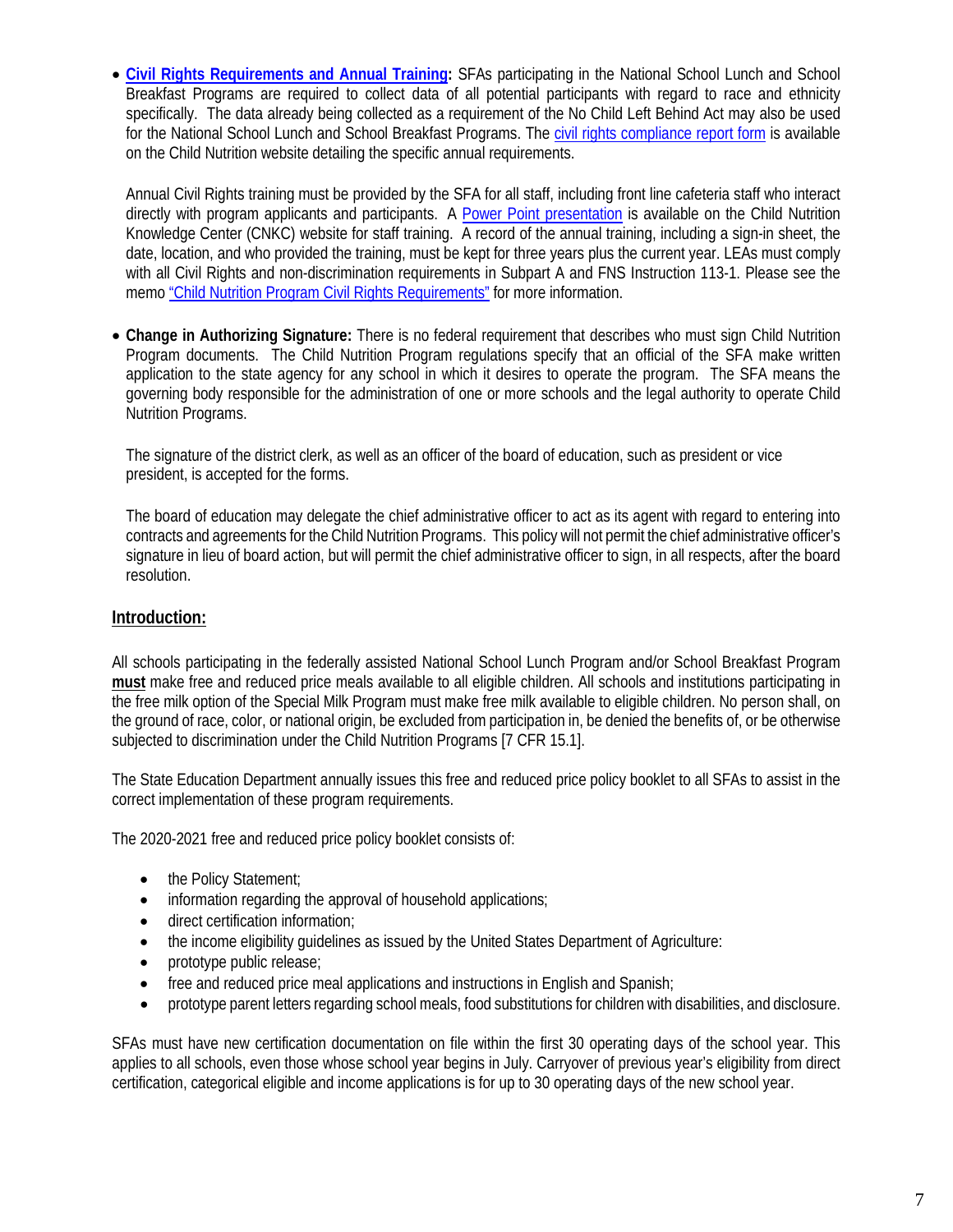- **Civil Rights Requirements and Annual Training:** SFAs participating in the National School Lunch and School Breakfast Programs are required to collect data of all potential participants with regard to race and ethnicity specifically. The data already being collected as a requirement of the No Child Left Behind Act may also be used for the National School Lunch and School Breakfast Programs. The civil rights compliance report form is available on the Child Nutrition website detailing the specific annual requirements.

  Annual Civil Rights training must be provided by the SFA for all staff, including front line cafeteria staff who interact directly with program applicants and participants. A Power Point presentation is available on the Child Nutrition Knowledge Center (CNKC) website for staff training. A record of the annual training, including a sign-in sheet, the date, location, and who provided the training, must be kept for three years plus the current year. LEAs must comply with all Civil Rights and non-discrimination requirements in Subpart A and FNS Instruction 113-1. Please see the memo "Child Nutrition Program Civil Rights Requirements" for more information.

- **Change in Authorizing Signature:** There is no federal requirement that describes who must sign Child Nutrition Program documents. The Child Nutrition Program regulations specify that an official of the SFA make written application to the state agency for any school in which it desires to operate the program. The SFA means the governing body responsible for the administration of one or more schools and the legal authority to operate Child Nutrition Programs.

  The signature of the district clerk, as well as an officer of the board of education, such as president or vice president, is accepted for the forms.

  The board of education may delegate the chief administrative officer to act as its agent with regard to entering into contracts and agreements for the Child Nutrition Programs. This policy will not permit the chief administrative officer's signature in lieu of board action, but will permit the chief administrative officer to sign, in all respects, after the board resolution.

## Introduction:

All schools participating in the federally assisted National School Lunch Program and/or School Breakfast Program **must** make free and reduced price meals available to all eligible children. All schools and institutions participating in the free milk option of the Special Milk Program must make free milk available to eligible children. No person shall, on the ground of race, color, or national origin, be excluded from participation in, be denied the benefits of, or be otherwise subjected to discrimination under the Child Nutrition Programs [7 CFR 15.1].

The State Education Department annually issues this free and reduced price policy booklet to all SFAs to assist in the correct implementation of these program requirements.

The 2020-2021 free and reduced price policy booklet consists of:

- the Policy Statement;
- information regarding the approval of household applications;
- direct certification information;
- the income eligibility guidelines as issued by the United States Department of Agriculture:
- prototype public release;
- free and reduced price meal applications and instructions in English and Spanish;
- prototype parent letters regarding school meals, food substitutions for children with disabilities, and disclosure.

SFAs must have new certification documentation on file within the first 30 operating days of the school year. This applies to all schools, even those whose school year begins in July. Carryover of previous year's eligibility from direct certification, categorical eligible and income applications is for up to 30 operating days of the new school year.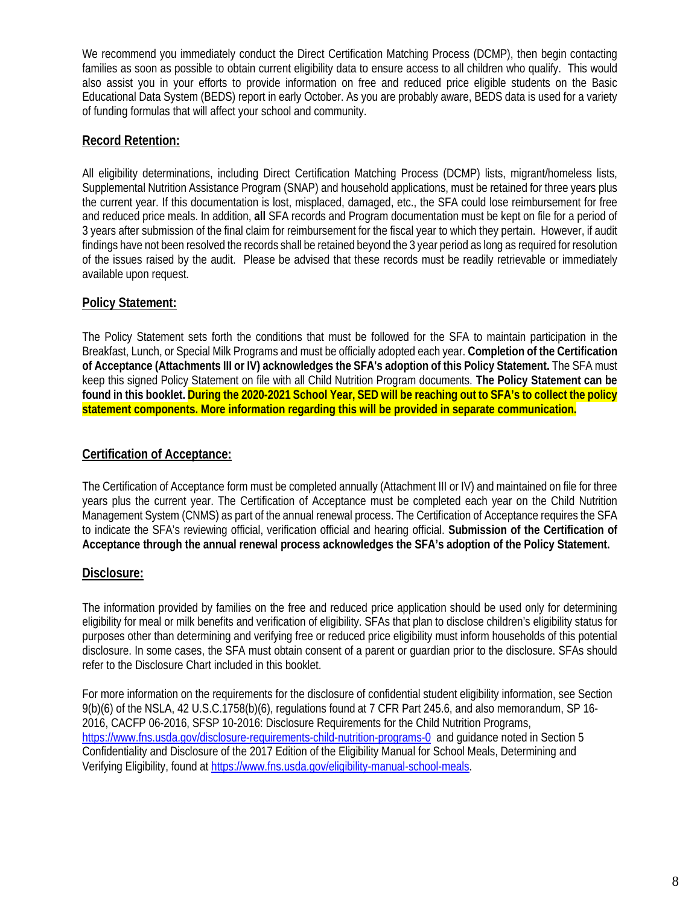We recommend you immediately conduct the Direct Certification Matching Process (DCMP), then begin contacting families as soon as possible to obtain current eligibility data to ensure access to all children who qualify. This would also assist you in your efforts to provide information on free and reduced price eligible students on the Basic Educational Data System (BEDS) report in early October. As you are probably aware, BEDS data is used for a variety of funding formulas that will affect your school and community.

## Record Retention:

All eligibility determinations, including Direct Certification Matching Process (DCMP) lists, migrant/homeless lists, Supplemental Nutrition Assistance Program (SNAP) and household applications, must be retained for three years plus the current year. If this documentation is lost, misplaced, damaged, etc., the SFA could lose reimbursement for free and reduced price meals. In addition, **all** SFA records and Program documentation must be kept on file for a period of 3 years after submission of the final claim for reimbursement for the fiscal year to which they pertain. However, if audit findings have not been resolved the records shall be retained beyond the 3 year period as long as required for resolution of the issues raised by the audit. Please be advised that these records must be readily retrievable or immediately available upon request.

## Policy Statement:

The Policy Statement sets forth the conditions that must be followed for the SFA to maintain participation in the Breakfast, Lunch, or Special Milk Programs and must be officially adopted each year. **Completion of the Certification of Acceptance (Attachments III or IV) acknowledges the SFA's adoption of this Policy Statement.** The SFA must keep this signed Policy Statement on file with all Child Nutrition Program documents. **The Policy Statement can be found in this booklet. During the 2020-2021 School Year, SED will be reaching out to SFA's to collect the policy statement components. More information regarding this will be provided in separate communication.**

## Certification of Acceptance:

The Certification of Acceptance form must be completed annually (Attachment III or IV) and maintained on file for three years plus the current year. The Certification of Acceptance must be completed each year on the Child Nutrition Management System (CNMS) as part of the annual renewal process. The Certification of Acceptance requires the SFA to indicate the SFA's reviewing official, verification official and hearing official. **Submission of the Certification of Acceptance through the annual renewal process acknowledges the SFA's adoption of the Policy Statement.**

## Disclosure:

The information provided by families on the free and reduced price application should be used only for determining eligibility for meal or milk benefits and verification of eligibility. SFAs that plan to disclose children's eligibility status for purposes other than determining and verifying free or reduced price eligibility must inform households of this potential disclosure. In some cases, the SFA must obtain consent of a parent or guardian prior to the disclosure. SFAs should refer to the Disclosure Chart included in this booklet.

For more information on the requirements for the disclosure of confidential student eligibility information, see Section 9(b)(6) of the NSLA, 42 U.S.C.1758(b)(6), regulations found at 7 CFR Part 245.6, and also memorandum, SP 16-2016, CACFP 06-2016, SFSP 10-2016: Disclosure Requirements for the Child Nutrition Programs, https://www.fns.usda.gov/disclosure-requirements-child-nutrition-programs-0 and guidance noted in Section 5 Confidentiality and Disclosure of the 2017 Edition of the Eligibility Manual for School Meals, Determining and Verifying Eligibility, found at https://www.fns.usda.gov/eligibility-manual-school-meals.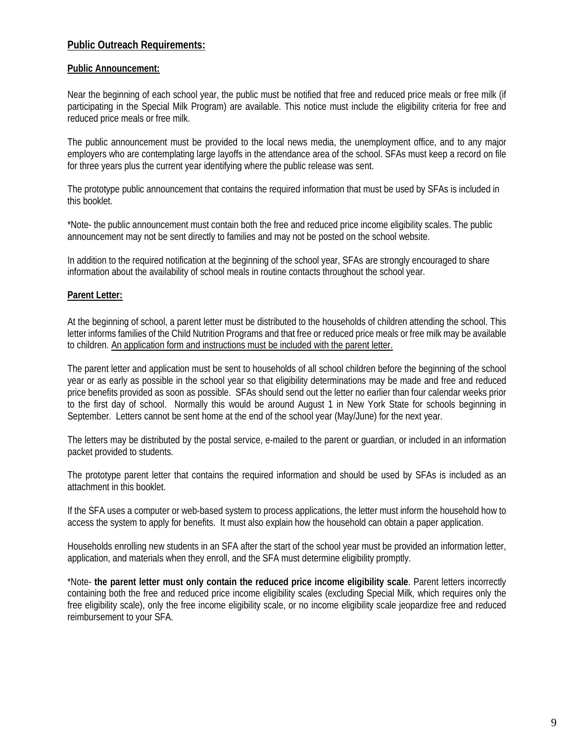## Public Outreach Requirements:

### Public Announcement:

Near the beginning of each school year, the public must be notified that free and reduced price meals or free milk (if participating in the Special Milk Program) are available. This notice must include the eligibility criteria for free and reduced price meals or free milk.

The public announcement must be provided to the local news media, the unemployment office, and to any major employers who are contemplating large layoffs in the attendance area of the school. SFAs must keep a record on file for three years plus the current year identifying where the public release was sent.

The prototype public announcement that contains the required information that must be used by SFAs is included in this booklet.

*Note- the public announcement must contain both the free and reduced price income eligibility scales. The public announcement may not be sent directly to families and may not be posted on the school website.

In addition to the required notification at the beginning of the school year, SFAs are strongly encouraged to share information about the availability of school meals in routine contacts throughout the school year.

### Parent Letter:

At the beginning of school, a parent letter must be distributed to the households of children attending the school. This letter informs families of the Child Nutrition Programs and that free or reduced price meals or free milk may be available to children. An application form and instructions must be included with the parent letter.

The parent letter and application must be sent to households of all school children before the beginning of the school year or as early as possible in the school year so that eligibility determinations may be made and free and reduced price benefits provided as soon as possible. SFAs should send out the letter no earlier than four calendar weeks prior to the first day of school. Normally this would be around August 1 in New York State for schools beginning in September. Letters cannot be sent home at the end of the school year (May/June) for the next year.

The letters may be distributed by the postal service, e-mailed to the parent or guardian, or included in an information packet provided to students.

The prototype parent letter that contains the required information and should be used by SFAs is included as an attachment in this booklet.

If the SFA uses a computer or web-based system to process applications, the letter must inform the household how to access the system to apply for benefits. It must also explain how the household can obtain a paper application.

Households enrolling new students in an SFA after the start of the school year must be provided an information letter, application, and materials when they enroll, and the SFA must determine eligibility promptly.

*Note- **the parent letter must only contain the reduced price income eligibility scale**. Parent letters incorrectly containing both the free and reduced price income eligibility scales (excluding Special Milk, which requires only the free eligibility scale), only the free income eligibility scale, or no income eligibility scale jeopardize free and reduced reimbursement to your SFA.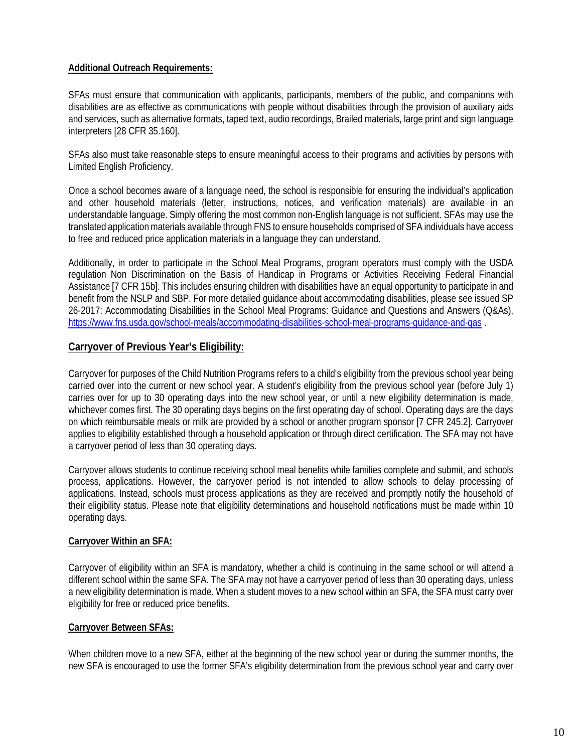**Additional Outreach Requirements:**

SFAs must ensure that communication with applicants, participants, members of the public, and companions with disabilities are as effective as communications with people without disabilities through the provision of auxiliary aids and services, such as alternative formats, taped text, audio recordings, Brailed materials, large print and sign language interpreters [28 CFR 35.160].

SFAs also must take reasonable steps to ensure meaningful access to their programs and activities by persons with Limited English Proficiency.

Once a school becomes aware of a language need, the school is responsible for ensuring the individual's application and other household materials (letter, instructions, notices, and verification materials) are available in an understandable language. Simply offering the most common non-English language is not sufficient. SFAs may use the translated application materials available through FNS to ensure households comprised of SFA individuals have access to free and reduced price application materials in a language they can understand.

Additionally, in order to participate in the School Meal Programs, program operators must comply with the USDA regulation Non Discrimination on the Basis of Handicap in Programs or Activities Receiving Federal Financial Assistance [7 CFR 15b]. This includes ensuring children with disabilities have an equal opportunity to participate in and benefit from the NSLP and SBP. For more detailed guidance about accommodating disabilities, please see issued SP 26-2017: Accommodating Disabilities in the School Meal Programs: Guidance and Questions and Answers (Q&As), https://www.fns.usda.gov/school-meals/accommodating-disabilities-school-meal-programs-guidance-and-qas .

## Carryover of Previous Year's Eligibility:

Carryover for purposes of the Child Nutrition Programs refers to a child's eligibility from the previous school year being carried over into the current or new school year. A student's eligibility from the previous school year (before July 1) carries over for up to 30 operating days into the new school year, or until a new eligibility determination is made, whichever comes first. The 30 operating days begins on the first operating day of school. Operating days are the days on which reimbursable meals or milk are provided by a school or another program sponsor [7 CFR 245.2]. Carryover applies to eligibility established through a household application or through direct certification. The SFA may not have a carryover period of less than 30 operating days.

Carryover allows students to continue receiving school meal benefits while families complete and submit, and schools process, applications. However, the carryover period is not intended to allow schools to delay processing of applications. Instead, schools must process applications as they are received and promptly notify the household of their eligibility status. Please note that eligibility determinations and household notifications must be made within 10 operating days.

**Carryover Within an SFA:**

Carryover of eligibility within an SFA is mandatory, whether a child is continuing in the same school or will attend a different school within the same SFA. The SFA may not have a carryover period of less than 30 operating days, unless a new eligibility determination is made. When a student moves to a new school within an SFA, the SFA must carry over eligibility for free or reduced price benefits.

**Carryover Between SFAs:**

When children move to a new SFA, either at the beginning of the new school year or during the summer months, the new SFA is encouraged to use the former SFA's eligibility determination from the previous school year and carry over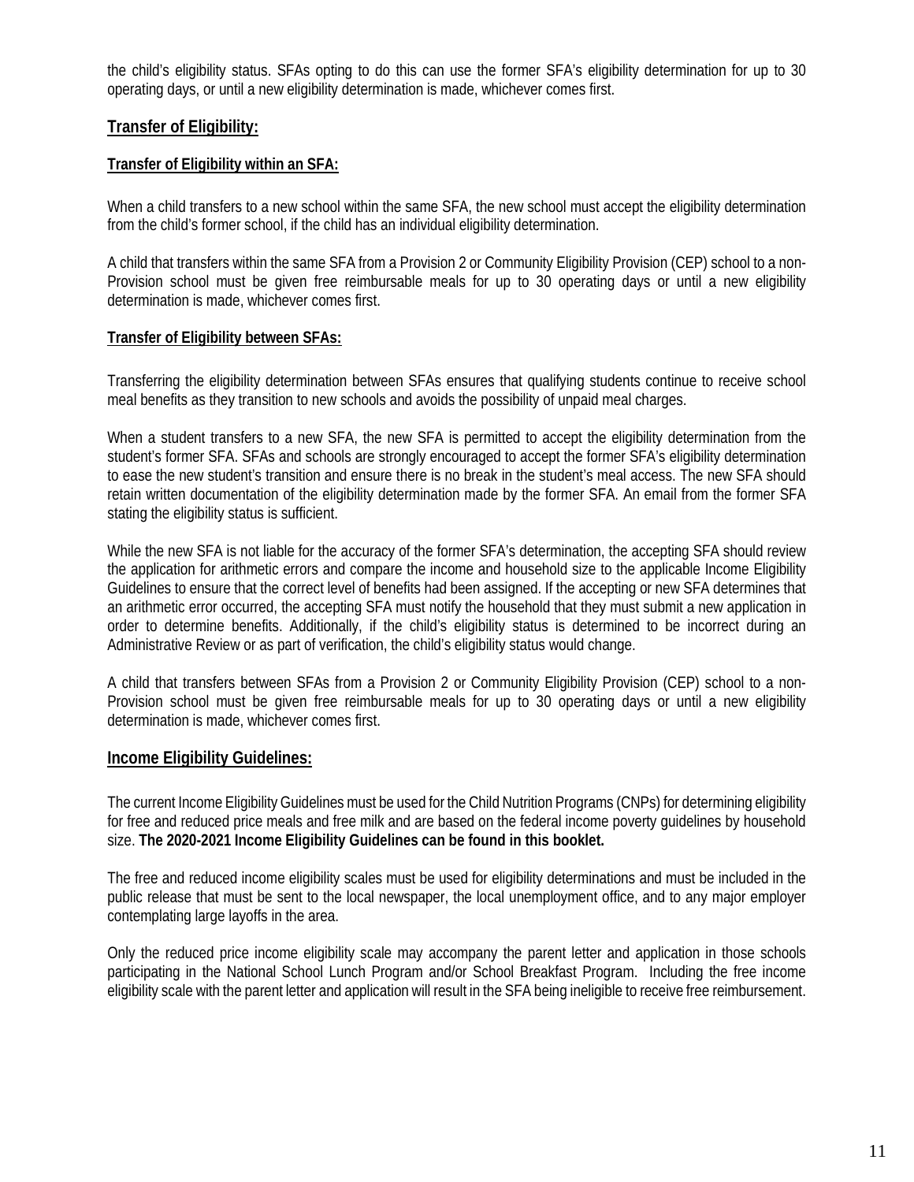the child's eligibility status. SFAs opting to do this can use the former SFA's eligibility determination for up to 30 operating days, or until a new eligibility determination is made, whichever comes first.

## Transfer of Eligibility:

### Transfer of Eligibility within an SFA:

When a child transfers to a new school within the same SFA, the new school must accept the eligibility determination from the child's former school, if the child has an individual eligibility determination.

A child that transfers within the same SFA from a Provision 2 or Community Eligibility Provision (CEP) school to a non-Provision school must be given free reimbursable meals for up to 30 operating days or until a new eligibility determination is made, whichever comes first.

### Transfer of Eligibility between SFAs:

Transferring the eligibility determination between SFAs ensures that qualifying students continue to receive school meal benefits as they transition to new schools and avoids the possibility of unpaid meal charges.

When a student transfers to a new SFA, the new SFA is permitted to accept the eligibility determination from the student's former SFA. SFAs and schools are strongly encouraged to accept the former SFA's eligibility determination to ease the new student's transition and ensure there is no break in the student's meal access. The new SFA should retain written documentation of the eligibility determination made by the former SFA. An email from the former SFA stating the eligibility status is sufficient.

While the new SFA is not liable for the accuracy of the former SFA's determination, the accepting SFA should review the application for arithmetic errors and compare the income and household size to the applicable Income Eligibility Guidelines to ensure that the correct level of benefits had been assigned. If the accepting or new SFA determines that an arithmetic error occurred, the accepting SFA must notify the household that they must submit a new application in order to determine benefits. Additionally, if the child's eligibility status is determined to be incorrect during an Administrative Review or as part of verification, the child's eligibility status would change.

A child that transfers between SFAs from a Provision 2 or Community Eligibility Provision (CEP) school to a non-Provision school must be given free reimbursable meals for up to 30 operating days or until a new eligibility determination is made, whichever comes first.

## Income Eligibility Guidelines:

The current Income Eligibility Guidelines must be used for the Child Nutrition Programs (CNPs) for determining eligibility for free and reduced price meals and free milk and are based on the federal income poverty guidelines by household size. **The 2020-2021 Income Eligibility Guidelines can be found in this booklet.**

The free and reduced income eligibility scales must be used for eligibility determinations and must be included in the public release that must be sent to the local newspaper, the local unemployment office, and to any major employer contemplating large layoffs in the area.

Only the reduced price income eligibility scale may accompany the parent letter and application in those schools participating in the National School Lunch Program and/or School Breakfast Program. Including the free income eligibility scale with the parent letter and application will result in the SFA being ineligible to receive free reimbursement.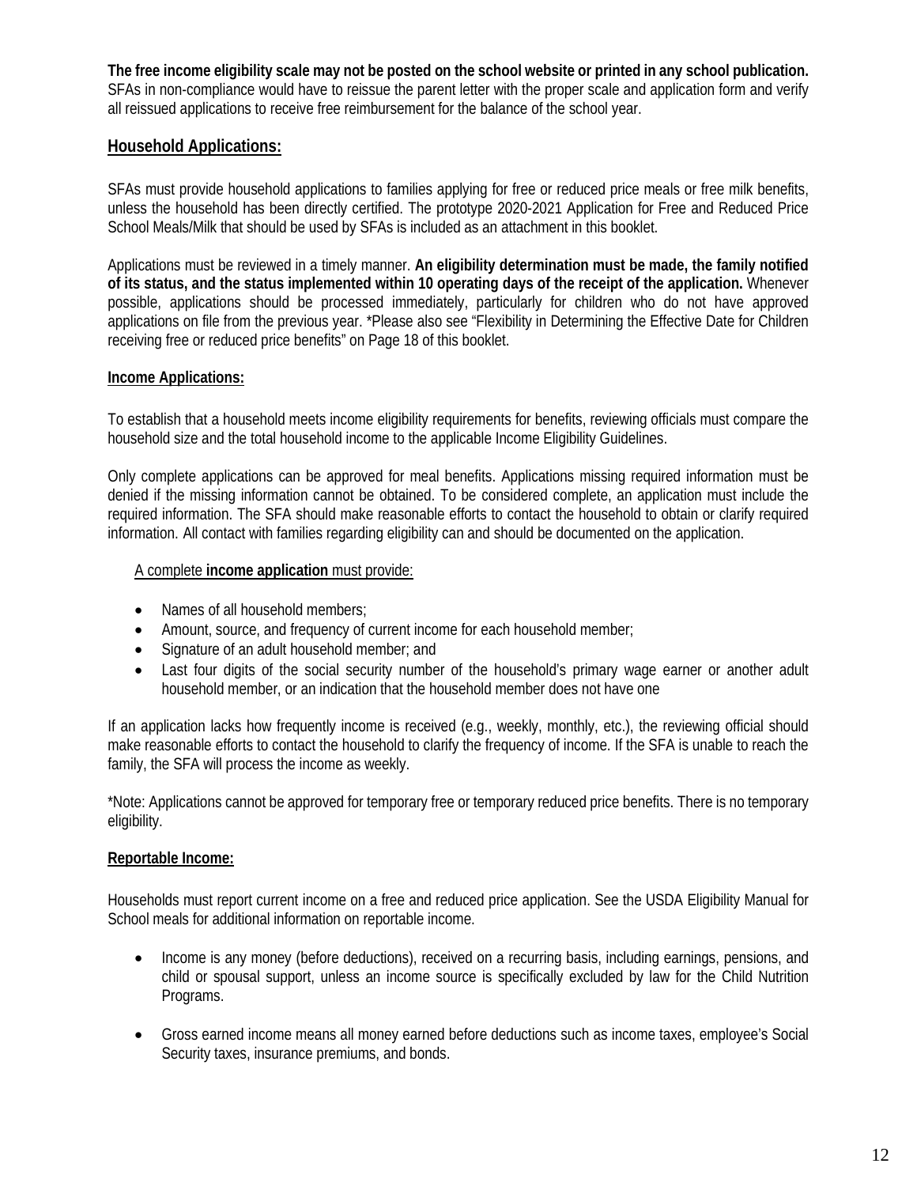**The free income eligibility scale may not be posted on the school website or printed in any school publication.** SFAs in non-compliance would have to reissue the parent letter with the proper scale and application form and verify all reissued applications to receive free reimbursement for the balance of the school year.

## Household Applications:

SFAs must provide household applications to families applying for free or reduced price meals or free milk benefits, unless the household has been directly certified. The prototype 2020-2021 Application for Free and Reduced Price School Meals/Milk that should be used by SFAs is included as an attachment in this booklet.

Applications must be reviewed in a timely manner. **An eligibility determination must be made, the family notified of its status, and the status implemented within 10 operating days of the receipt of the application.** Whenever possible, applications should be processed immediately, particularly for children who do not have approved applications on file from the previous year. *Please also see "Flexibility in Determining the Effective Date for Children receiving free or reduced price benefits" on Page 18 of this booklet.

### Income Applications:

To establish that a household meets income eligibility requirements for benefits, reviewing officials must compare the household size and the total household income to the applicable Income Eligibility Guidelines.

Only complete applications can be approved for meal benefits. Applications missing required information must be denied if the missing information cannot be obtained. To be considered complete, an application must include the required information. The SFA should make reasonable efforts to contact the household to obtain or clarify required information. All contact with families regarding eligibility can and should be documented on the application.

A complete **income application** must provide:

- Names of all household members;
- Amount, source, and frequency of current income for each household member;
- Signature of an adult household member; and
- Last four digits of the social security number of the household's primary wage earner or another adult household member, or an indication that the household member does not have one

If an application lacks how frequently income is received (e.g., weekly, monthly, etc.), the reviewing official should make reasonable efforts to contact the household to clarify the frequency of income. If the SFA is unable to reach the family, the SFA will process the income as weekly.

*Note: Applications cannot be approved for temporary free or temporary reduced price benefits. There is no temporary eligibility.

### Reportable Income:

Households must report current income on a free and reduced price application. See the USDA Eligibility Manual for School meals for additional information on reportable income.

- Income is any money (before deductions), received on a recurring basis, including earnings, pensions, and child or spousal support, unless an income source is specifically excluded by law for the Child Nutrition Programs.

- Gross earned income means all money earned before deductions such as income taxes, employee's Social Security taxes, insurance premiums, and bonds.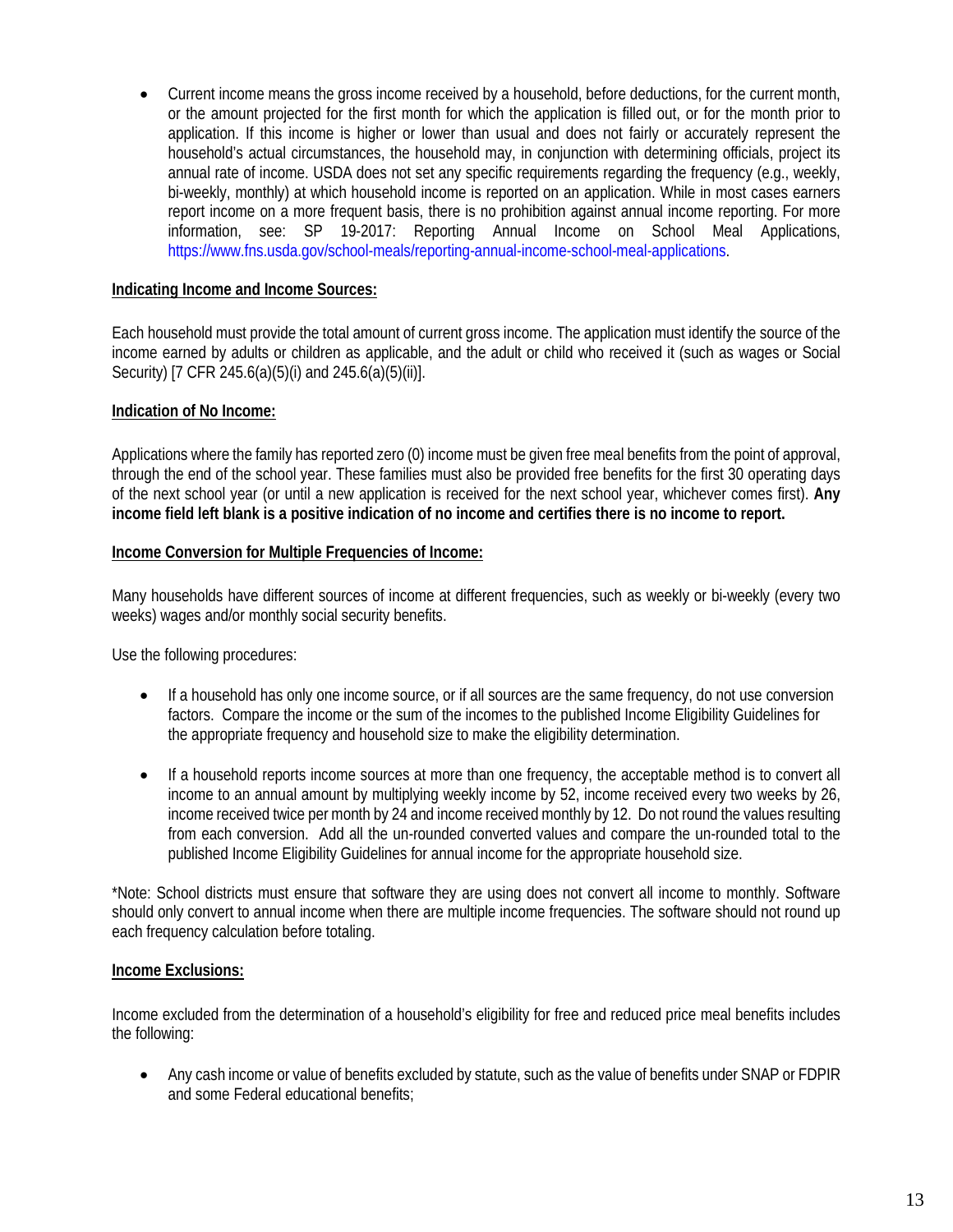- Current income means the gross income received by a household, before deductions, for the current month, or the amount projected for the first month for which the application is filled out, or for the month prior to application. If this income is higher or lower than usual and does not fairly or accurately represent the household's actual circumstances, the household may, in conjunction with determining officials, project its annual rate of income. USDA does not set any specific requirements regarding the frequency (e.g., weekly, bi-weekly, monthly) at which household income is reported on an application. While in most cases earners report income on a more frequent basis, there is no prohibition against annual income reporting. For more information, see: SP 19-2017: Reporting Annual Income on School Meal Applications, https://www.fns.usda.gov/school-meals/reporting-annual-income-school-meal-applications.

**Indicating Income and Income Sources:**

Each household must provide the total amount of current gross income. The application must identify the source of the income earned by adults or children as applicable, and the adult or child who received it (such as wages or Social Security) [7 CFR 245.6(a)(5)(i) and 245.6(a)(5)(ii)].

**Indication of No Income:**

Applications where the family has reported zero (0) income must be given free meal benefits from the point of approval, through the end of the school year. These families must also be provided free benefits for the first 30 operating days of the next school year (or until a new application is received for the next school year, whichever comes first). **Any income field left blank is a positive indication of no income and certifies there is no income to report.**

**Income Conversion for Multiple Frequencies of Income:**

Many households have different sources of income at different frequencies, such as weekly or bi-weekly (every two weeks) wages and/or monthly social security benefits.

Use the following procedures:

- If a household has only one income source, or if all sources are the same frequency, do not use conversion factors. Compare the income or the sum of the incomes to the published Income Eligibility Guidelines for the appropriate frequency and household size to make the eligibility determination.

- If a household reports income sources at more than one frequency, the acceptable method is to convert all income to an annual amount by multiplying weekly income by 52, income received every two weeks by 26, income received twice per month by 24 and income received monthly by 12. Do not round the values resulting from each conversion. Add all the un-rounded converted values and compare the un-rounded total to the published Income Eligibility Guidelines for annual income for the appropriate household size.

*Note: School districts must ensure that software they are using does not convert all income to monthly. Software should only convert to annual income when there are multiple income frequencies. The software should not round up each frequency calculation before totaling.

**Income Exclusions:**

Income excluded from the determination of a household's eligibility for free and reduced price meal benefits includes the following:

- Any cash income or value of benefits excluded by statute, such as the value of benefits under SNAP or FDPIR and some Federal educational benefits;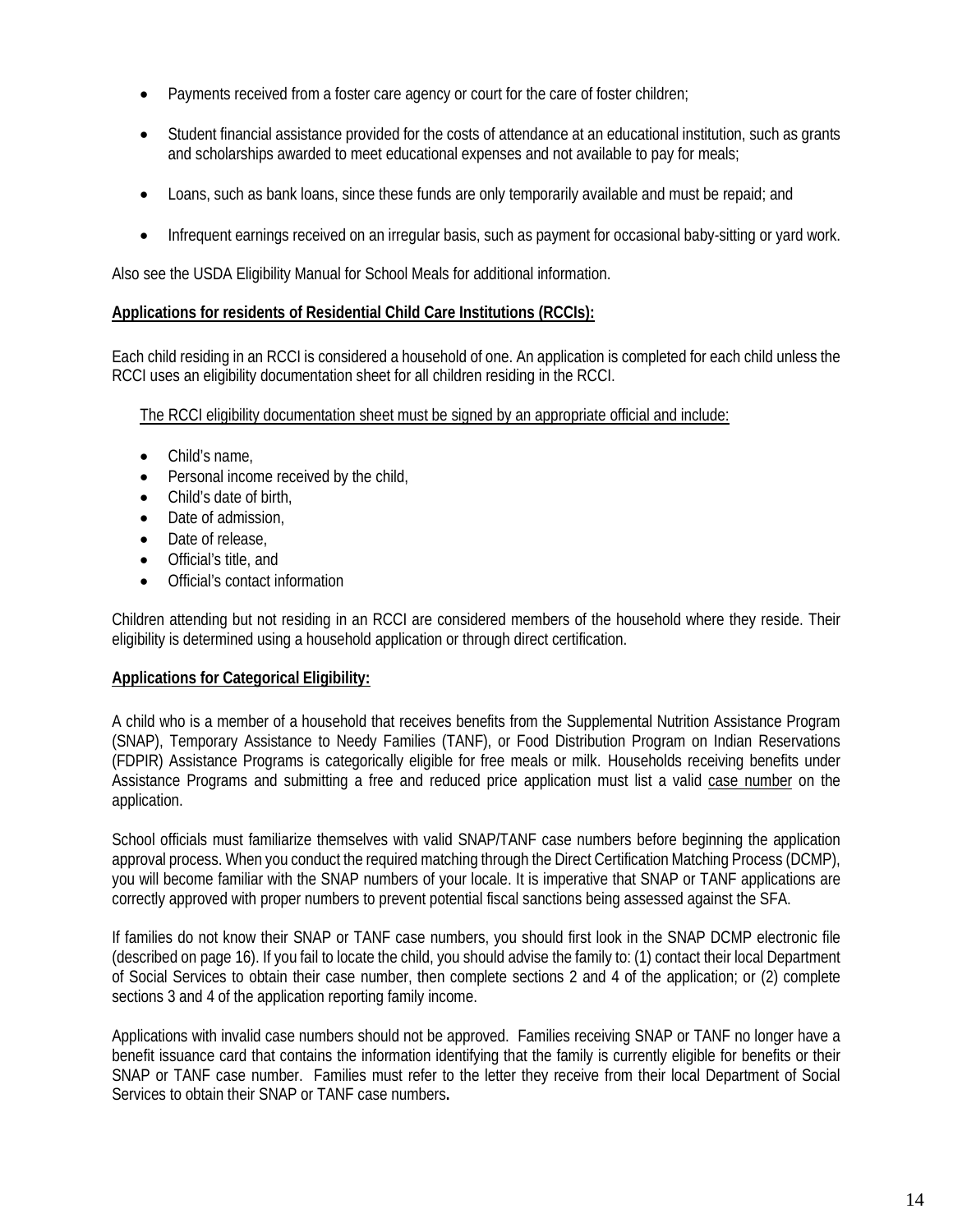- Payments received from a foster care agency or court for the care of foster children;

- Student financial assistance provided for the costs of attendance at an educational institution, such as grants and scholarships awarded to meet educational expenses and not available to pay for meals;

- Loans, such as bank loans, since these funds are only temporarily available and must be repaid; and

- Infrequent earnings received on an irregular basis, such as payment for occasional baby-sitting or yard work.

Also see the USDA Eligibility Manual for School Meals for additional information.

**Applications for residents of Residential Child Care Institutions (RCCIs):**

Each child residing in an RCCI is considered a household of one. An application is completed for each child unless the RCCI uses an eligibility documentation sheet for all children residing in the RCCI.

The RCCI eligibility documentation sheet must be signed by an appropriate official and include:

- Child's name,
- Personal income received by the child,
- Child's date of birth,
- Date of admission,
- Date of release,
- Official's title, and
- Official's contact information

Children attending but not residing in an RCCI are considered members of the household where they reside. Their eligibility is determined using a household application or through direct certification.

**Applications for Categorical Eligibility:**

A child who is a member of a household that receives benefits from the Supplemental Nutrition Assistance Program (SNAP), Temporary Assistance to Needy Families (TANF), or Food Distribution Program on Indian Reservations (FDPIR) Assistance Programs is categorically eligible for free meals or milk. Households receiving benefits under Assistance Programs and submitting a free and reduced price application must list a valid case number on the application.

School officials must familiarize themselves with valid SNAP/TANF case numbers before beginning the application approval process. When you conduct the required matching through the Direct Certification Matching Process (DCMP), you will become familiar with the SNAP numbers of your locale. It is imperative that SNAP or TANF applications are correctly approved with proper numbers to prevent potential fiscal sanctions being assessed against the SFA.

If families do not know their SNAP or TANF case numbers, you should first look in the SNAP DCMP electronic file (described on page 16). If you fail to locate the child, you should advise the family to: (1) contact their local Department of Social Services to obtain their case number, then complete sections 2 and 4 of the application; or (2) complete sections 3 and 4 of the application reporting family income.

Applications with invalid case numbers should not be approved. Families receiving SNAP or TANF no longer have a benefit issuance card that contains the information identifying that the family is currently eligible for benefits or their SNAP or TANF case number. Families must refer to the letter they receive from their local Department of Social Services to obtain their SNAP or TANF case numbers**.**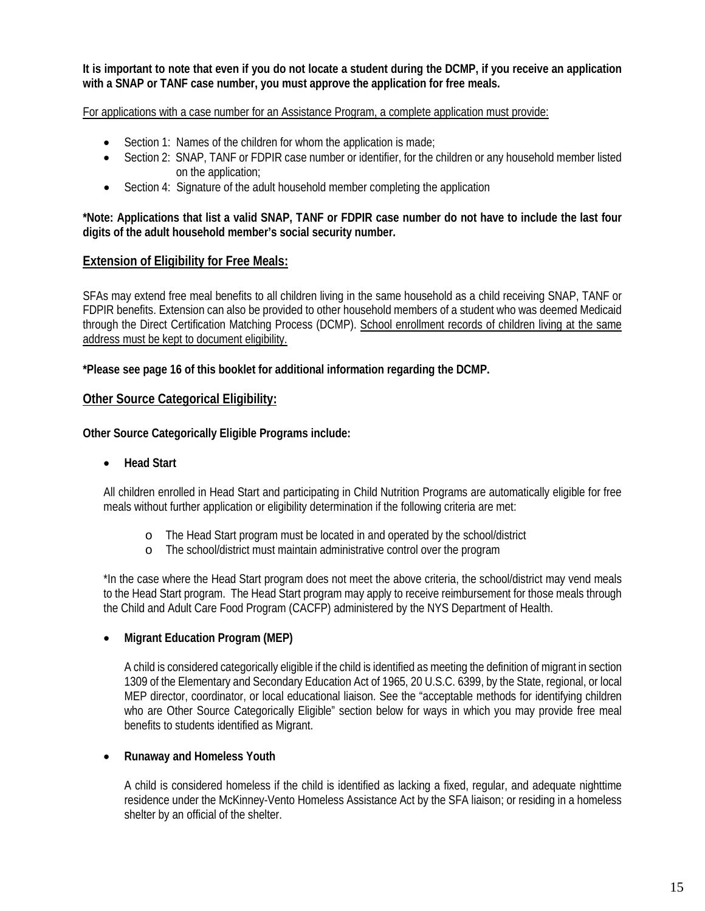**It is important to note that even if you do not locate a student during the DCMP, if you receive an application with a SNAP or TANF case number, you must approve the application for free meals.**

For applications with a case number for an Assistance Program, a complete application must provide:

- Section 1: Names of the children for whom the application is made;
- Section 2: SNAP, TANF or FDPIR case number or identifier, for the children or any household member listed on the application;
- Section 4: Signature of the adult household member completing the application

**\*Note: Applications that list a valid SNAP, TANF or FDPIR case number do not have to include the last four digits of the adult household member's social security number.**

## Extension of Eligibility for Free Meals:

SFAs may extend free meal benefits to all children living in the same household as a child receiving SNAP, TANF or FDPIR benefits. Extension can also be provided to other household members of a student who was deemed Medicaid through the Direct Certification Matching Process (DCMP). School enrollment records of children living at the same address must be kept to document eligibility.

**\*Please see page 16 of this booklet for additional information regarding the DCMP.**

## Other Source Categorical Eligibility:

**Other Source Categorically Eligible Programs include:**

- **Head Start**

  All children enrolled in Head Start and participating in Child Nutrition Programs are automatically eligible for free meals without further application or eligibility determination if the following criteria are met:

  - The Head Start program must be located in and operated by the school/district
  - The school/district must maintain administrative control over the program

  \*In the case where the Head Start program does not meet the above criteria, the school/district may vend meals to the Head Start program. The Head Start program may apply to receive reimbursement for those meals through the Child and Adult Care Food Program (CACFP) administered by the NYS Department of Health.

- **Migrant Education Program (MEP)**

  A child is considered categorically eligible if the child is identified as meeting the definition of migrant in section 1309 of the Elementary and Secondary Education Act of 1965, 20 U.S.C. 6399, by the State, regional, or local MEP director, coordinator, or local educational liaison. See the "acceptable methods for identifying children who are Other Source Categorically Eligible" section below for ways in which you may provide free meal benefits to students identified as Migrant.

- **Runaway and Homeless Youth**

  A child is considered homeless if the child is identified as lacking a fixed, regular, and adequate nighttime residence under the McKinney-Vento Homeless Assistance Act by the SFA liaison; or residing in a homeless shelter by an official of the shelter.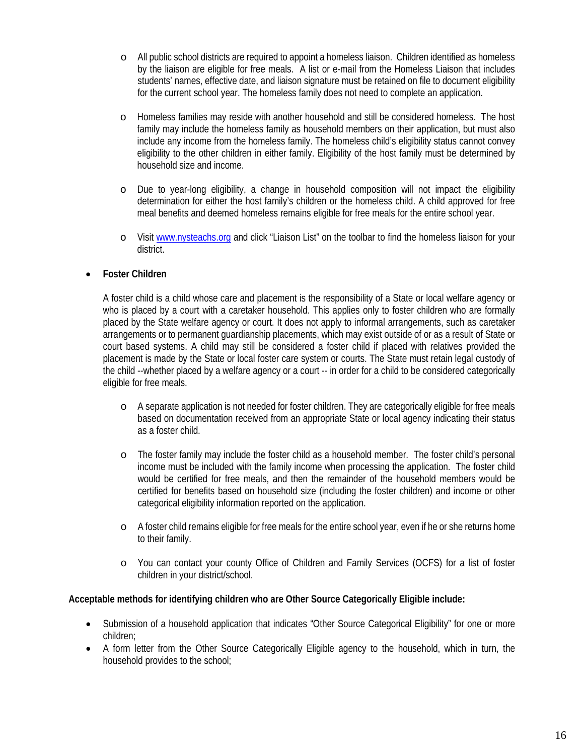- All public school districts are required to appoint a homeless liaison. Children identified as homeless by the liaison are eligible for free meals. A list or e-mail from the Homeless Liaison that includes students' names, effective date, and liaison signature must be retained on file to document eligibility for the current school year. The homeless family does not need to complete an application.

- Homeless families may reside with another household and still be considered homeless. The host family may include the homeless family as household members on their application, but must also include any income from the homeless family. The homeless child's eligibility status cannot convey eligibility to the other children in either family. Eligibility of the host family must be determined by household size and income.

- Due to year-long eligibility, a change in household composition will not impact the eligibility determination for either the host family's children or the homeless child. A child approved for free meal benefits and deemed homeless remains eligible for free meals for the entire school year.

- Visit [www.nysteachs.org](www.nysteachs.org) and click "Liaison List" on the toolbar to find the homeless liaison for your district.

- **Foster Children**

  A foster child is a child whose care and placement is the responsibility of a State or local welfare agency or who is placed by a court with a caretaker household. This applies only to foster children who are formally placed by the State welfare agency or court. It does not apply to informal arrangements, such as caretaker arrangements or to permanent guardianship placements, which may exist outside of or as a result of State or court based systems. A child may still be considered a foster child if placed with relatives provided the placement is made by the State or local foster care system or courts. The State must retain legal custody of the child --whether placed by a welfare agency or a court -- in order for a child to be considered categorically eligible for free meals.

  - A separate application is not needed for foster children. They are categorically eligible for free meals based on documentation received from an appropriate State or local agency indicating their status as a foster child.

  - The foster family may include the foster child as a household member. The foster child's personal income must be included with the family income when processing the application. The foster child would be certified for free meals, and then the remainder of the household members would be certified for benefits based on household size (including the foster children) and income or other categorical eligibility information reported on the application.

  - A foster child remains eligible for free meals for the entire school year, even if he or she returns home to their family.

  - You can contact your county Office of Children and Family Services (OCFS) for a list of foster children in your district/school.

**Acceptable methods for identifying children who are Other Source Categorically Eligible include:**

- Submission of a household application that indicates "Other Source Categorical Eligibility" for one or more children;
- A form letter from the Other Source Categorically Eligible agency to the household, which in turn, the household provides to the school;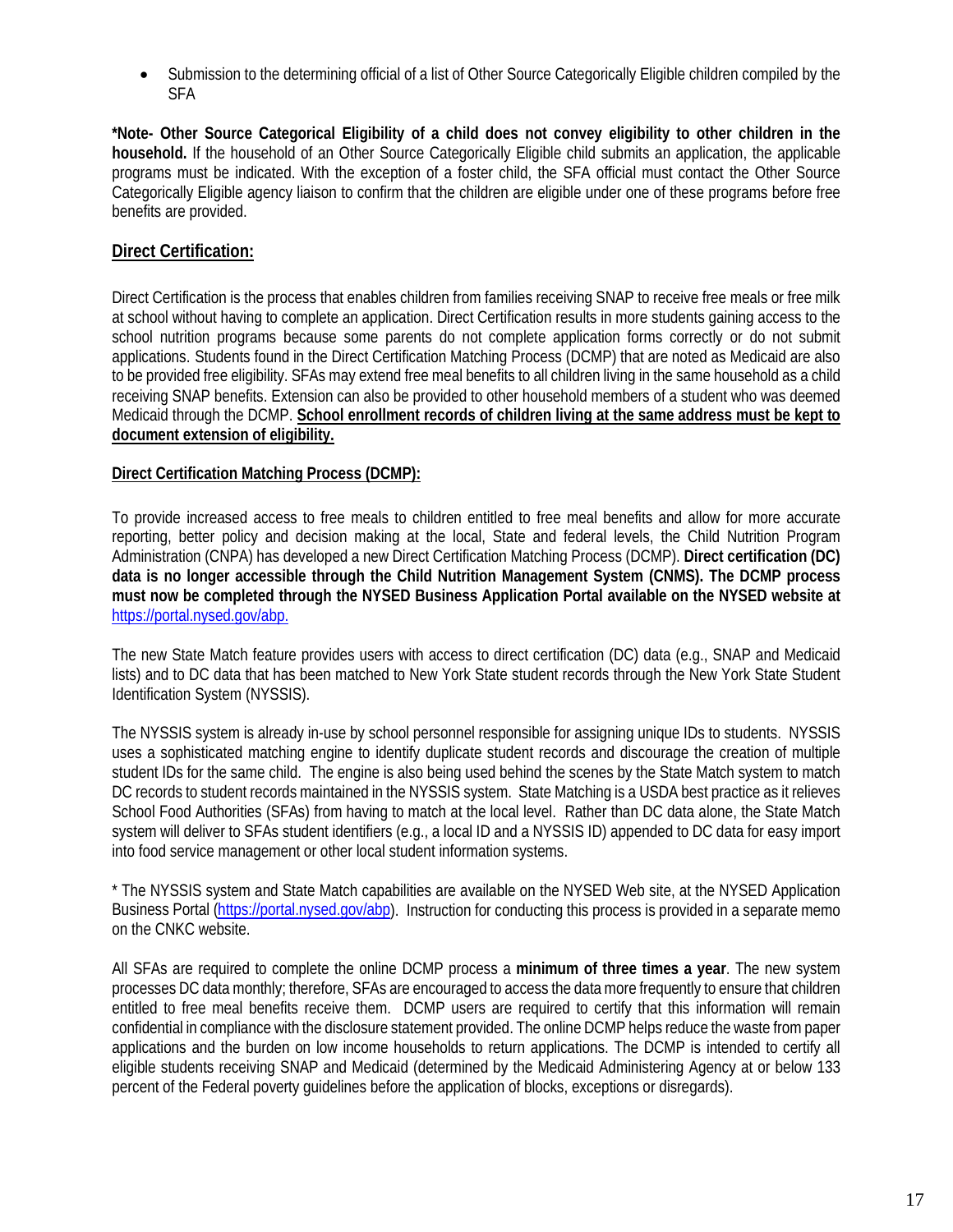- Submission to the determining official of a list of Other Source Categorically Eligible children compiled by the SFA

**\*Note- Other Source Categorical Eligibility of a child does not convey eligibility to other children in the household.** If the household of an Other Source Categorically Eligible child submits an application, the applicable programs must be indicated. With the exception of a foster child, the SFA official must contact the Other Source Categorically Eligible agency liaison to confirm that the children are eligible under one of these programs before free benefits are provided.

## Direct Certification:

Direct Certification is the process that enables children from families receiving SNAP to receive free meals or free milk at school without having to complete an application. Direct Certification results in more students gaining access to the school nutrition programs because some parents do not complete application forms correctly or do not submit applications. Students found in the Direct Certification Matching Process (DCMP) that are noted as Medicaid are also to be provided free eligibility. SFAs may extend free meal benefits to all children living in the same household as a child receiving SNAP benefits. Extension can also be provided to other household members of a student who was deemed Medicaid through the DCMP. **School enrollment records of children living at the same address must be kept to document extension of eligibility.**

### Direct Certification Matching Process (DCMP):

To provide increased access to free meals to children entitled to free meal benefits and allow for more accurate reporting, better policy and decision making at the local, State and federal levels, the Child Nutrition Program Administration (CNPA) has developed a new Direct Certification Matching Process (DCMP). **Direct certification (DC) data is no longer accessible through the Child Nutrition Management System (CNMS). The DCMP process must now be completed through the NYSED Business Application Portal available on the NYSED website at** https://portal.nysed.gov/abp.

The new State Match feature provides users with access to direct certification (DC) data (e.g., SNAP and Medicaid lists) and to DC data that has been matched to New York State student records through the New York State Student Identification System (NYSSIS).

The NYSSIS system is already in-use by school personnel responsible for assigning unique IDs to students. NYSSIS uses a sophisticated matching engine to identify duplicate student records and discourage the creation of multiple student IDs for the same child. The engine is also being used behind the scenes by the State Match system to match DC records to student records maintained in the NYSSIS system. State Matching is a USDA best practice as it relieves School Food Authorities (SFAs) from having to match at the local level. Rather than DC data alone, the State Match system will deliver to SFAs student identifiers (e.g., a local ID and a NYSSIS ID) appended to DC data for easy import into food service management or other local student information systems.

\* The NYSSIS system and State Match capabilities are available on the NYSED Web site, at the NYSED Application Business Portal (https://portal.nysed.gov/abp). Instruction for conducting this process is provided in a separate memo on the CNKC website.

All SFAs are required to complete the online DCMP process a **minimum of three times a year**. The new system processes DC data monthly; therefore, SFAs are encouraged to access the data more frequently to ensure that children entitled to free meal benefits receive them. DCMP users are required to certify that this information will remain confidential in compliance with the disclosure statement provided. The online DCMP helps reduce the waste from paper applications and the burden on low income households to return applications. The DCMP is intended to certify all eligible students receiving SNAP and Medicaid (determined by the Medicaid Administering Agency at or below 133 percent of the Federal poverty guidelines before the application of blocks, exceptions or disregards).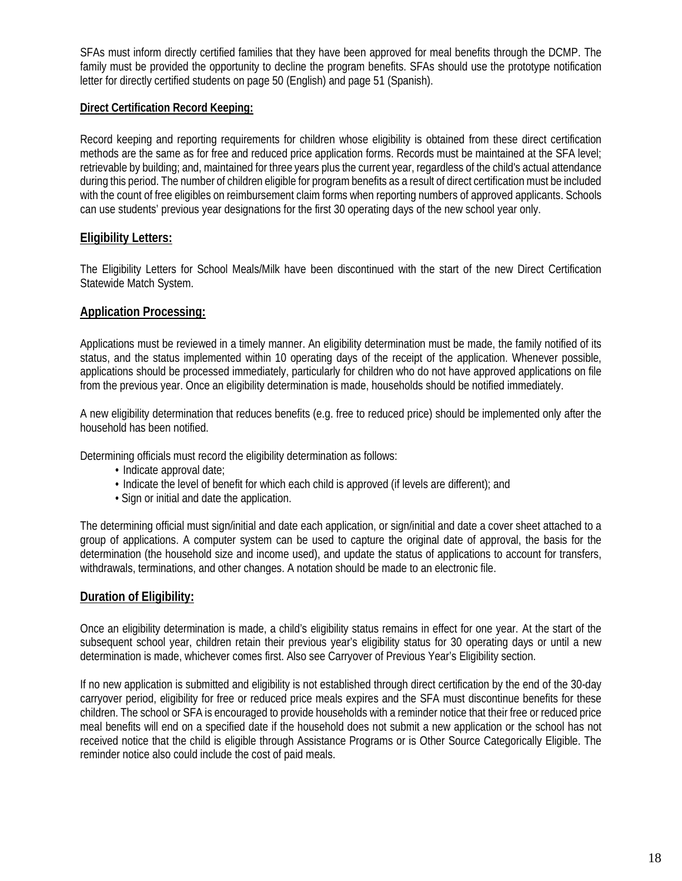SFAs must inform directly certified families that they have been approved for meal benefits through the DCMP. The family must be provided the opportunity to decline the program benefits. SFAs should use the prototype notification letter for directly certified students on page 50 (English) and page 51 (Spanish).

**Direct Certification Record Keeping:**

Record keeping and reporting requirements for children whose eligibility is obtained from these direct certification methods are the same as for free and reduced price application forms. Records must be maintained at the SFA level; retrievable by building; and, maintained for three years plus the current year, regardless of the child's actual attendance during this period. The number of children eligible for program benefits as a result of direct certification must be included with the count of free eligibles on reimbursement claim forms when reporting numbers of approved applicants. Schools can use students' previous year designations for the first 30 operating days of the new school year only.

## Eligibility Letters:

The Eligibility Letters for School Meals/Milk have been discontinued with the start of the new Direct Certification Statewide Match System.

## Application Processing:

Applications must be reviewed in a timely manner. An eligibility determination must be made, the family notified of its status, and the status implemented within 10 operating days of the receipt of the application. Whenever possible, applications should be processed immediately, particularly for children who do not have approved applications on file from the previous year. Once an eligibility determination is made, households should be notified immediately.

A new eligibility determination that reduces benefits (e.g. free to reduced price) should be implemented only after the household has been notified.

Determining officials must record the eligibility determination as follows:

- Indicate approval date;
- Indicate the level of benefit for which each child is approved (if levels are different); and
- Sign or initial and date the application.

The determining official must sign/initial and date each application, or sign/initial and date a cover sheet attached to a group of applications. A computer system can be used to capture the original date of approval, the basis for the determination (the household size and income used), and update the status of applications to account for transfers, withdrawals, terminations, and other changes. A notation should be made to an electronic file.

## Duration of Eligibility:

Once an eligibility determination is made, a child's eligibility status remains in effect for one year. At the start of the subsequent school year, children retain their previous year's eligibility status for 30 operating days or until a new determination is made, whichever comes first. Also see Carryover of Previous Year's Eligibility section.

If no new application is submitted and eligibility is not established through direct certification by the end of the 30-day carryover period, eligibility for free or reduced price meals expires and the SFA must discontinue benefits for these children. The school or SFA is encouraged to provide households with a reminder notice that their free or reduced price meal benefits will end on a specified date if the household does not submit a new application or the school has not received notice that the child is eligible through Assistance Programs or is Other Source Categorically Eligible. The reminder notice also could include the cost of paid meals.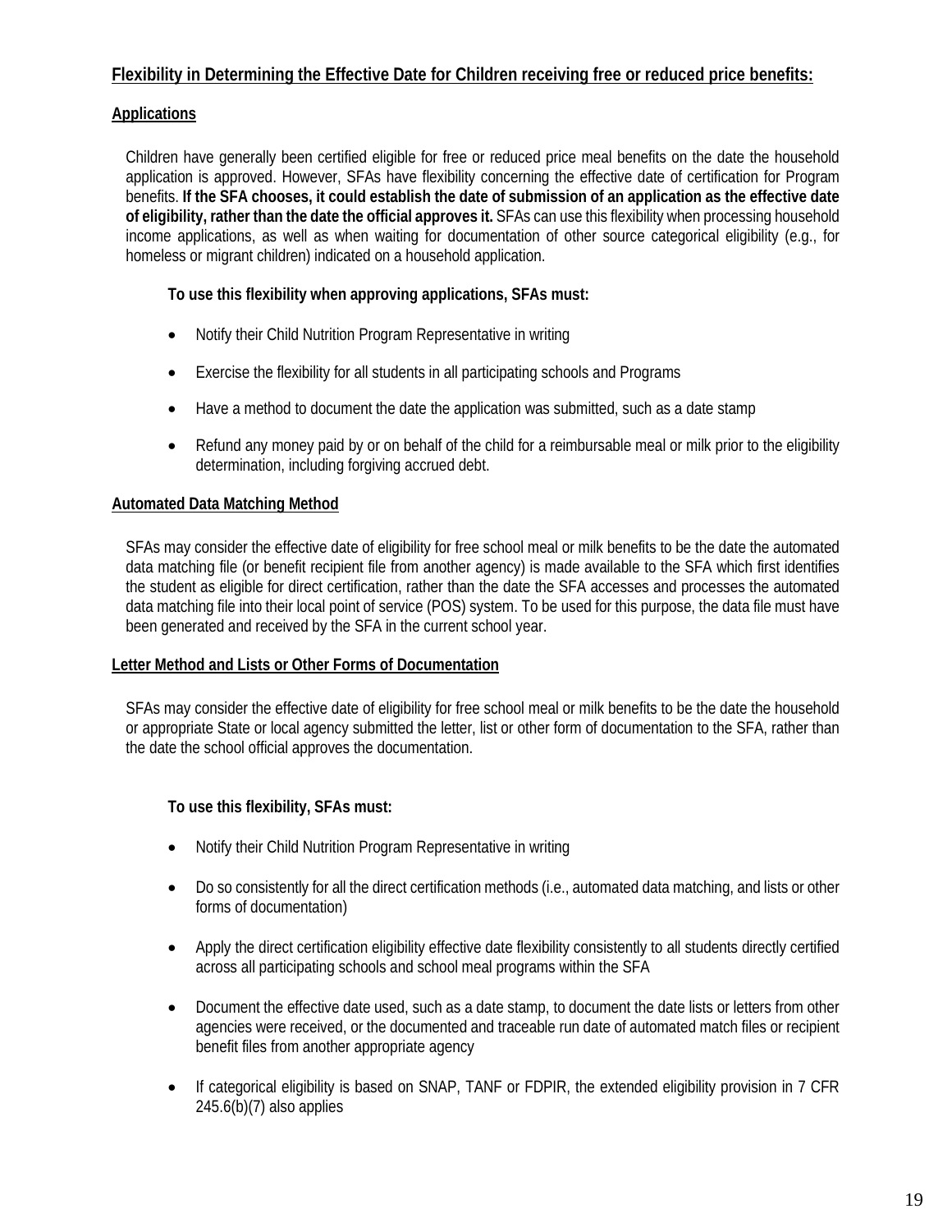## **Flexibility in Determining the Effective Date for Children receiving free or reduced price benefits:**

### **Applications**

Children have generally been certified eligible for free or reduced price meal benefits on the date the household application is approved. However, SFAs have flexibility concerning the effective date of certification for Program benefits. **If the SFA chooses, it could establish the date of submission of an application as the effective date of eligibility, rather than the date the official approves it.** SFAs can use this flexibility when processing household income applications, as well as when waiting for documentation of other source categorical eligibility (e.g., for homeless or migrant children) indicated on a household application.

**To use this flexibility when approving applications, SFAs must:**

- Notify their Child Nutrition Program Representative in writing
- Exercise the flexibility for all students in all participating schools and Programs
- Have a method to document the date the application was submitted, such as a date stamp
- Refund any money paid by or on behalf of the child for a reimbursable meal or milk prior to the eligibility determination, including forgiving accrued debt.

### **Automated Data Matching Method**

SFAs may consider the effective date of eligibility for free school meal or milk benefits to be the date the automated data matching file (or benefit recipient file from another agency) is made available to the SFA which first identifies the student as eligible for direct certification, rather than the date the SFA accesses and processes the automated data matching file into their local point of service (POS) system. To be used for this purpose, the data file must have been generated and received by the SFA in the current school year.

### **Letter Method and Lists or Other Forms of Documentation**

SFAs may consider the effective date of eligibility for free school meal or milk benefits to be the date the household or appropriate State or local agency submitted the letter, list or other form of documentation to the SFA, rather than the date the school official approves the documentation.

**To use this flexibility, SFAs must:**

- Notify their Child Nutrition Program Representative in writing
- Do so consistently for all the direct certification methods (i.e., automated data matching, and lists or other forms of documentation)
- Apply the direct certification eligibility effective date flexibility consistently to all students directly certified across all participating schools and school meal programs within the SFA
- Document the effective date used, such as a date stamp, to document the date lists or letters from other agencies were received, or the documented and traceable run date of automated match files or recipient benefit files from another appropriate agency
- If categorical eligibility is based on SNAP, TANF or FDPIR, the extended eligibility provision in 7 CFR 245.6(b)(7) also applies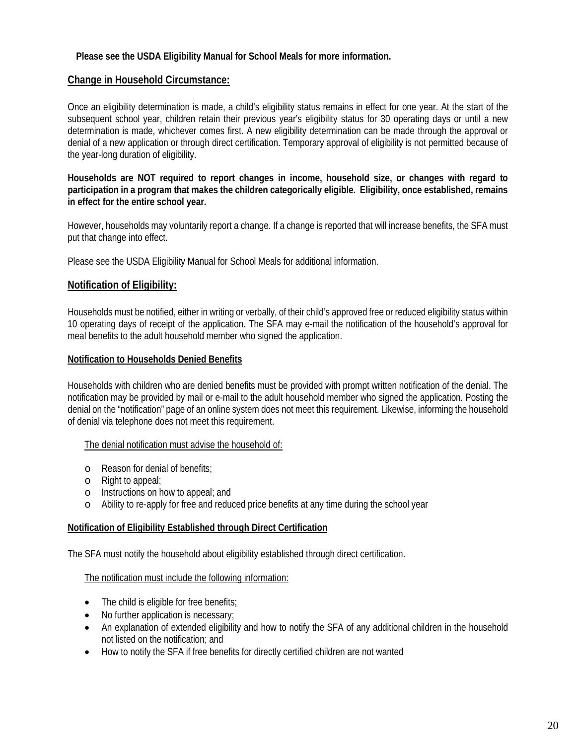**Please see the USDA Eligibility Manual for School Meals for more information.**

## Change in Household Circumstance:

Once an eligibility determination is made, a child's eligibility status remains in effect for one year. At the start of the subsequent school year, children retain their previous year's eligibility status for 30 operating days or until a new determination is made, whichever comes first. A new eligibility determination can be made through the approval or denial of a new application or through direct certification. Temporary approval of eligibility is not permitted because of the year-long duration of eligibility.

**Households are NOT required to report changes in income, household size, or changes with regard to participation in a program that makes the children categorically eligible. Eligibility, once established, remains in effect for the entire school year.**

However, households may voluntarily report a change. If a change is reported that will increase benefits, the SFA must put that change into effect.

Please see the USDA Eligibility Manual for School Meals for additional information.

## Notification of Eligibility:

Households must be notified, either in writing or verbally, of their child's approved free or reduced eligibility status within 10 operating days of receipt of the application. The SFA may e-mail the notification of the household's approval for meal benefits to the adult household member who signed the application.

### Notification to Households Denied Benefits

Households with children who are denied benefits must be provided with prompt written notification of the denial. The notification may be provided by mail or e-mail to the adult household member who signed the application. Posting the denial on the "notification" page of an online system does not meet this requirement. Likewise, informing the household of denial via telephone does not meet this requirement.

The denial notification must advise the household of:

- Reason for denial of benefits;
- Right to appeal;
- Instructions on how to appeal; and
- Ability to re-apply for free and reduced price benefits at any time during the school year

### Notification of Eligibility Established through Direct Certification

The SFA must notify the household about eligibility established through direct certification.

The notification must include the following information:

- The child is eligible for free benefits;
- No further application is necessary;
- An explanation of extended eligibility and how to notify the SFA of any additional children in the household not listed on the notification; and
- How to notify the SFA if free benefits for directly certified children are not wanted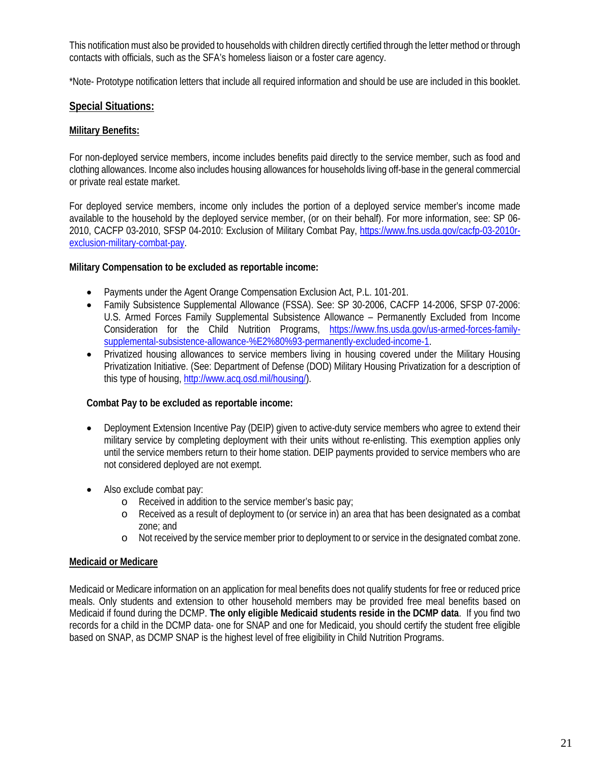This notification must also be provided to households with children directly certified through the letter method or through contacts with officials, such as the SFA's homeless liaison or a foster care agency.

*Note- Prototype notification letters that include all required information and should be use are included in this booklet.

## Special Situations:

### Military Benefits:

For non-deployed service members, income includes benefits paid directly to the service member, such as food and clothing allowances. Income also includes housing allowances for households living off-base in the general commercial or private real estate market.

For deployed service members, income only includes the portion of a deployed service member's income made available to the household by the deployed service member, (or on their behalf). For more information, see: SP 06-2010, CACFP 03-2010, SFSP 04-2010: Exclusion of Military Combat Pay, https://www.fns.usda.gov/cacfp-03-2010r-exclusion-military-combat-pay.

**Military Compensation to be excluded as reportable income:**

- Payments under the Agent Orange Compensation Exclusion Act, P.L. 101-201.
- Family Subsistence Supplemental Allowance (FSSA). See: SP 30-2006, CACFP 14-2006, SFSP 07-2006: U.S. Armed Forces Family Supplemental Subsistence Allowance – Permanently Excluded from Income Consideration for the Child Nutrition Programs, https://www.fns.usda.gov/us-armed-forces-family-supplemental-subsistence-allowance-%E2%80%93-permanently-excluded-income-1.
- Privatized housing allowances to service members living in housing covered under the Military Housing Privatization Initiative. (See: Department of Defense (DOD) Military Housing Privatization for a description of this type of housing, http://www.acq.osd.mil/housing/).

**Combat Pay to be excluded as reportable income:**

- Deployment Extension Incentive Pay (DEIP) given to active-duty service members who agree to extend their military service by completing deployment with their units without re-enlisting. This exemption applies only until the service members return to their home station. DEIP payments provided to service members who are not considered deployed are not exempt.

- Also exclude combat pay:
  - Received in addition to the service member's basic pay;
  - Received as a result of deployment to (or service in) an area that has been designated as a combat zone; and
  - Not received by the service member prior to deployment to or service in the designated combat zone.

### Medicaid or Medicare

Medicaid or Medicare information on an application for meal benefits does not qualify students for free or reduced price meals. Only students and extension to other household members may be provided free meal benefits based on Medicaid if found during the DCMP. **The only eligible Medicaid students reside in the DCMP data**. If you find two records for a child in the DCMP data- one for SNAP and one for Medicaid, you should certify the student free eligible based on SNAP, as DCMP SNAP is the highest level of free eligibility in Child Nutrition Programs.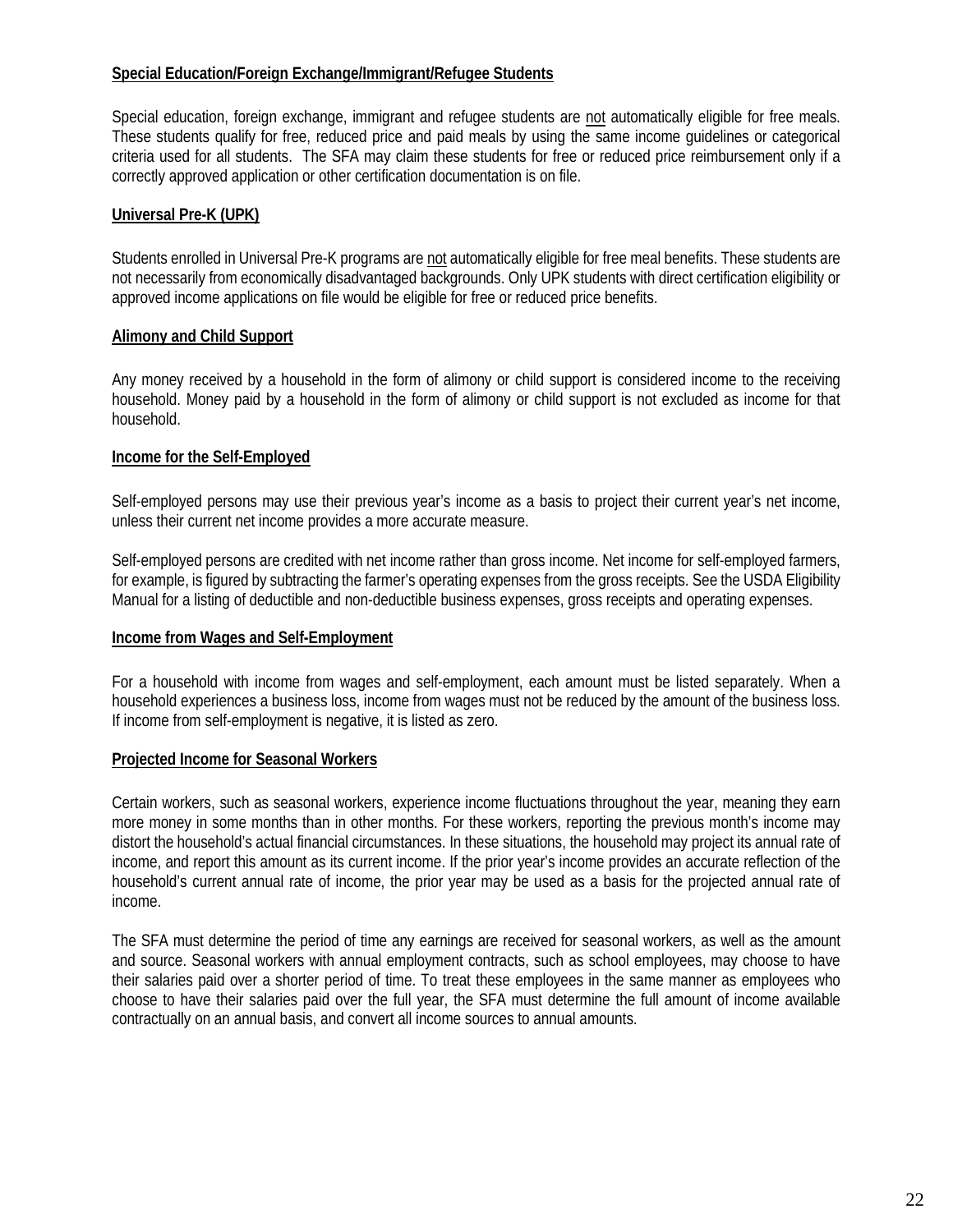**Special Education/Foreign Exchange/Immigrant/Refugee Students**

Special education, foreign exchange, immigrant and refugee students are not automatically eligible for free meals. These students qualify for free, reduced price and paid meals by using the same income guidelines or categorical criteria used for all students. The SFA may claim these students for free or reduced price reimbursement only if a correctly approved application or other certification documentation is on file.

**Universal Pre-K (UPK)**

Students enrolled in Universal Pre-K programs are not automatically eligible for free meal benefits. These students are not necessarily from economically disadvantaged backgrounds. Only UPK students with direct certification eligibility or approved income applications on file would be eligible for free or reduced price benefits.

**Alimony and Child Support**

Any money received by a household in the form of alimony or child support is considered income to the receiving household. Money paid by a household in the form of alimony or child support is not excluded as income for that household.

**Income for the Self-Employed**

Self-employed persons may use their previous year's income as a basis to project their current year's net income, unless their current net income provides a more accurate measure.

Self-employed persons are credited with net income rather than gross income. Net income for self-employed farmers, for example, is figured by subtracting the farmer's operating expenses from the gross receipts. See the USDA Eligibility Manual for a listing of deductible and non-deductible business expenses, gross receipts and operating expenses.

**Income from Wages and Self-Employment**

For a household with income from wages and self-employment, each amount must be listed separately. When a household experiences a business loss, income from wages must not be reduced by the amount of the business loss. If income from self-employment is negative, it is listed as zero.

**Projected Income for Seasonal Workers**

Certain workers, such as seasonal workers, experience income fluctuations throughout the year, meaning they earn more money in some months than in other months. For these workers, reporting the previous month's income may distort the household's actual financial circumstances. In these situations, the household may project its annual rate of income, and report this amount as its current income. If the prior year's income provides an accurate reflection of the household's current annual rate of income, the prior year may be used as a basis for the projected annual rate of income.

The SFA must determine the period of time any earnings are received for seasonal workers, as well as the amount and source. Seasonal workers with annual employment contracts, such as school employees, may choose to have their salaries paid over a shorter period of time. To treat these employees in the same manner as employees who choose to have their salaries paid over the full year, the SFA must determine the full amount of income available contractually on an annual basis, and convert all income sources to annual amounts.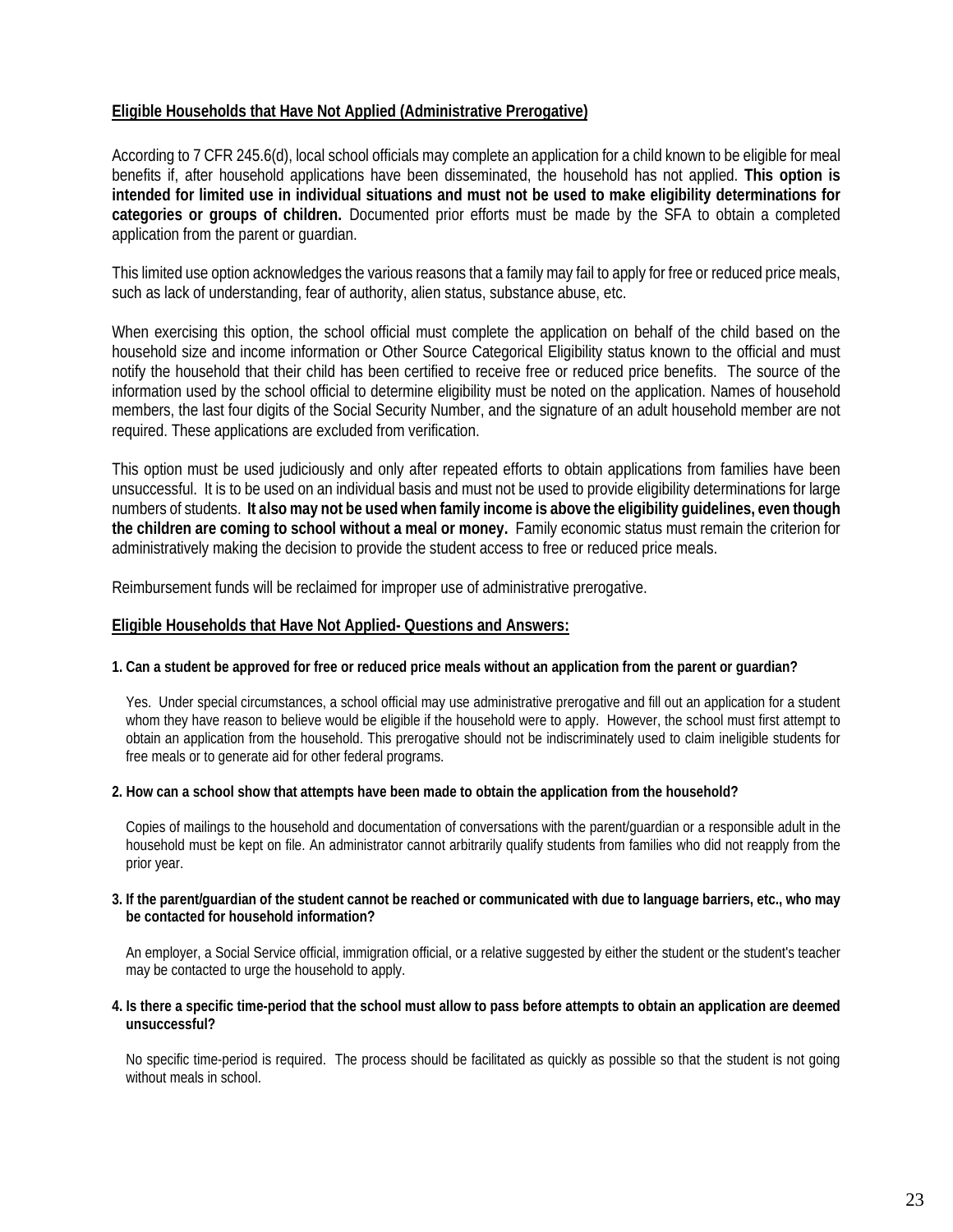**Eligible Households that Have Not Applied (Administrative Prerogative)**

According to 7 CFR 245.6(d), local school officials may complete an application for a child known to be eligible for meal benefits if, after household applications have been disseminated, the household has not applied. **This option is intended for limited use in individual situations and must not be used to make eligibility determinations for categories or groups of children.** Documented prior efforts must be made by the SFA to obtain a completed application from the parent or guardian.

This limited use option acknowledges the various reasons that a family may fail to apply for free or reduced price meals, such as lack of understanding, fear of authority, alien status, substance abuse, etc.

When exercising this option, the school official must complete the application on behalf of the child based on the household size and income information or Other Source Categorical Eligibility status known to the official and must notify the household that their child has been certified to receive free or reduced price benefits. The source of the information used by the school official to determine eligibility must be noted on the application. Names of household members, the last four digits of the Social Security Number, and the signature of an adult household member are not required. These applications are excluded from verification.

This option must be used judiciously and only after repeated efforts to obtain applications from families have been unsuccessful. It is to be used on an individual basis and must not be used to provide eligibility determinations for large numbers of students. **It also may not be used when family income is above the eligibility guidelines, even though the children are coming to school without a meal or money.** Family economic status must remain the criterion for administratively making the decision to provide the student access to free or reduced price meals.

Reimbursement funds will be reclaimed for improper use of administrative prerogative.

**Eligible Households that Have Not Applied- Questions and Answers:**

**1. Can a student be approved for free or reduced price meals without an application from the parent or guardian?**

Yes. Under special circumstances, a school official may use administrative prerogative and fill out an application for a student whom they have reason to believe would be eligible if the household were to apply. However, the school must first attempt to obtain an application from the household. This prerogative should not be indiscriminately used to claim ineligible students for free meals or to generate aid for other federal programs.

**2. How can a school show that attempts have been made to obtain the application from the household?**

Copies of mailings to the household and documentation of conversations with the parent/guardian or a responsible adult in the household must be kept on file. An administrator cannot arbitrarily qualify students from families who did not reapply from the prior year.

**3. If the parent/guardian of the student cannot be reached or communicated with due to language barriers, etc., who may be contacted for household information?**

An employer, a Social Service official, immigration official, or a relative suggested by either the student or the student's teacher may be contacted to urge the household to apply.

**4. Is there a specific time-period that the school must allow to pass before attempts to obtain an application are deemed unsuccessful?**

No specific time-period is required. The process should be facilitated as quickly as possible so that the student is not going without meals in school.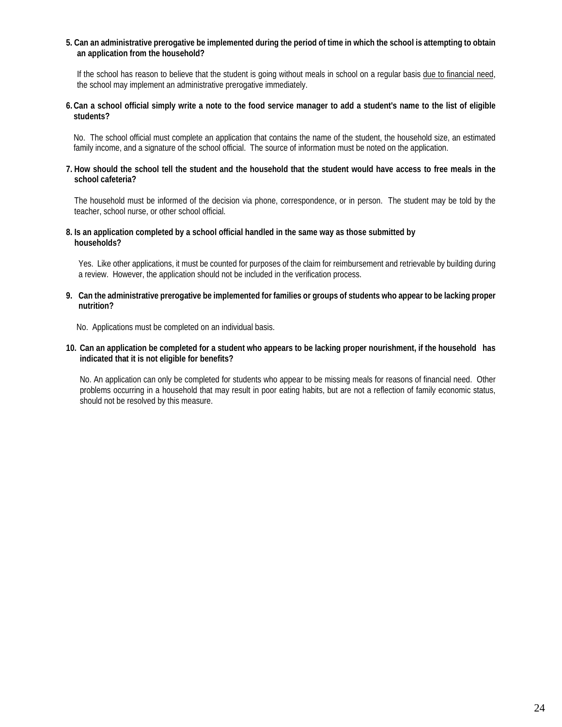**5. Can an administrative prerogative be implemented during the period of time in which the school is attempting to obtain an application from the household?**

If the school has reason to believe that the student is going without meals in school on a regular basis <u>due to financial need</u>, the school may implement an administrative prerogative immediately.

**6. Can a school official simply write a note to the food service manager to add a student's name to the list of eligible students?**

No. The school official must complete an application that contains the name of the student, the household size, an estimated family income, and a signature of the school official. The source of information must be noted on the application.

**7. How should the school tell the student and the household that the student would have access to free meals in the school cafeteria?**

The household must be informed of the decision via phone, correspondence, or in person. The student may be told by the teacher, school nurse, or other school official.

**8. Is an application completed by a school official handled in the same way as those submitted by households?**

Yes. Like other applications, it must be counted for purposes of the claim for reimbursement and retrievable by building during a review. However, the application should not be included in the verification process.

**9. Can the administrative prerogative be implemented for families or groups of students who appear to be lacking proper nutrition?**

No. Applications must be completed on an individual basis.

**10. Can an application be completed for a student who appears to be lacking proper nourishment, if the household has indicated that it is not eligible for benefits?**

No. An application can only be completed for students who appear to be missing meals for reasons of financial need. Other problems occurring in a household that may result in poor eating habits, but are not a reflection of family economic status, should not be resolved by this measure.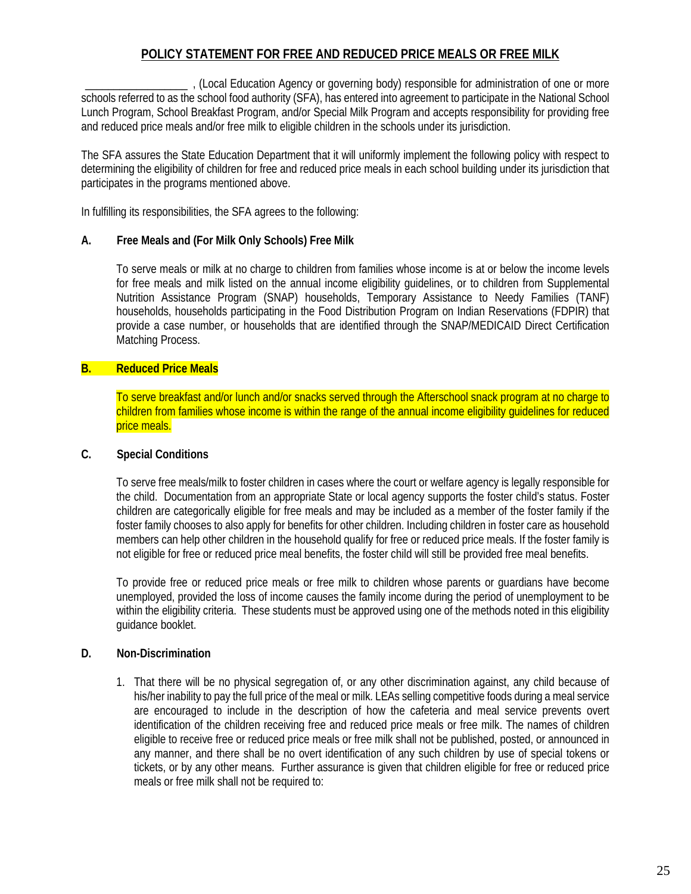# POLICY STATEMENT FOR FREE AND REDUCED PRICE MEALS OR FREE MILK

__________________ , (Local Education Agency or governing body) responsible for administration of one or more schools referred to as the school food authority (SFA), has entered into agreement to participate in the National School Lunch Program, School Breakfast Program, and/or Special Milk Program and accepts responsibility for providing free and reduced price meals and/or free milk to eligible children in the schools under its jurisdiction.

The SFA assures the State Education Department that it will uniformly implement the following policy with respect to determining the eligibility of children for free and reduced price meals in each school building under its jurisdiction that participates in the programs mentioned above.

In fulfilling its responsibilities, the SFA agrees to the following:

**A. Free Meals and (For Milk Only Schools) Free Milk**

To serve meals or milk at no charge to children from families whose income is at or below the income levels for free meals and milk listed on the annual income eligibility guidelines, or to children from Supplemental Nutrition Assistance Program (SNAP) households, Temporary Assistance to Needy Families (TANF) households, households participating in the Food Distribution Program on Indian Reservations (FDPIR) that provide a case number, or households that are identified through the SNAP/MEDICAID Direct Certification Matching Process.

**B. Reduced Price Meals**

To serve breakfast and/or lunch and/or snacks served through the Afterschool snack program at no charge to children from families whose income is within the range of the annual income eligibility guidelines for reduced price meals.

**C. Special Conditions**

To serve free meals/milk to foster children in cases where the court or welfare agency is legally responsible for the child. Documentation from an appropriate State or local agency supports the foster child's status. Foster children are categorically eligible for free meals and may be included as a member of the foster family if the foster family chooses to also apply for benefits for other children. Including children in foster care as household members can help other children in the household qualify for free or reduced price meals. If the foster family is not eligible for free or reduced price meal benefits, the foster child will still be provided free meal benefits.

To provide free or reduced price meals or free milk to children whose parents or guardians have become unemployed, provided the loss of income causes the family income during the period of unemployment to be within the eligibility criteria. These students must be approved using one of the methods noted in this eligibility guidance booklet.

**D. Non-Discrimination**

1. That there will be no physical segregation of, or any other discrimination against, any child because of his/her inability to pay the full price of the meal or milk. LEAs selling competitive foods during a meal service are encouraged to include in the description of how the cafeteria and meal service prevents overt identification of the children receiving free and reduced price meals or free milk. The names of children eligible to receive free or reduced price meals or free milk shall not be published, posted, or announced in any manner, and there shall be no overt identification of any such children by use of special tokens or tickets, or by any other means. Further assurance is given that children eligible for free or reduced price meals or free milk shall not be required to: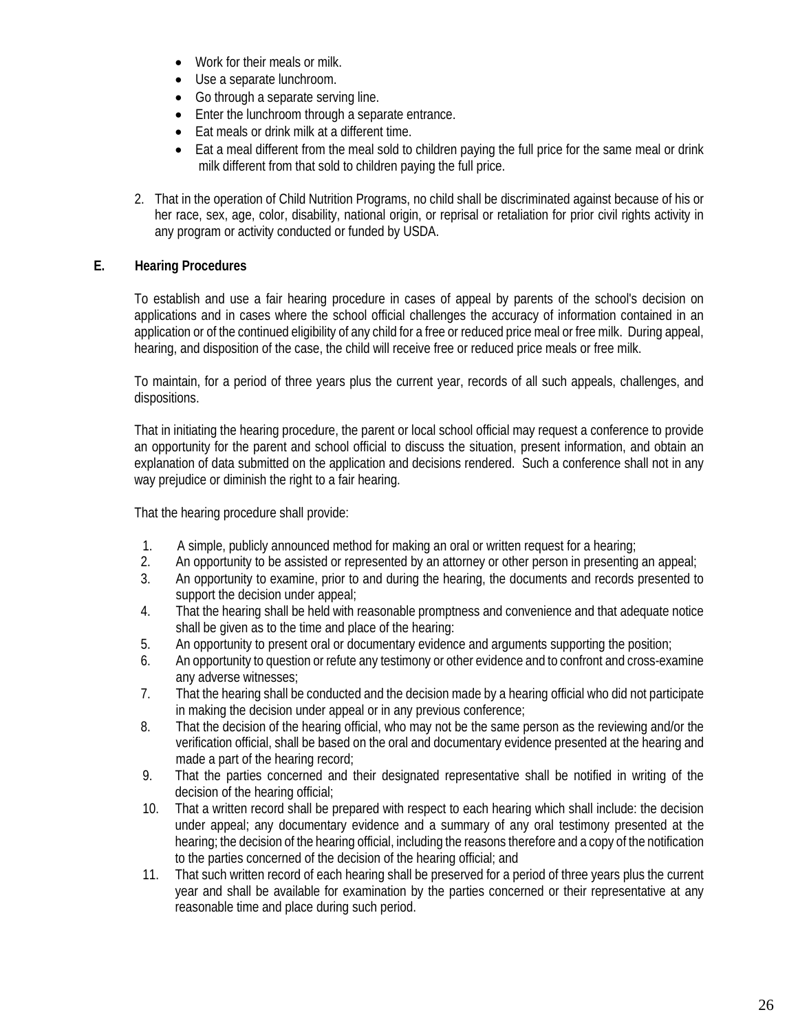- Work for their meals or milk.
- Use a separate lunchroom.
- Go through a separate serving line.
- Enter the lunchroom through a separate entrance.
- Eat meals or drink milk at a different time.
- Eat a meal different from the meal sold to children paying the full price for the same meal or drink milk different from that sold to children paying the full price.

2. That in the operation of Child Nutrition Programs, no child shall be discriminated against because of his or her race, sex, age, color, disability, national origin, or reprisal or retaliation for prior civil rights activity in any program or activity conducted or funded by USDA.

**E. Hearing Procedures**

To establish and use a fair hearing procedure in cases of appeal by parents of the school's decision on applications and in cases where the school official challenges the accuracy of information contained in an application or of the continued eligibility of any child for a free or reduced price meal or free milk. During appeal, hearing, and disposition of the case, the child will receive free or reduced price meals or free milk.

To maintain, for a period of three years plus the current year, records of all such appeals, challenges, and dispositions.

That in initiating the hearing procedure, the parent or local school official may request a conference to provide an opportunity for the parent and school official to discuss the situation, present information, and obtain an explanation of data submitted on the application and decisions rendered. Such a conference shall not in any way prejudice or diminish the right to a fair hearing.

That the hearing procedure shall provide:

1. A simple, publicly announced method for making an oral or written request for a hearing;
2. An opportunity to be assisted or represented by an attorney or other person in presenting an appeal;
3. An opportunity to examine, prior to and during the hearing, the documents and records presented to support the decision under appeal;
4. That the hearing shall be held with reasonable promptness and convenience and that adequate notice shall be given as to the time and place of the hearing:
5. An opportunity to present oral or documentary evidence and arguments supporting the position;
6. An opportunity to question or refute any testimony or other evidence and to confront and cross-examine any adverse witnesses;
7. That the hearing shall be conducted and the decision made by a hearing official who did not participate in making the decision under appeal or in any previous conference;
8. That the decision of the hearing official, who may not be the same person as the reviewing and/or the verification official, shall be based on the oral and documentary evidence presented at the hearing and made a part of the hearing record;
9. That the parties concerned and their designated representative shall be notified in writing of the decision of the hearing official;
10. That a written record shall be prepared with respect to each hearing which shall include: the decision under appeal; any documentary evidence and a summary of any oral testimony presented at the hearing; the decision of the hearing official, including the reasons therefore and a copy of the notification to the parties concerned of the decision of the hearing official; and
11. That such written record of each hearing shall be preserved for a period of three years plus the current year and shall be available for examination by the parties concerned or their representative at any reasonable time and place during such period.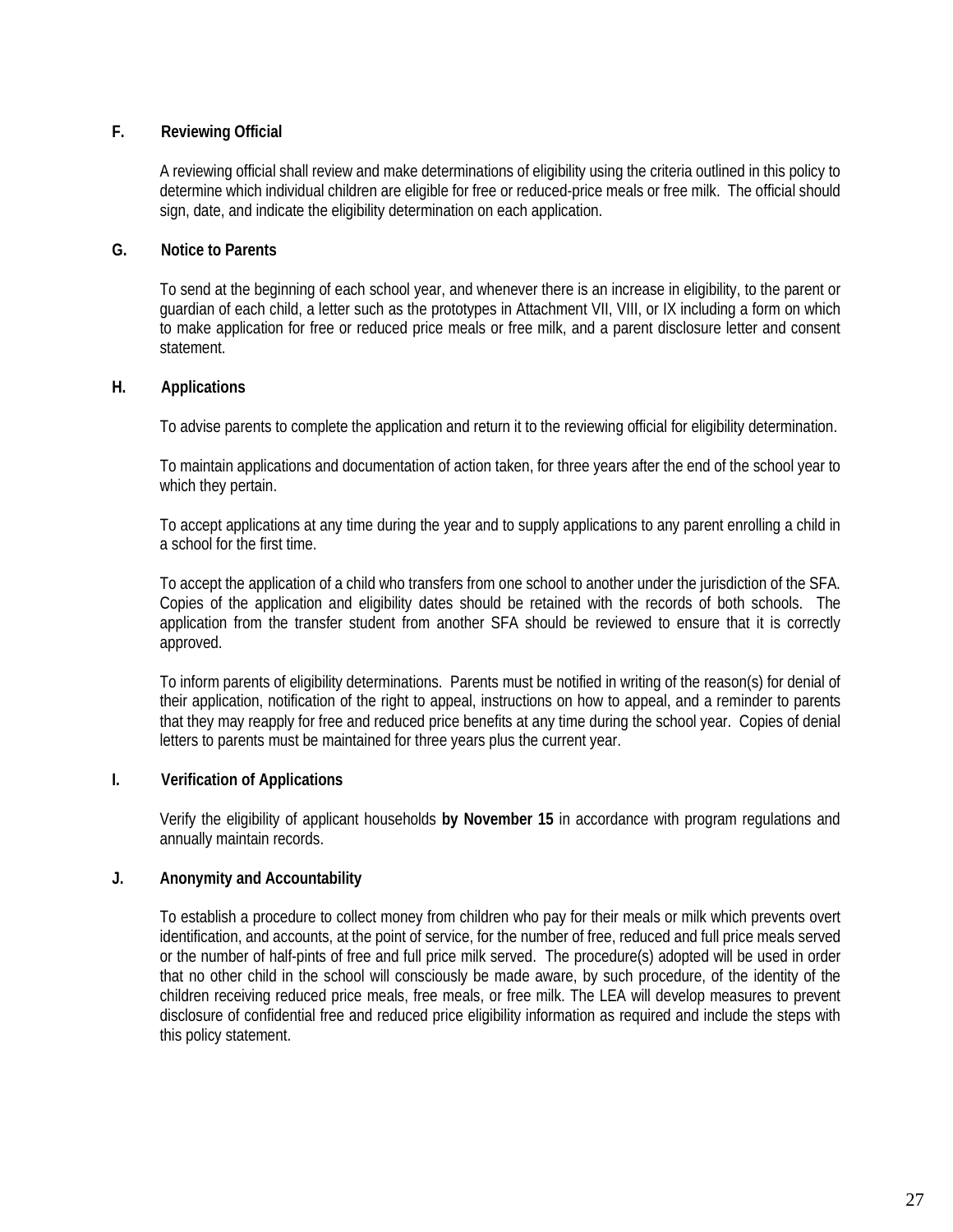### F. Reviewing Official

A reviewing official shall review and make determinations of eligibility using the criteria outlined in this policy to determine which individual children are eligible for free or reduced-price meals or free milk. The official should sign, date, and indicate the eligibility determination on each application.

### G. Notice to Parents

To send at the beginning of each school year, and whenever there is an increase in eligibility, to the parent or guardian of each child, a letter such as the prototypes in Attachment VII, VIII, or IX including a form on which to make application for free or reduced price meals or free milk, and a parent disclosure letter and consent statement.

### H. Applications

To advise parents to complete the application and return it to the reviewing official for eligibility determination.

To maintain applications and documentation of action taken, for three years after the end of the school year to which they pertain.

To accept applications at any time during the year and to supply applications to any parent enrolling a child in a school for the first time.

To accept the application of a child who transfers from one school to another under the jurisdiction of the SFA. Copies of the application and eligibility dates should be retained with the records of both schools. The application from the transfer student from another SFA should be reviewed to ensure that it is correctly approved.

To inform parents of eligibility determinations. Parents must be notified in writing of the reason(s) for denial of their application, notification of the right to appeal, instructions on how to appeal, and a reminder to parents that they may reapply for free and reduced price benefits at any time during the school year. Copies of denial letters to parents must be maintained for three years plus the current year.

### I. Verification of Applications

Verify the eligibility of applicant households **by November 15** in accordance with program regulations and annually maintain records.

### J. Anonymity and Accountability

To establish a procedure to collect money from children who pay for their meals or milk which prevents overt identification, and accounts, at the point of service, for the number of free, reduced and full price meals served or the number of half-pints of free and full price milk served. The procedure(s) adopted will be used in order that no other child in the school will consciously be made aware, by such procedure, of the identity of the children receiving reduced price meals, free meals, or free milk. The LEA will develop measures to prevent disclosure of confidential free and reduced price eligibility information as required and include the steps with this policy statement.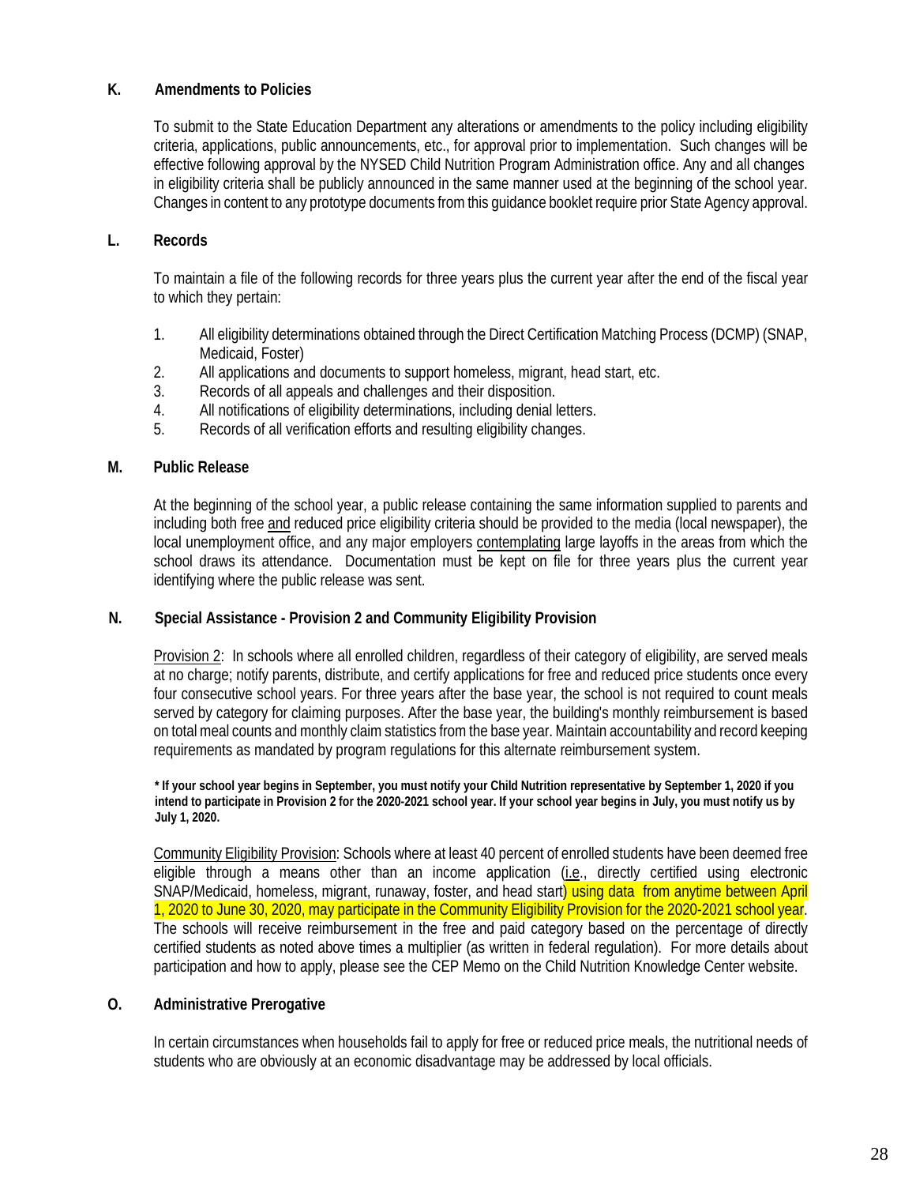**K. Amendments to Policies**

To submit to the State Education Department any alterations or amendments to the policy including eligibility criteria, applications, public announcements, etc., for approval prior to implementation. Such changes will be effective following approval by the NYSED Child Nutrition Program Administration office. Any and all changes in eligibility criteria shall be publicly announced in the same manner used at the beginning of the school year. Changes in content to any prototype documents from this guidance booklet require prior State Agency approval.

**L. Records**

To maintain a file of the following records for three years plus the current year after the end of the fiscal year to which they pertain:

1. All eligibility determinations obtained through the Direct Certification Matching Process (DCMP) (SNAP, Medicaid, Foster)
2. All applications and documents to support homeless, migrant, head start, etc.
3. Records of all appeals and challenges and their disposition.
4. All notifications of eligibility determinations, including denial letters.
5. Records of all verification efforts and resulting eligibility changes.

**M. Public Release**

At the beginning of the school year, a public release containing the same information supplied to parents and including both free and reduced price eligibility criteria should be provided to the media (local newspaper), the local unemployment office, and any major employers contemplating large layoffs in the areas from which the school draws its attendance. Documentation must be kept on file for three years plus the current year identifying where the public release was sent.

**N. Special Assistance - Provision 2 and Community Eligibility Provision**

Provision 2: In schools where all enrolled children, regardless of their category of eligibility, are served meals at no charge; notify parents, distribute, and certify applications for free and reduced price students once every four consecutive school years. For three years after the base year, the school is not required to count meals served by category for claiming purposes. After the base year, the building's monthly reimbursement is based on total meal counts and monthly claim statistics from the base year. Maintain accountability and record keeping requirements as mandated by program regulations for this alternate reimbursement system.

**\* If your school year begins in September, you must notify your Child Nutrition representative by September 1, 2020 if you intend to participate in Provision 2 for the 2020-2021 school year. If your school year begins in July, you must notify us by July 1, 2020.**

Community Eligibility Provision: Schools where at least 40 percent of enrolled students have been deemed free eligible through a means other than an income application (i.e., directly certified using electronic SNAP/Medicaid, homeless, migrant, runaway, foster, and head start) using data from anytime between April 1, 2020 to June 30, 2020, may participate in the Community Eligibility Provision for the 2020-2021 school year. The schools will receive reimbursement in the free and paid category based on the percentage of directly certified students as noted above times a multiplier (as written in federal regulation). For more details about participation and how to apply, please see the CEP Memo on the Child Nutrition Knowledge Center website.

**O. Administrative Prerogative**

In certain circumstances when households fail to apply for free or reduced price meals, the nutritional needs of students who are obviously at an economic disadvantage may be addressed by local officials.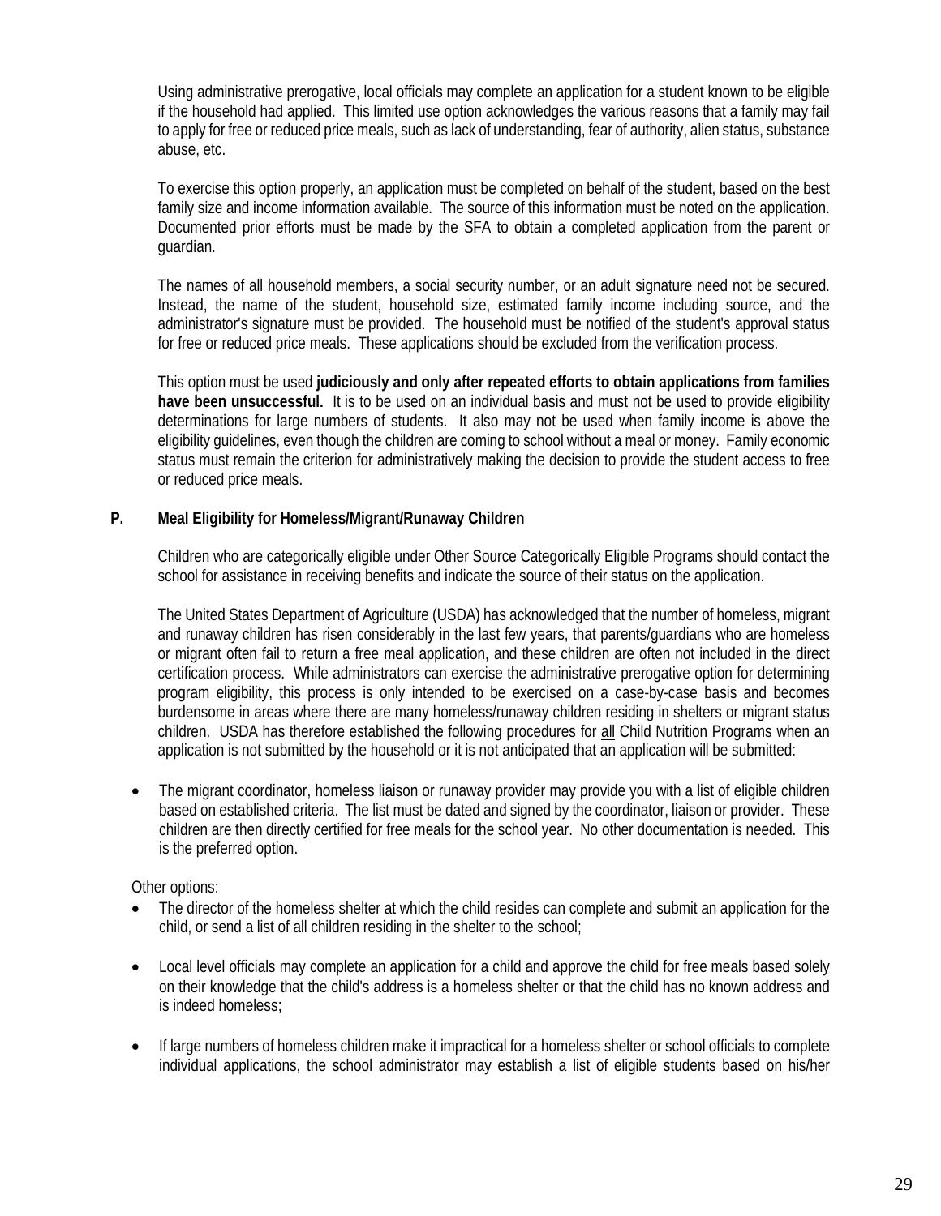Using administrative prerogative, local officials may complete an application for a student known to be eligible if the household had applied. This limited use option acknowledges the various reasons that a family may fail to apply for free or reduced price meals, such as lack of understanding, fear of authority, alien status, substance abuse, etc.

To exercise this option properly, an application must be completed on behalf of the student, based on the best family size and income information available. The source of this information must be noted on the application. Documented prior efforts must be made by the SFA to obtain a completed application from the parent or guardian.

The names of all household members, a social security number, or an adult signature need not be secured. Instead, the name of the student, household size, estimated family income including source, and the administrator's signature must be provided. The household must be notified of the student's approval status for free or reduced price meals. These applications should be excluded from the verification process.

This option must be used **judiciously and only after repeated efforts to obtain applications from families have been unsuccessful.** It is to be used on an individual basis and must not be used to provide eligibility determinations for large numbers of students. It also may not be used when family income is above the eligibility guidelines, even though the children are coming to school without a meal or money. Family economic status must remain the criterion for administratively making the decision to provide the student access to free or reduced price meals.

## P. Meal Eligibility for Homeless/Migrant/Runaway Children

Children who are categorically eligible under Other Source Categorically Eligible Programs should contact the school for assistance in receiving benefits and indicate the source of their status on the application.

The United States Department of Agriculture (USDA) has acknowledged that the number of homeless, migrant and runaway children has risen considerably in the last few years, that parents/guardians who are homeless or migrant often fail to return a free meal application, and these children are often not included in the direct certification process. While administrators can exercise the administrative prerogative option for determining program eligibility, this process is only intended to be exercised on a case-by-case basis and becomes burdensome in areas where there are many homeless/runaway children residing in shelters or migrant status children. USDA has therefore established the following procedures for <u>all</u> Child Nutrition Programs when an application is not submitted by the household or it is not anticipated that an application will be submitted:

- The migrant coordinator, homeless liaison or runaway provider may provide you with a list of eligible children based on established criteria. The list must be dated and signed by the coordinator, liaison or provider. These children are then directly certified for free meals for the school year. No other documentation is needed. This is the preferred option.

Other options:

- The director of the homeless shelter at which the child resides can complete and submit an application for the child, or send a list of all children residing in the shelter to the school;
- Local level officials may complete an application for a child and approve the child for free meals based solely on their knowledge that the child's address is a homeless shelter or that the child has no known address and is indeed homeless;
- If large numbers of homeless children make it impractical for a homeless shelter or school officials to complete individual applications, the school administrator may establish a list of eligible students based on his/her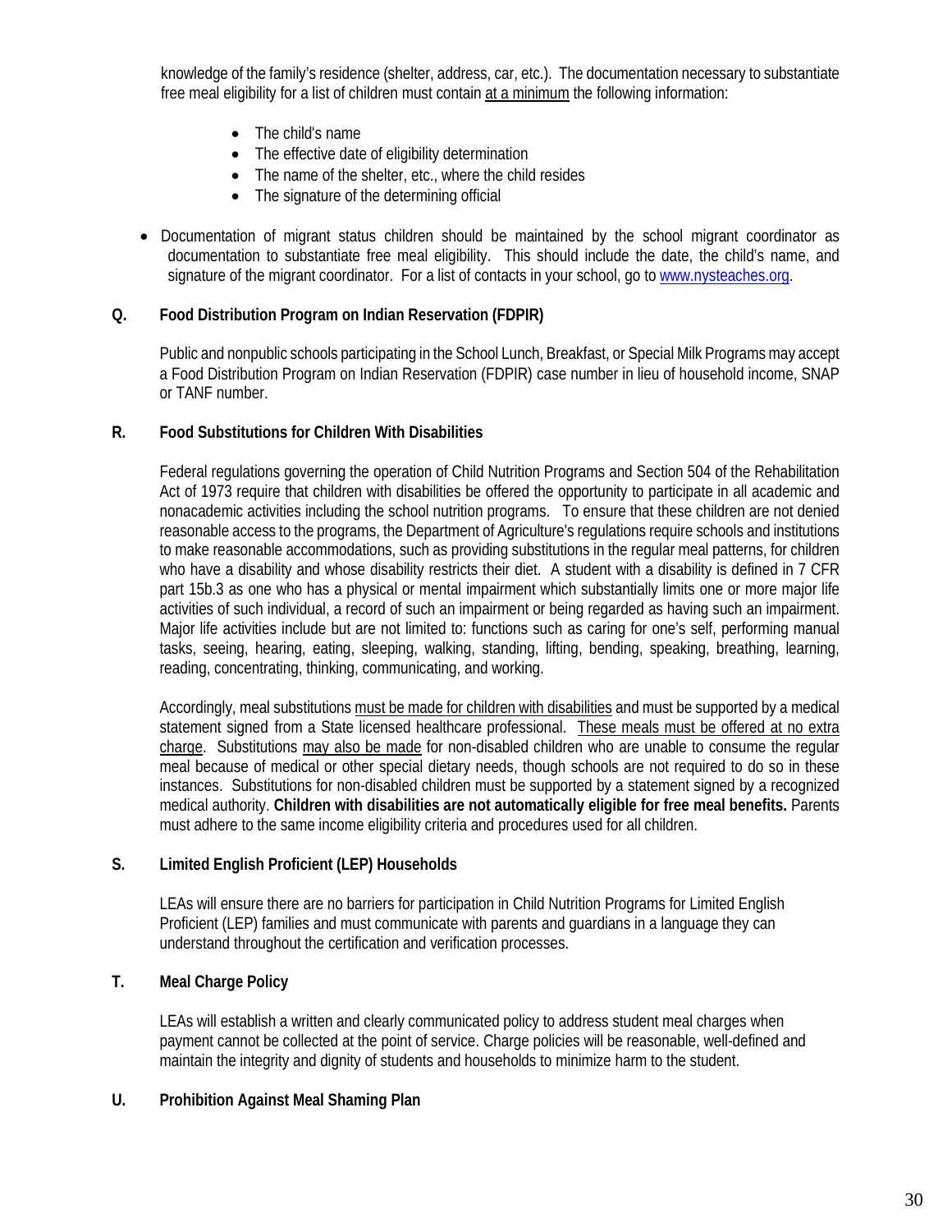knowledge of the family's residence (shelter, address, car, etc.). The documentation necessary to substantiate free meal eligibility for a list of children must contain at a minimum the following information:

- The child's name
- The effective date of eligibility determination
- The name of the shelter, etc., where the child resides
- The signature of the determining official

- Documentation of migrant status children should be maintained by the school migrant coordinator as documentation to substantiate free meal eligibility. This should include the date, the child's name, and signature of the migrant coordinator. For a list of contacts in your school, go to www.nysteaches.org.

### Q. Food Distribution Program on Indian Reservation (FDPIR)

Public and nonpublic schools participating in the School Lunch, Breakfast, or Special Milk Programs may accept a Food Distribution Program on Indian Reservation (FDPIR) case number in lieu of household income, SNAP or TANF number.

### R. Food Substitutions for Children With Disabilities

Federal regulations governing the operation of Child Nutrition Programs and Section 504 of the Rehabilitation Act of 1973 require that children with disabilities be offered the opportunity to participate in all academic and nonacademic activities including the school nutrition programs. To ensure that these children are not denied reasonable access to the programs, the Department of Agriculture's regulations require schools and institutions to make reasonable accommodations, such as providing substitutions in the regular meal patterns, for children who have a disability and whose disability restricts their diet. A student with a disability is defined in 7 CFR part 15b.3 as one who has a physical or mental impairment which substantially limits one or more major life activities of such individual, a record of such an impairment or being regarded as having such an impairment. Major life activities include but are not limited to: functions such as caring for one's self, performing manual tasks, seeing, hearing, eating, sleeping, walking, standing, lifting, bending, speaking, breathing, learning, reading, concentrating, thinking, communicating, and working.

Accordingly, meal substitutions must be made for children with disabilities and must be supported by a medical statement signed from a State licensed healthcare professional. These meals must be offered at no extra charge. Substitutions may also be made for non-disabled children who are unable to consume the regular meal because of medical or other special dietary needs, though schools are not required to do so in these instances. Substitutions for non-disabled children must be supported by a statement signed by a recognized medical authority. **Children with disabilities are not automatically eligible for free meal benefits.** Parents must adhere to the same income eligibility criteria and procedures used for all children.

### S. Limited English Proficient (LEP) Households

LEAs will ensure there are no barriers for participation in Child Nutrition Programs for Limited English Proficient (LEP) families and must communicate with parents and guardians in a language they can understand throughout the certification and verification processes.

### T. Meal Charge Policy

LEAs will establish a written and clearly communicated policy to address student meal charges when payment cannot be collected at the point of service. Charge policies will be reasonable, well-defined and maintain the integrity and dignity of students and households to minimize harm to the student.

### U. Prohibition Against Meal Shaming Plan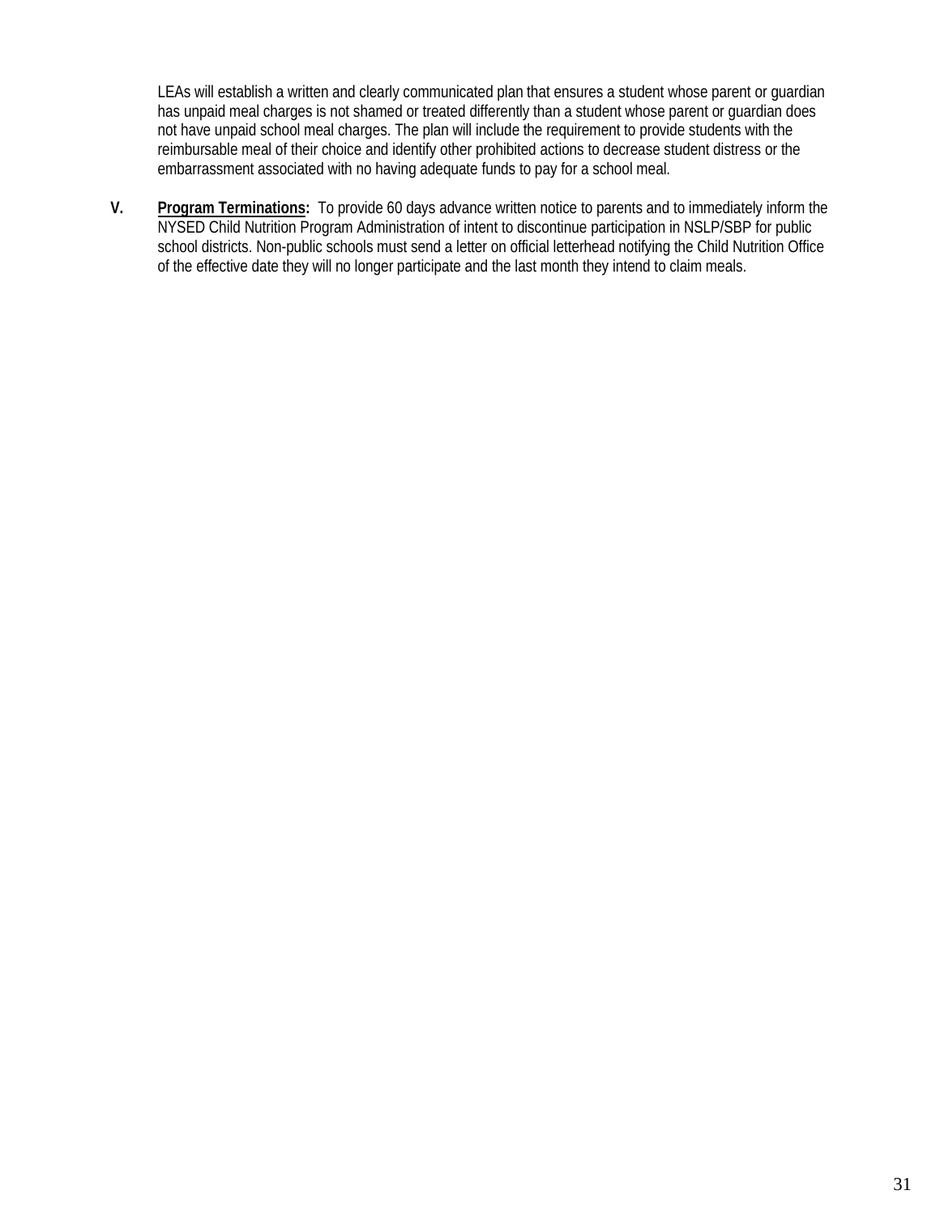LEAs will establish a written and clearly communicated plan that ensures a student whose parent or guardian has unpaid meal charges is not shamed or treated differently than a student whose parent or guardian does not have unpaid school meal charges. The plan will include the requirement to provide students with the reimbursable meal of their choice and identify other prohibited actions to decrease student distress or the embarrassment associated with no having adequate funds to pay for a school meal.

**V.** **Program Terminations:** To provide 60 days advance written notice to parents and to immediately inform the NYSED Child Nutrition Program Administration of intent to discontinue participation in NSLP/SBP for public school districts. Non-public schools must send a letter on official letterhead notifying the Child Nutrition Office of the effective date they will no longer participate and the last month they intend to claim meals.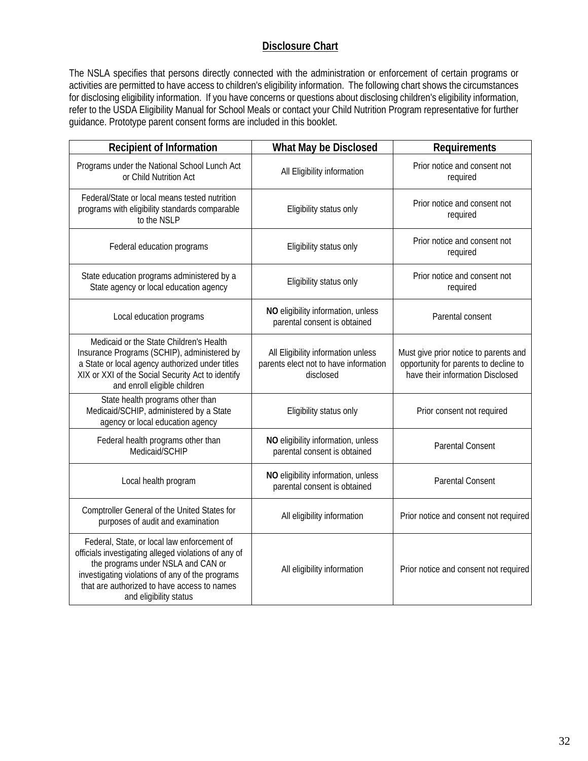## Disclosure Chart

The NSLA specifies that persons directly connected with the administration or enforcement of certain programs or activities are permitted to have access to children's eligibility information. The following chart shows the circumstances for disclosing eligibility information. If you have concerns or questions about disclosing children's eligibility information, refer to the USDA Eligibility Manual for School Meals or contact your Child Nutrition Program representative for further guidance. Prototype parent consent forms are included in this booklet.

| Recipient of Information | What May be Disclosed | Requirements |
|---|---|---|
| Programs under the National School Lunch Act or Child Nutrition Act | All Eligibility information | Prior notice and consent not required |
| Federal/State or local means tested nutrition programs with eligibility standards comparable to the NSLP | Eligibility status only | Prior notice and consent not required |
| Federal education programs | Eligibility status only | Prior notice and consent not required |
| State education programs administered by a State agency or local education agency | Eligibility status only | Prior notice and consent not required |
| Local education programs | **NO** eligibility information, unless parental consent is obtained | Parental consent |
| Medicaid or the State Children's Health Insurance Programs (SCHIP), administered by a State or local agency authorized under titles XIX or XXI of the Social Security Act to identify and enroll eligible children | All Eligibility information unless parents elect not to have information disclosed | Must give prior notice to parents and opportunity for parents to decline to have their information Disclosed |
| State health programs other than Medicaid/SCHIP, administered by a State agency or local education agency | Eligibility status only | Prior consent not required |
| Federal health programs other than Medicaid/SCHIP | **NO** eligibility information, unless parental consent is obtained | Parental Consent |
| Local health program | **NO** eligibility information, unless parental consent is obtained | Parental Consent |
| Comptroller General of the United States for purposes of audit and examination | All eligibility information | Prior notice and consent not required |
| Federal, State, or local law enforcement of officials investigating alleged violations of any of the programs under NSLA and CAN or investigating violations of any of the programs that are authorized to have access to names and eligibility status | All eligibility information | Prior notice and consent not required |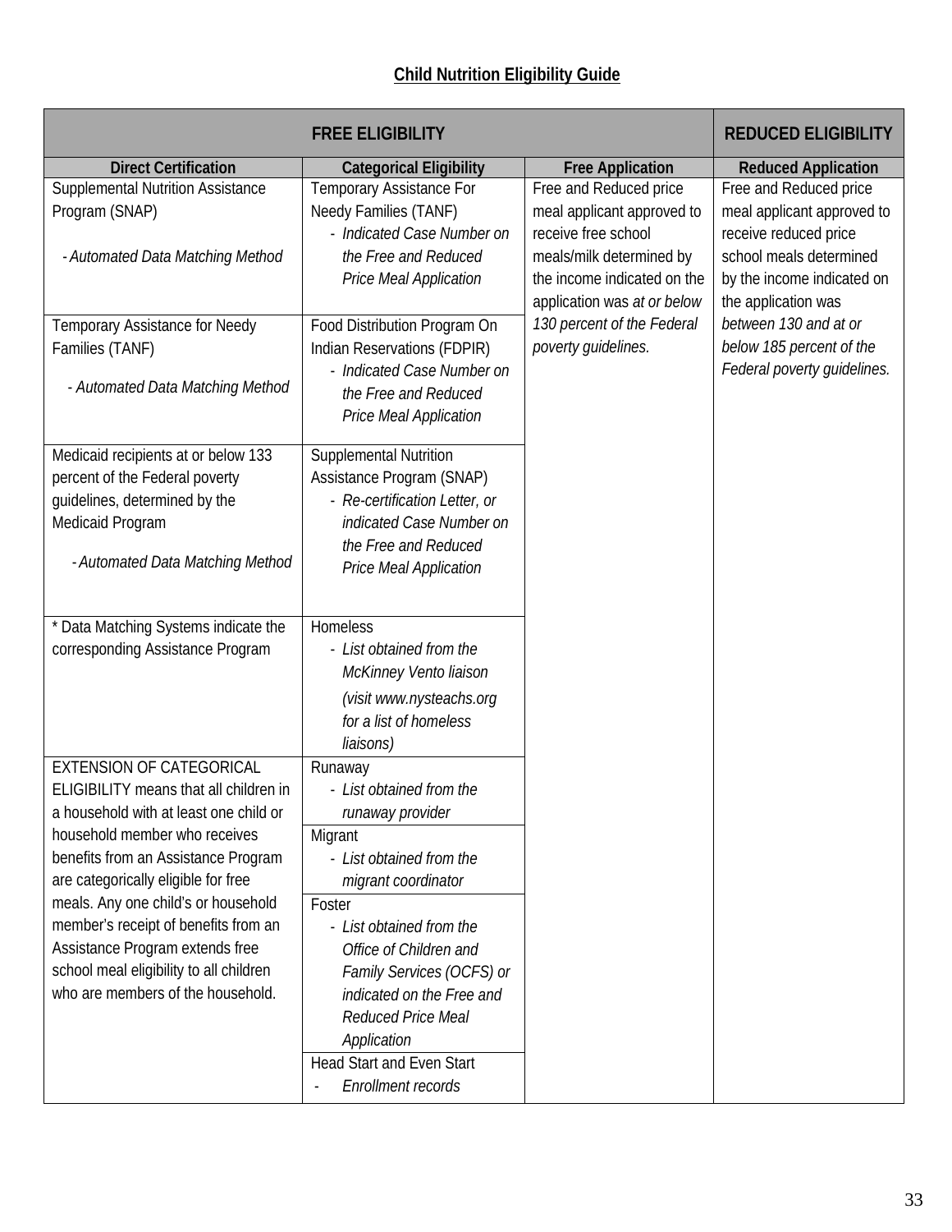**Child Nutrition Eligibility Guide**

| FREE ELIGIBILITY | | | REDUCED ELIGIBILITY |
|---|---|---|---|
| **Direct Certification** | **Categorical Eligibility** | **Free Application** | **Reduced Application** |
| Supplemental Nutrition Assistance Program (SNAP)<br><br>- *Automated Data Matching Method* | Temporary Assistance For Needy Families (TANF)<br>- *Indicated Case Number on the Free and Reduced Price Meal Application* | Free and Reduced price meal applicant approved to receive free school meals/milk determined by the income indicated on the application was *at or below 130 percent of the Federal poverty guidelines.* | Free and Reduced price meal applicant approved to receive reduced price school meals determined by the income indicated on the application was *between 130 and at or below 185 percent of the Federal poverty guidelines.* |
| Temporary Assistance for Needy Families (TANF)<br><br>- *Automated Data Matching Method* | Food Distribution Program On Indian Reservations (FDPIR)<br>- *Indicated Case Number on the Free and Reduced Price Meal Application* | | |
| Medicaid recipients at or below 133 percent of the Federal poverty guidelines, determined by the Medicaid Program<br><br>- *Automated Data Matching Method* | Supplemental Nutrition Assistance Program (SNAP)<br>- *Re-certification Letter, or indicated Case Number on the Free and Reduced Price Meal Application* | | |
| * Data Matching Systems indicate the corresponding Assistance Program | Homeless<br>- *List obtained from the McKinney Vento liaison (visit www.nysteachs.org for a list of homeless liaisons)* | | |
| EXTENSION OF CATEGORICAL ELIGIBILITY means that all children in a household with at least one child or household member who receives benefits from an Assistance Program are categorically eligible for free meals. Any one child's or household member's receipt of benefits from an Assistance Program extends free school meal eligibility to all children who are members of the household. | Runaway<br>- *List obtained from the runaway provider* | | |
| | Migrant<br>- *List obtained from the migrant coordinator* | | |
| | Foster<br>- *List obtained from the Office of Children and Family Services (OCFS) or indicated on the Free and Reduced Price Meal Application* | | |
| | Head Start and Even Start<br>- *Enrollment records* | | |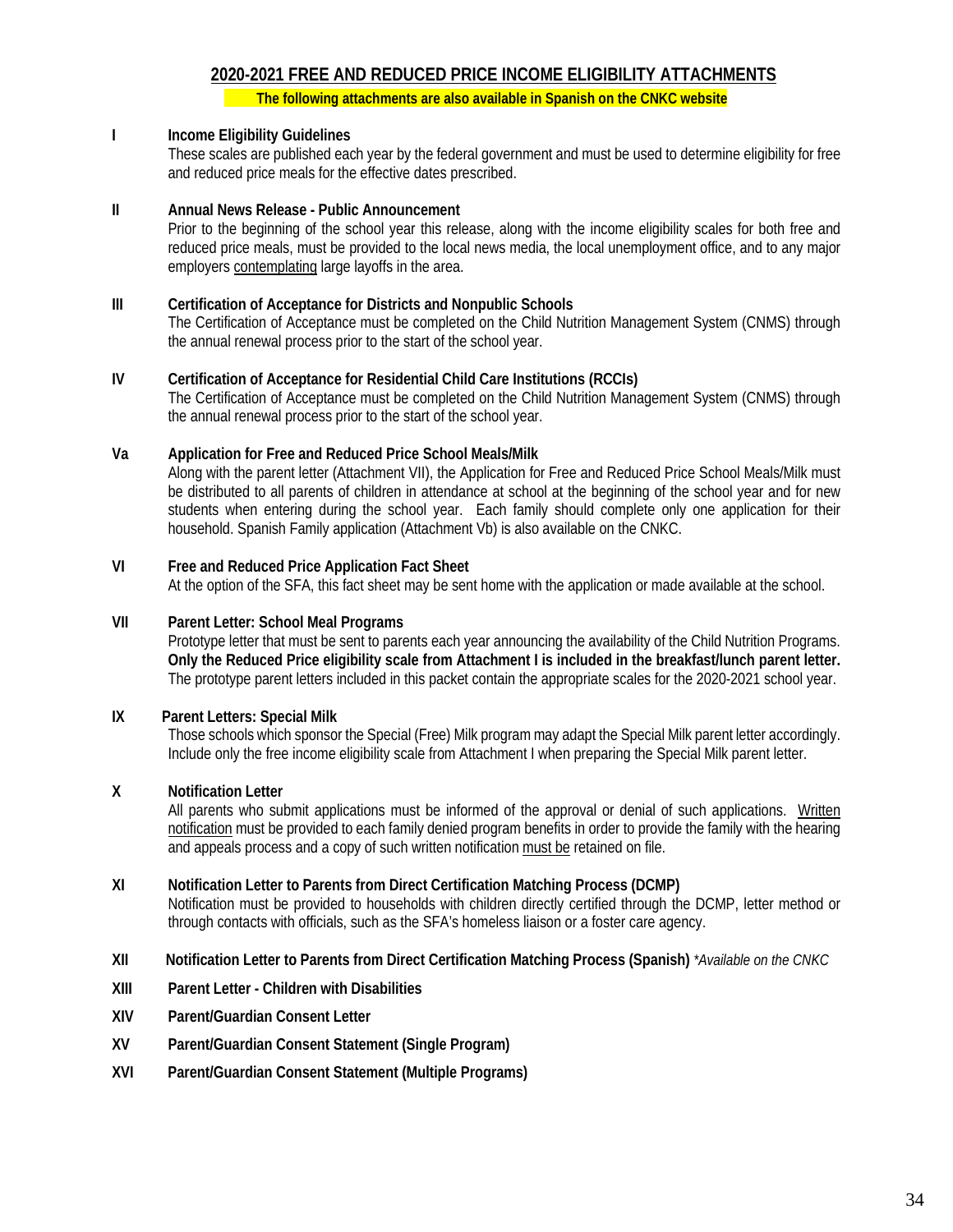## 2020-2021 FREE AND REDUCED PRICE INCOME ELIGIBILITY ATTACHMENTS

**The following attachments are also available in Spanish on the CNKC website**

**I Income Eligibility Guidelines**

These scales are published each year by the federal government and must be used to determine eligibility for free and reduced price meals for the effective dates prescribed.

**II Annual News Release - Public Announcement**

Prior to the beginning of the school year this release, along with the income eligibility scales for both free and reduced price meals, must be provided to the local news media, the local unemployment office, and to any major employers contemplating large layoffs in the area.

**III Certification of Acceptance for Districts and Nonpublic Schools**

The Certification of Acceptance must be completed on the Child Nutrition Management System (CNMS) through the annual renewal process prior to the start of the school year.

**IV Certification of Acceptance for Residential Child Care Institutions (RCCIs)**

The Certification of Acceptance must be completed on the Child Nutrition Management System (CNMS) through the annual renewal process prior to the start of the school year.

**Va Application for Free and Reduced Price School Meals/Milk**

Along with the parent letter (Attachment VII), the Application for Free and Reduced Price School Meals/Milk must be distributed to all parents of children in attendance at school at the beginning of the school year and for new students when entering during the school year. Each family should complete only one application for their household. Spanish Family application (Attachment Vb) is also available on the CNKC.

**VI Free and Reduced Price Application Fact Sheet**

At the option of the SFA, this fact sheet may be sent home with the application or made available at the school.

**VII Parent Letter: School Meal Programs**

Prototype letter that must be sent to parents each year announcing the availability of the Child Nutrition Programs. **Only the Reduced Price eligibility scale from Attachment I is included in the breakfast/lunch parent letter.** The prototype parent letters included in this packet contain the appropriate scales for the 2020-2021 school year.

**IX Parent Letters: Special Milk**

Those schools which sponsor the Special (Free) Milk program may adapt the Special Milk parent letter accordingly. Include only the free income eligibility scale from Attachment I when preparing the Special Milk parent letter.

**X Notification Letter**

All parents who submit applications must be informed of the approval or denial of such applications. Written notification must be provided to each family denied program benefits in order to provide the family with the hearing and appeals process and a copy of such written notification must be retained on file.

**XI Notification Letter to Parents from Direct Certification Matching Process (DCMP)**

Notification must be provided to households with children directly certified through the DCMP, letter method or through contacts with officials, such as the SFA's homeless liaison or a foster care agency.

**XII Notification Letter to Parents from Direct Certification Matching Process (Spanish)** *\*Available on the CNKC*

**XIII Parent Letter - Children with Disabilities**

**XIV Parent/Guardian Consent Letter**

**XV Parent/Guardian Consent Statement (Single Program)**

**XVI Parent/Guardian Consent Statement (Multiple Programs)**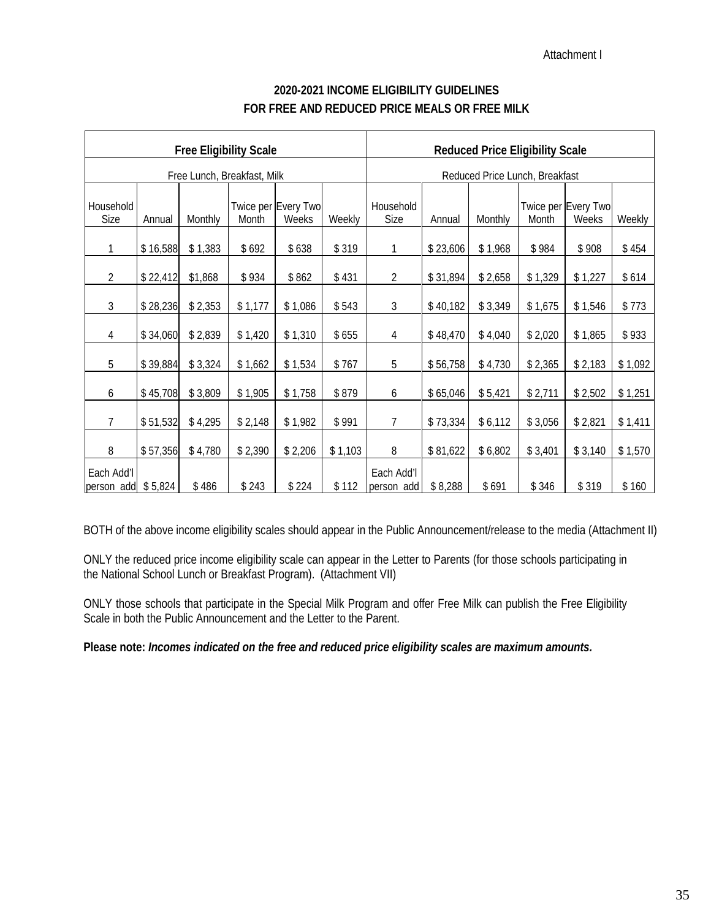Attachment I

## 2020-2021 INCOME ELIGIBILITY GUIDELINES
## FOR FREE AND REDUCED PRICE MEALS OR FREE MILK

| Free Eligibility Scale | | | | | | Reduced Price Eligibility Scale | | | | | |
|---|---|---|---|---|---|---|---|---|---|---|---|
| Free Lunch, Breakfast, Milk | | | | | | Reduced Price Lunch, Breakfast | | | | | |
| Household Size | Annual | Monthly | Twice per Month | Every Two Weeks | Weekly | Household Size | Annual | Monthly | Twice per Month | Every Two Weeks | Weekly |
| 1 | $ 16,588 | $ 1,383 | $ 692 | $ 638 | $ 319 | 1 | $ 23,606 | $ 1,968 | $ 984 | $ 908 | $ 454 |
| 2 | $ 22,412 | $1,868 | $ 934 | $ 862 | $ 431 | 2 | $ 31,894 | $ 2,658 | $ 1,329 | $ 1,227 | $ 614 |
| 3 | $ 28,236 | $ 2,353 | $ 1,177 | $ 1,086 | $ 543 | 3 | $ 40,182 | $ 3,349 | $ 1,675 | $ 1,546 | $ 773 |
| 4 | $ 34,060 | $ 2,839 | $ 1,420 | $ 1,310 | $ 655 | 4 | $ 48,470 | $ 4,040 | $ 2,020 | $ 1,865 | $ 933 |
| 5 | $ 39,884 | $ 3,324 | $ 1,662 | $ 1,534 | $ 767 | 5 | $ 56,758 | $ 4,730 | $ 2,365 | $ 2,183 | $ 1,092 |
| 6 | $ 45,708 | $ 3,809 | $ 1,905 | $ 1,758 | $ 879 | 6 | $ 65,046 | $ 5,421 | $ 2,711 | $ 2,502 | $ 1,251 |
| 7 | $ 51,532 | $ 4,295 | $ 2,148 | $ 1,982 | $ 991 | 7 | $ 73,334 | $ 6,112 | $ 3,056 | $ 2,821 | $ 1,411 |
| 8 | $ 57,356 | $ 4,780 | $ 2,390 | $ 2,206 | $ 1,103 | 8 | $ 81,622 | $ 6,802 | $ 3,401 | $ 3,140 | $ 1,570 |
| Each Add'l person add | $ 5,824 | $ 486 | $ 243 | $ 224 | $ 112 | Each Add'l person add | $ 8,288 | $ 691 | $ 346 | $ 319 | $ 160 |

BOTH of the above income eligibility scales should appear in the Public Announcement/release to the media (Attachment II)

ONLY the reduced price income eligibility scale can appear in the Letter to Parents (for those schools participating in the National School Lunch or Breakfast Program). (Attachment VII)

ONLY those schools that participate in the Special Milk Program and offer Free Milk can publish the Free Eligibility Scale in both the Public Announcement and the Letter to the Parent.

**Please note:** ***Incomes indicated on the free and reduced price eligibility scales are maximum amounts.***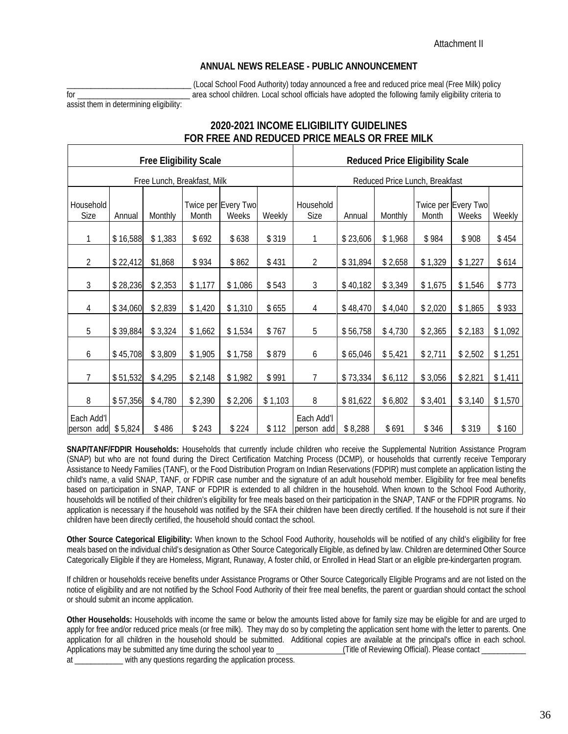Attachment II

## ANNUAL NEWS RELEASE - PUBLIC ANNOUNCEMENT

_______________________________ (Local School Food Authority) today announced a free and reduced price meal (Free Milk) policy for ____________________________ area school children. Local school officials have adopted the following family eligibility criteria to assist them in determining eligibility:

### 2020-2021 INCOME ELIGIBILITY GUIDELINES FOR FREE AND REDUCED PRICE MEALS OR FREE MILK

| Free Eligibility Scale | | | | | | Reduced Price Eligibility Scale | | | | | |
|---|---|---|---|---|---|---|---|---|---|---|---|
| Free Lunch, Breakfast, Milk | | | | | | Reduced Price Lunch, Breakfast | | | | | |
| Household Size | Annual | Monthly | Twice per Month | Every Two Weeks | Weekly | Household Size | Annual | Monthly | Twice per Month | Every Two Weeks | Weekly |
| 1 | $ 16,588 | $ 1,383 | $ 692 | $ 638 | $ 319 | 1 | $ 23,606 | $ 1,968 | $ 984 | $ 908 | $ 454 |
| 2 | $ 22,412 | $1,868 | $ 934 | $ 862 | $ 431 | 2 | $ 31,894 | $ 2,658 | $ 1,329 | $ 1,227 | $ 614 |
| 3 | $ 28,236 | $ 2,353 | $ 1,177 | $ 1,086 | $ 543 | 3 | $ 40,182 | $ 3,349 | $ 1,675 | $ 1,546 | $ 773 |
| 4 | $ 34,060 | $ 2,839 | $ 1,420 | $ 1,310 | $ 655 | 4 | $ 48,470 | $ 4,040 | $ 2,020 | $ 1,865 | $ 933 |
| 5 | $ 39,884 | $ 3,324 | $ 1,662 | $ 1,534 | $ 767 | 5 | $ 56,758 | $ 4,730 | $ 2,365 | $ 2,183 | $ 1,092 |
| 6 | $ 45,708 | $ 3,809 | $ 1,905 | $ 1,758 | $ 879 | 6 | $ 65,046 | $ 5,421 | $ 2,711 | $ 2,502 | $ 1,251 |
| 7 | $ 51,532 | $ 4,295 | $ 2,148 | $ 1,982 | $ 991 | 7 | $ 73,334 | $ 6,112 | $ 3,056 | $ 2,821 | $ 1,411 |
| 8 | $ 57,356 | $ 4,780 | $ 2,390 | $ 2,206 | $ 1,103 | 8 | $ 81,622 | $ 6,802 | $ 3,401 | $ 3,140 | $ 1,570 |
| Each Add'l person add | $ 5,824 | $ 486 | $ 243 | $ 224 | $ 112 | Each Add'l person add | $ 8,288 | $ 691 | $ 346 | $ 319 | $ 160 |

**SNAP/TANF/FDPIR Households:** Households that currently include children who receive the Supplemental Nutrition Assistance Program (SNAP) but who are not found during the Direct Certification Matching Process (DCMP), or households that currently receive Temporary Assistance to Needy Families (TANF), or the Food Distribution Program on Indian Reservations (FDPIR) must complete an application listing the child's name, a valid SNAP, TANF, or FDPIR case number and the signature of an adult household member. Eligibility for free meal benefits based on participation in SNAP, TANF or FDPIR is extended to all children in the household. When known to the School Food Authority, households will be notified of their children's eligibility for free meals based on their participation in the SNAP, TANF or the FDPIR programs. No application is necessary if the household was notified by the SFA their children have been directly certified. If the household is not sure if their children have been directly certified, the household should contact the school.

**Other Source Categorical Eligibility:** When known to the School Food Authority, households will be notified of any child's eligibility for free meals based on the individual child's designation as Other Source Categorically Eligible, as defined by law. Children are determined Other Source Categorically Eligible if they are Homeless, Migrant, Runaway, A foster child, or Enrolled in Head Start or an eligible pre-kindergarten program.

If children or households receive benefits under Assistance Programs or Other Source Categorically Eligible Programs and are not listed on the notice of eligibility and are not notified by the School Food Authority of their free meal benefits, the parent or guardian should contact the school or should submit an income application.

**Other Households:** Households with income the same or below the amounts listed above for family size may be eligible for and are urged to apply for free and/or reduced price meals (or free milk). They may do so by completing the application sent home with the letter to parents. One application for all children in the household should be submitted. Additional copies are available at the principal's office in each school. Applications may be submitted any time during the school year to _________________(Title of Reviewing Official). Please contact ___________ at ____________ with any questions regarding the application process.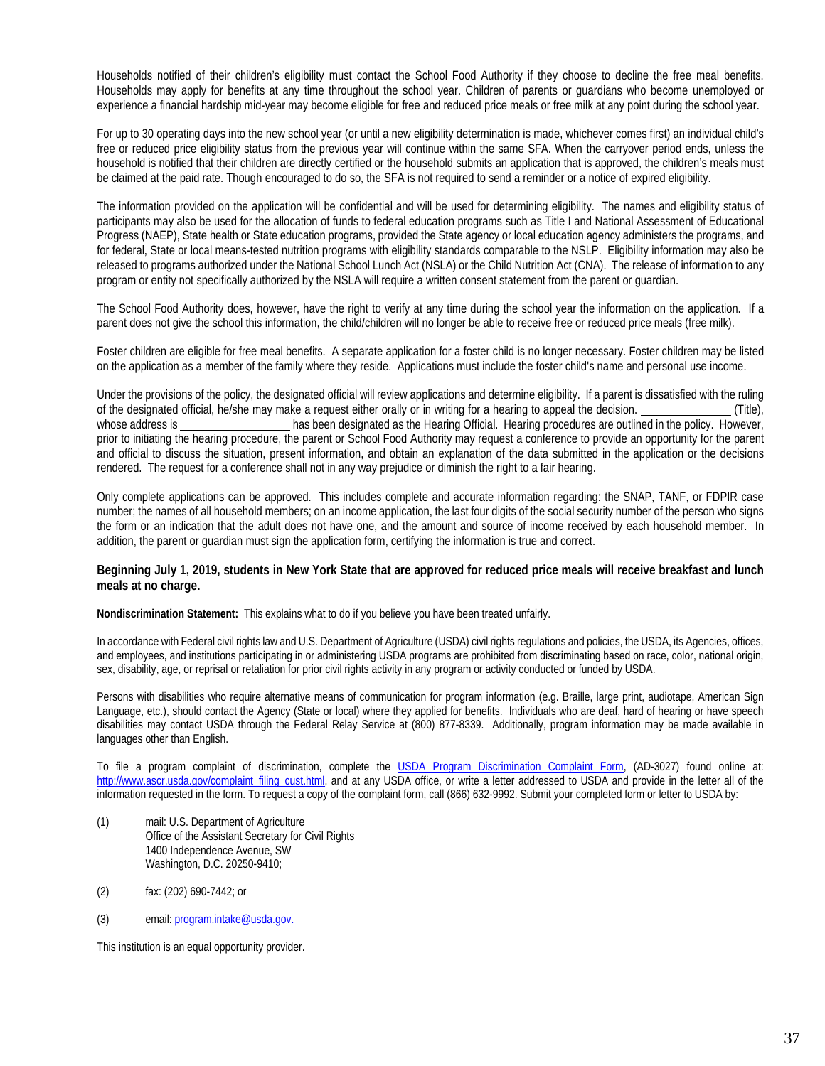Households notified of their children's eligibility must contact the School Food Authority if they choose to decline the free meal benefits. Households may apply for benefits at any time throughout the school year. Children of parents or guardians who become unemployed or experience a financial hardship mid-year may become eligible for free and reduced price meals or free milk at any point during the school year.

For up to 30 operating days into the new school year (or until a new eligibility determination is made, whichever comes first) an individual child's free or reduced price eligibility status from the previous year will continue within the same SFA. When the carryover period ends, unless the household is notified that their children are directly certified or the household submits an application that is approved, the children's meals must be claimed at the paid rate. Though encouraged to do so, the SFA is not required to send a reminder or a notice of expired eligibility.

The information provided on the application will be confidential and will be used for determining eligibility. The names and eligibility status of participants may also be used for the allocation of funds to federal education programs such as Title I and National Assessment of Educational Progress (NAEP), State health or State education programs, provided the State agency or local education agency administers the programs, and for federal, State or local means-tested nutrition programs with eligibility standards comparable to the NSLP. Eligibility information may also be released to programs authorized under the National School Lunch Act (NSLA) or the Child Nutrition Act (CNA). The release of information to any program or entity not specifically authorized by the NSLA will require a written consent statement from the parent or guardian.

The School Food Authority does, however, have the right to verify at any time during the school year the information on the application. If a parent does not give the school this information, the child/children will no longer be able to receive free or reduced price meals (free milk).

Foster children are eligible for free meal benefits. A separate application for a foster child is no longer necessary. Foster children may be listed on the application as a member of the family where they reside. Applications must include the foster child's name and personal use income.

Under the provisions of the policy, the designated official will review applications and determine eligibility. If a parent is dissatisfied with the ruling of the designated official, he/she may make a request either orally or in writing for a hearing to appeal the decision. _______________ (Title), whose address is ___________________ has been designated as the Hearing Official. Hearing procedures are outlined in the policy. However, prior to initiating the hearing procedure, the parent or School Food Authority may request a conference to provide an opportunity for the parent and official to discuss the situation, present information, and obtain an explanation of the data submitted in the application or the decisions rendered. The request for a conference shall not in any way prejudice or diminish the right to a fair hearing.

Only complete applications can be approved. This includes complete and accurate information regarding: the SNAP, TANF, or FDPIR case number; the names of all household members; on an income application, the last four digits of the social security number of the person who signs the form or an indication that the adult does not have one, and the amount and source of income received by each household member. In addition, the parent or guardian must sign the application form, certifying the information is true and correct.

**Beginning July 1, 2019, students in New York State that are approved for reduced price meals will receive breakfast and lunch meals at no charge.**

**Nondiscrimination Statement:** This explains what to do if you believe you have been treated unfairly.

In accordance with Federal civil rights law and U.S. Department of Agriculture (USDA) civil rights regulations and policies, the USDA, its Agencies, offices, and employees, and institutions participating in or administering USDA programs are prohibited from discriminating based on race, color, national origin, sex, disability, age, or reprisal or retaliation for prior civil rights activity in any program or activity conducted or funded by USDA.

Persons with disabilities who require alternative means of communication for program information (e.g. Braille, large print, audiotape, American Sign Language, etc.), should contact the Agency (State or local) where they applied for benefits. Individuals who are deaf, hard of hearing or have speech disabilities may contact USDA through the Federal Relay Service at (800) 877-8339. Additionally, program information may be made available in languages other than English.

To file a program complaint of discrimination, complete the USDA Program Discrimination Complaint Form, (AD-3027) found online at: http://www.ascr.usda.gov/complaint_filing_cust.html, and at any USDA office, or write a letter addressed to USDA and provide in the letter all of the information requested in the form. To request a copy of the complaint form, call (866) 632-9992. Submit your completed form or letter to USDA by:

(1) mail: U.S. Department of Agriculture
Office of the Assistant Secretary for Civil Rights
1400 Independence Avenue, SW
Washington, D.C. 20250-9410;

(2) fax: (202) 690-7442; or

(3) email: program.intake@usda.gov.

This institution is an equal opportunity provider.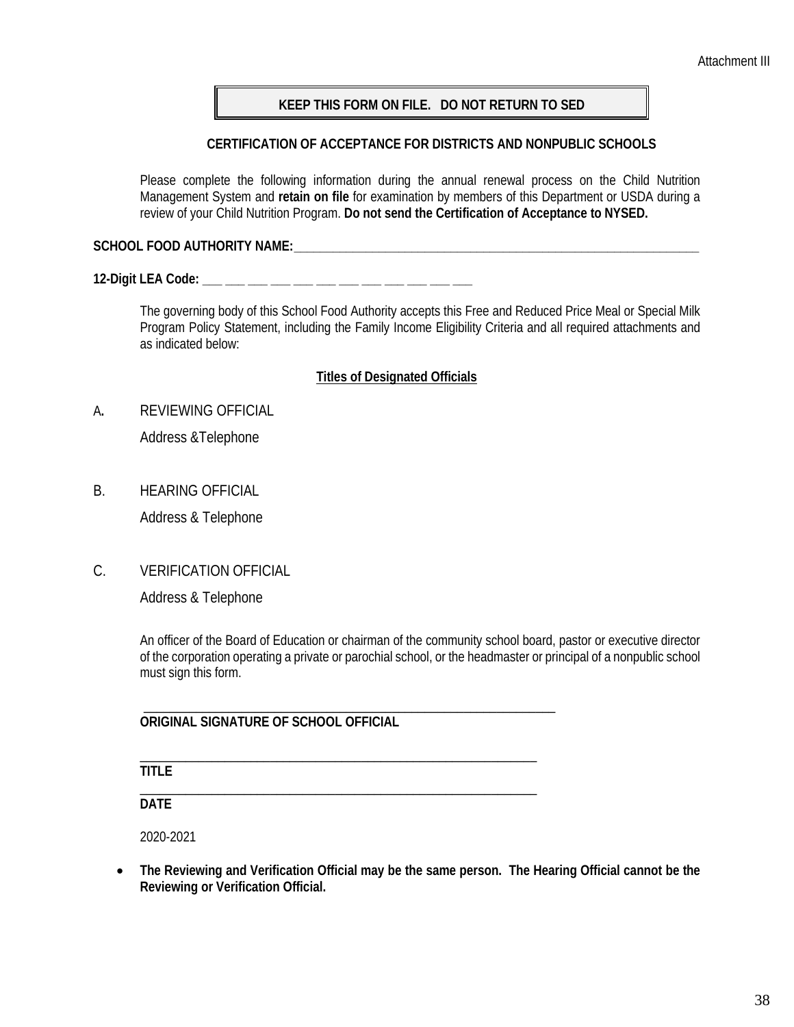Attachment III

**KEEP THIS FORM ON FILE. DO NOT RETURN TO SED**

**CERTIFICATION OF ACCEPTANCE FOR DISTRICTS AND NONPUBLIC SCHOOLS**

Please complete the following information during the annual renewal process on the Child Nutrition Management System and **retain on file** for examination by members of this Department or USDA during a review of your Child Nutrition Program. **Do not send the Certification of Acceptance to NYSED.**

**SCHOOL FOOD AUTHORITY NAME:**_______________________________________________

**12-Digit LEA Code:** ___ ___ ___ ___ ___ ___ ___ ___ ___ ___ ___ ___

The governing body of this School Food Authority accepts this Free and Reduced Price Meal or Special Milk Program Policy Statement, including the Family Income Eligibility Criteria and all required attachments and as indicated below:

**Titles of Designated Officials**

A. REVIEWING OFFICIAL

Address &Telephone

B. HEARING OFFICIAL

Address & Telephone

C. VERIFICATION OFFICIAL

Address & Telephone

An officer of the Board of Education or chairman of the community school board, pastor or executive director of the corporation operating a private or parochial school, or the headmaster or principal of a nonpublic school must sign this form.

_______________________________________________

**ORIGINAL SIGNATURE OF SCHOOL OFFICIAL**

_______________________________________________

**TITLE**

_______________________________________________

**DATE**

2020-2021

- **The Reviewing and Verification Official may be the same person. The Hearing Official cannot be the Reviewing or Verification Official.**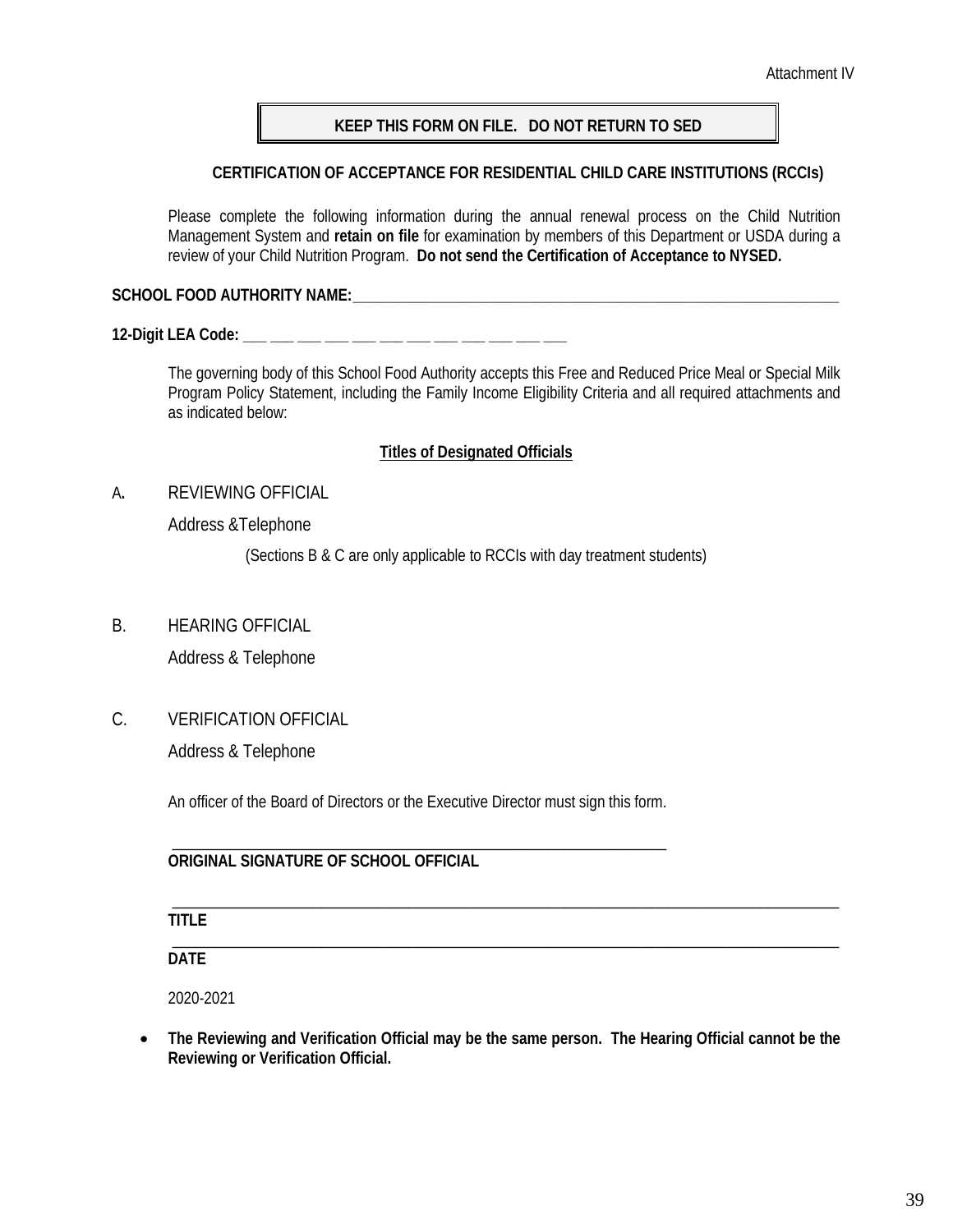Attachment IV

**KEEP THIS FORM ON FILE. DO NOT RETURN TO SED**

**CERTIFICATION OF ACCEPTANCE FOR RESIDENTIAL CHILD CARE INSTITUTIONS (RCCIs)**

Please complete the following information during the annual renewal process on the Child Nutrition Management System and **retain on file** for examination by members of this Department or USDA during a review of your Child Nutrition Program. **Do not send the Certification of Acceptance to NYSED.**

**SCHOOL FOOD AUTHORITY NAME:**_______________________________________________

**12-Digit LEA Code:** ___ ___ ___ ___ ___ ___ ___ ___ ___ ___ ___ ___

The governing body of this School Food Authority accepts this Free and Reduced Price Meal or Special Milk Program Policy Statement, including the Family Income Eligibility Criteria and all required attachments and as indicated below:

**Titles of Designated Officials**

A. REVIEWING OFFICIAL

Address &Telephone

(Sections B & C are only applicable to RCCIs with day treatment students)

B. HEARING OFFICIAL

Address & Telephone

C. VERIFICATION OFFICIAL

Address & Telephone

An officer of the Board of Directors or the Executive Director must sign this form.

_______________________________________________

**ORIGINAL SIGNATURE OF SCHOOL OFFICIAL**

_______________________________________________

**TITLE**

_______________________________________________

**DATE**

2020-2021

- **The Reviewing and Verification Official may be the same person. The Hearing Official cannot be the Reviewing or Verification Official.**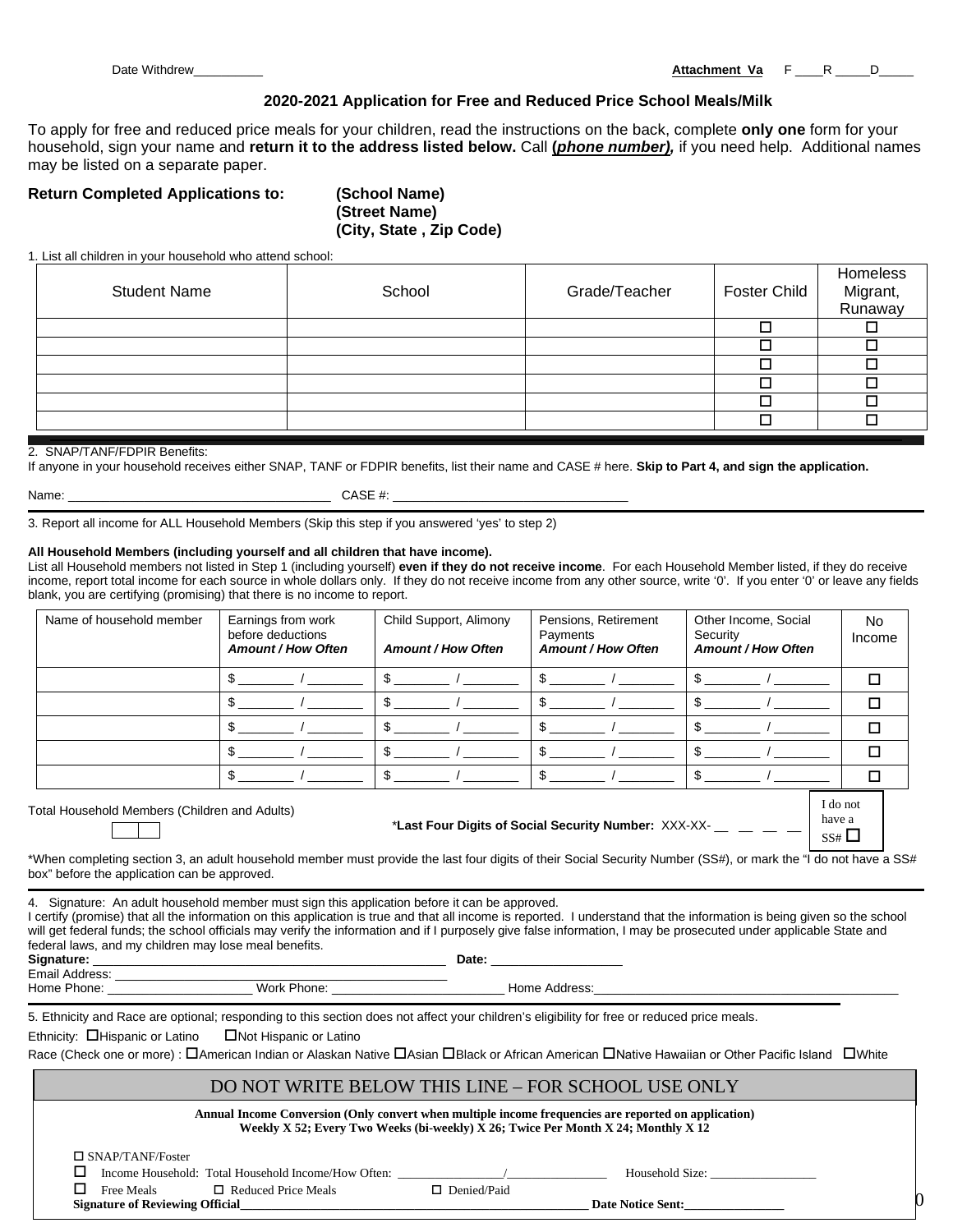Date Withdrew__________ **Attachment Va** F ____R _____D_____

## 2020-2021 Application for Free and Reduced Price School Meals/Milk

To apply for free and reduced price meals for your children, read the instructions on the back, complete **only one** form for your household, sign your name and **return it to the address listed below.** Call **(*phone number*),** if you need help. Additional names may be listed on a separate paper.

**Return Completed Applications to:** **(School Name)**
**(Street Name)**
**(City, State , Zip Code)**

1. List all children in your household who attend school:

| Student Name | School | Grade/Teacher | Foster Child | Homeless Migrant, Runaway |
|---|---|---|---|---|
| | | | ☐ | ☐ |
| | | | ☐ | ☐ |
| | | | ☐ | ☐ |
| | | | ☐ | ☐ |
| | | | ☐ | ☐ |
| | | | ☐ | ☐ |

2. SNAP/TANF/FDPIR Benefits:
If anyone in your household receives either SNAP, TANF or FDPIR benefits, list their name and CASE # here. **Skip to Part 4, and sign the application.**

Name: _____________________________________ CASE #: _________________________________

3. Report all income for ALL Household Members (Skip this step if you answered 'yes' to step 2)

**All Household Members (including yourself and all children that have income).**
List all Household members not listed in Step 1 (including yourself) **even if they do not receive income**. For each Household Member listed, if they do receive income, report total income for each source in whole dollars only. If they do not receive income from any other source, write '0'. If you enter '0' or leave any fields blank, you are certifying (promising) that there is no income to report.

| Name of household member | Earnings from work before deductions ***Amount / How Often*** | Child Support, Alimony ***Amount / How Often*** | Pensions, Retirement Payments ***Amount / How Often*** | Other Income, Social Security ***Amount / How Often*** | No Income |
|---|---|---|---|---|---|
| | $ ________ / ________ | $ ________ / ________ | $ ________ / ________ | $ ________ / ________ | ☐ |
| | $ ________ / ________ | $ ________ / ________ | $ ________ / ________ | $ ________ / ________ | ☐ |
| | $ ________ / ________ | $ ________ / ________ | $ ________ / ________ | $ ________ / ________ | ☐ |
| | $ ________ / ________ | $ ________ / ________ | $ ________ / ________ | $ ________ / ________ | ☐ |
| | $ ________ / ________ | $ ________ / ________ | $ ________ / ________ | $ ________ / ________ | ☐ |

Total Household Members (Children and Adults) ☐☐

***Last Four Digits of Social Security Number:** XXX-XX- __ __ __ __ I do not have a SS# ☐

*When completing section 3, an adult household member must provide the last four digits of their Social Security Number (SS#), or mark the "I do not have a SS# box" before the application can be approved.

4. Signature: An adult household member must sign this application before it can be approved.
I certify (promise) that all the information on this application is true and that all income is reported. I understand that the information is being given so the school will get federal funds; the school officials may verify the information and if I purposely give false information, I may be prosecuted under applicable State and federal laws, and my children may lose meal benefits.

**Signature:** ___________________________________________________ **Date:** ___________________
Email Address: ___________________________________________________
Home Phone: _____________________ Work Phone: _________________________ Home Address:_____________________________________________

5. Ethnicity and Race are optional; responding to this section does not affect your children's eligibility for free or reduced price meals.

Ethnicity: ☐Hispanic or Latino ☐Not Hispanic or Latino

Race (Check one or more) : ☐American Indian or Alaskan Native ☐Asian ☐Black or African American ☐Native Hawaiian or Other Pacific Island ☐White

### DO NOT WRITE BELOW THIS LINE – FOR SCHOOL USE ONLY

**Annual Income Conversion (Only convert when multiple income frequencies are reported on application)**
**Weekly X 52; Every Two Weeks (bi-weekly) X 26; Twice Per Month X 24; Monthly X 12**

☐ SNAP/TANF/Foster
☐ Income Household: Total Household Income/How Often: _________________/________________ Household Size: _________________
☐ Free Meals ☐ Reduced Price Meals ☐ Denied/Paid
**Signature of Reviewing Official**_________________________________________________________ **Date Notice Sent:**________________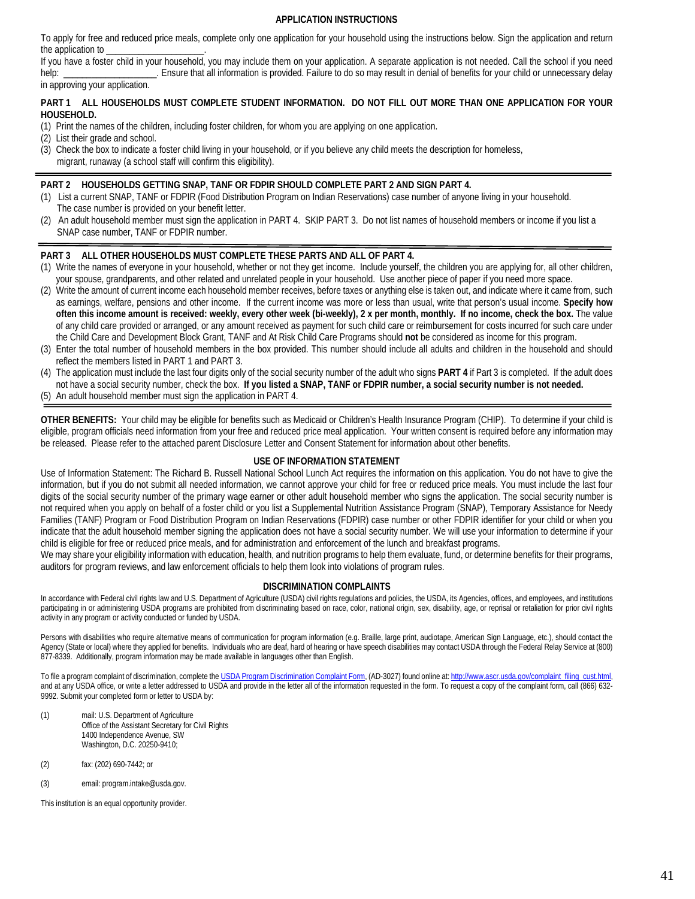## APPLICATION INSTRUCTIONS

To apply for free and reduced price meals, complete only one application for your household using the instructions below. Sign the application and return the application to ____________________.

If you have a foster child in your household, you may include them on your application. A separate application is not needed. Call the school if you need help: ____________________. Ensure that all information is provided. Failure to do so may result in denial of benefits for your child or unnecessary delay in approving your application.

**PART 1 ALL HOUSEHOLDS MUST COMPLETE STUDENT INFORMATION. DO NOT FILL OUT MORE THAN ONE APPLICATION FOR YOUR HOUSEHOLD.**

(1) Print the names of the children, including foster children, for whom you are applying on one application.
(2) List their grade and school.
(3) Check the box to indicate a foster child living in your household, or if you believe any child meets the description for homeless, migrant, runaway (a school staff will confirm this eligibility).

**PART 2 HOUSEHOLDS GETTING SNAP, TANF OR FDPIR SHOULD COMPLETE PART 2 AND SIGN PART 4.**

(1) List a current SNAP, TANF or FDPIR (Food Distribution Program on Indian Reservations) case number of anyone living in your household. The case number is provided on your benefit letter.
(2) An adult household member must sign the application in PART 4. SKIP PART 3. Do not list names of household members or income if you list a SNAP case number, TANF or FDPIR number.

**PART 3 ALL OTHER HOUSEHOLDS MUST COMPLETE THESE PARTS AND ALL OF PART 4.**

(1) Write the names of everyone in your household, whether or not they get income. Include yourself, the children you are applying for, all other children, your spouse, grandparents, and other related and unrelated people in your household. Use another piece of paper if you need more space.
(2) Write the amount of current income each household member receives, before taxes or anything else is taken out, and indicate where it came from, such as earnings, welfare, pensions and other income. If the current income was more or less than usual, write that person's usual income. **Specify how often this income amount is received: weekly, every other week (bi-weekly), 2 x per month, monthly. If no income, check the box.** The value of any child care provided or arranged, or any amount received as payment for such child care or reimbursement for costs incurred for such care under the Child Care and Development Block Grant, TANF and At Risk Child Care Programs should **not** be considered as income for this program.
(3) Enter the total number of household members in the box provided. This number should include all adults and children in the household and should reflect the members listed in PART 1 and PART 3.
(4) The application must include the last four digits only of the social security number of the adult who signs **PART 4** if Part 3 is completed. If the adult does not have a social security number, check the box. **If you listed a SNAP, TANF or FDPIR number, a social security number is not needed.**
(5) An adult household member must sign the application in PART 4.

**OTHER BENEFITS:** Your child may be eligible for benefits such as Medicaid or Children's Health Insurance Program (CHIP). To determine if your child is eligible, program officials need information from your free and reduced price meal application. Your written consent is required before any information may be released. Please refer to the attached parent Disclosure Letter and Consent Statement for information about other benefits.

## USE OF INFORMATION STATEMENT

Use of Information Statement: The Richard B. Russell National School Lunch Act requires the information on this application. You do not have to give the information, but if you do not submit all needed information, we cannot approve your child for free or reduced price meals. You must include the last four digits of the social security number of the primary wage earner or other adult household member who signs the application. The social security number is not required when you apply on behalf of a foster child or you list a Supplemental Nutrition Assistance Program (SNAP), Temporary Assistance for Needy Families (TANF) Program or Food Distribution Program on Indian Reservations (FDPIR) case number or other FDPIR identifier for your child or when you indicate that the adult household member signing the application does not have a social security number. We will use your information to determine if your child is eligible for free or reduced price meals, and for administration and enforcement of the lunch and breakfast programs.

We may share your eligibility information with education, health, and nutrition programs to help them evaluate, fund, or determine benefits for their programs, auditors for program reviews, and law enforcement officials to help them look into violations of program rules.

## DISCRIMINATION COMPLAINTS

In accordance with Federal civil rights law and U.S. Department of Agriculture (USDA) civil rights regulations and policies, the USDA, its Agencies, offices, and employees, and institutions participating in or administering USDA programs are prohibited from discriminating based on race, color, national origin, sex, disability, age, or reprisal or retaliation for prior civil rights activity in any program or activity conducted or funded by USDA.

Persons with disabilities who require alternative means of communication for program information (e.g. Braille, large print, audiotape, American Sign Language, etc.), should contact the Agency (State or local) where they applied for benefits. Individuals who are deaf, hard of hearing or have speech disabilities may contact USDA through the Federal Relay Service at (800) 877-8339. Additionally, program information may be made available in languages other than English.

To file a program complaint of discrimination, complete the USDA Program Discrimination Complaint Form, (AD-3027) found online at: http://www.ascr.usda.gov/complaint_filing_cust.html, and at any USDA office, or write a letter addressed to USDA and provide in the letter all of the information requested in the form. To request a copy of the complaint form, call (866) 632-9992. Submit your completed form or letter to USDA by:

(1) mail: U.S. Department of Agriculture
Office of the Assistant Secretary for Civil Rights
1400 Independence Avenue, SW
Washington, D.C. 20250-9410;

(2) fax: (202) 690-7442; or

(3) email: program.intake@usda.gov.

This institution is an equal opportunity provider.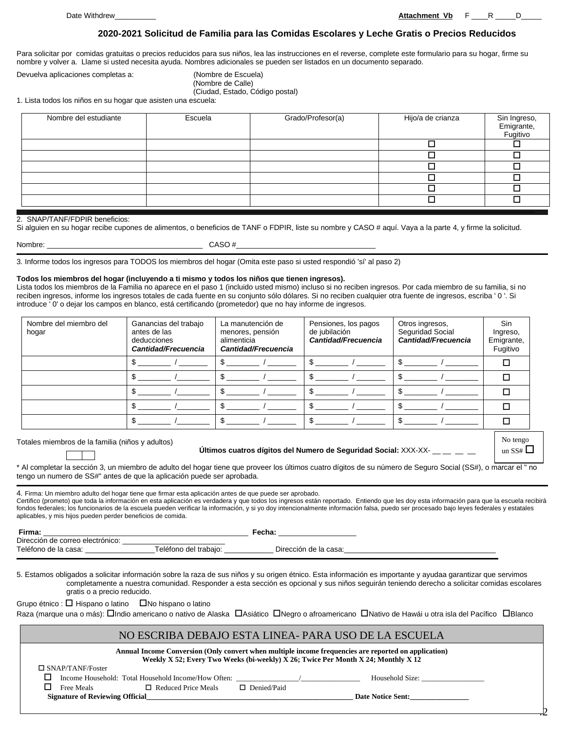Date Withdrew__________ **Attachment Vb** F ____R _____D_____

## 2020-2021 Solicitud de Familia para las Comidas Escolares y Leche Gratis o Precios Reducidos

Para solicitar por comidas gratuitas o precios reducidos para sus niños, lea las instrucciones en el reverse, complete este formulario para su hogar, firme su nombre y volver a. Llame si usted necesita ayuda. Nombres adicionales se pueden ser listados en un documento separado.

Devuelva aplicaciones completas a: (Nombre de Escuela)
(Nombre de Calle)
(Ciudad, Estado, Código postal)

1. Lista todos los niños en su hogar que asisten una escuela:

| Nombre del estudiante | Escuela | Grado/Profesor(a) | Hijo/a de crianza | Sin Ingreso, Emigrante, Fugitivo |
|---|---|---|---|---|
| | | | ☐ | ☐ |
| | | | ☐ | ☐ |
| | | | ☐ | ☐ |
| | | | ☐ | ☐ |
| | | | ☐ | ☐ |
| | | | ☐ | ☐ |

2. SNAP/TANF/FDPIR beneficios:
Si alguien en su hogar recibe cupones de alimentos, o beneficios de TANF o FDPIR, liste su nombre y CASO # aquí. Vaya a la parte 4, y firme la solicitud.

Nombre: ______________________________________ CASO #__________________________________

3. Informe todos los ingresos para TODOS los miembros del hogar (Omita este paso si usted respondió 'sí' al paso 2)

**Todos los miembros del hogar (incluyendo a ti mismo y todos los niños que tienen ingresos).**
Lista todos los miembros de la Familia no aparece en el paso 1 (incluido usted mismo) incluso si no reciben ingresos. Por cada miembro de su familia, si no reciben ingresos, informe los ingresos totales de cada fuente en su conjunto sólo dólares. Si no reciben cualquier otra fuente de ingresos, escriba ' 0 '. Si introduce ' 0' o dejar los campos en blanco, está certificando (prometedor) que no hay informe de ingresos.

| Nombre del miembro del hogar | Ganancias del trabajo antes de las deducciones ***Cantidad/Frecuencia*** | La manutención de menores, pensión alimenticia ***Cantidad/Frecuencia*** | Pensiones, los pagos de jubilación ***Cantidad/Frecuencia*** | Otros ingresos, Seguridad Social ***Cantidad/Frecuencia*** | Sin Ingreso, Emigrante, Fugitivo |
|---|---|---|---|---|---|
| | $ ________ /_______ | $ ________ /_______ | $ ________ /_______ | $ ________ /________ | ☐ |
| | $ ________ /_______ | $ ________ /_______ | $ ________ /_______ | $ ________ /________ | ☐ |
| | $ ________ /_______ | $ ________ /_______ | $ ________ /_______ | $ ________ /________ | ☐ |
| | $ ________ /_______ | $ ________ /_______ | $ ________ /_______ | $ ________ /________ | ☐ |
| | $ ________ /_______ | $ ________ /_______ | $ ________ /_______ | $ ________ /________ | ☐ |

Totales miembros de la familia (niños y adultos) ☐☐

**Últimos cuatros dígitos del Numero de Seguridad Social:** XXX-XX- __ __ __ __

No tengo un SS# ☐

* Al completar la sección 3, un miembro de adulto del hogar tiene que proveer los últimos cuatro dígitos de su número de Seguro Social (SS#), o marcar el " no tengo un numero de SS#" antes de que la aplicación puede ser aprobada.

4. Firma: Un miembro adulto del hogar tiene que firmar esta aplicación antes de que puede ser aprobado.
Certifico (prometo) que toda la información en esta aplicación es verdadera y que todos los ingresos están reportado. Entiendo que les doy esta información para que la escuela recibirá fondos federales; los funcionarios de la escuela pueden verificar la información, y si yo doy intencionalmente información falsa, puedo ser procesado bajo leyes federales y estatales aplicables, y mis hijos pueden perder beneficios de comida.

**Firma:** ______________________________________________ **Fecha:** ___________________
Dirección de correo electrónico: __________________________
Teléfono de la casa: _________________Teléfono del trabajo: ____________ Dirección de la casa:_____________________________________

5. Estamos obligados a solicitar información sobre la raza de sus niños y su origen étnico. Esta información es importante y ayudaa garantizar que servimos completamente a nuestra comunidad. Responder a esta sección es opcional y sus niños seguirán teniendo derecho a solicitar comidas escolares gratis o a precio reducido.

Grupo étnico : ☐ Hispano o latino ☐No hispano o latino
Raza (marque una o más): ☐Indio americano o nativo de Alaska ☐Asiático ☐Negro o afroamericano ☐Nativo de Hawái u otra isla del Pacífico ☐Blanco

NO ESCRIBA DEBAJO ESTA LINEA- PARA USO DE LA ESCUELA

**Annual Income Conversion (Only convert when multiple income frequencies are reported on application)**
**Weekly X 52; Every Two Weeks (bi-weekly) X 26; Twice Per Month X 24; Monthly X 12**

☐ SNAP/TANF/Foster
☐ Income Household: Total Household Income/How Often: _________________/________________ Household Size: _________________
☐ Free Meals ☐ Reduced Price Meals ☐ Denied/Paid
**Signature of Reviewing Official**_______________________________________________________ **Date Notice Sent:**________________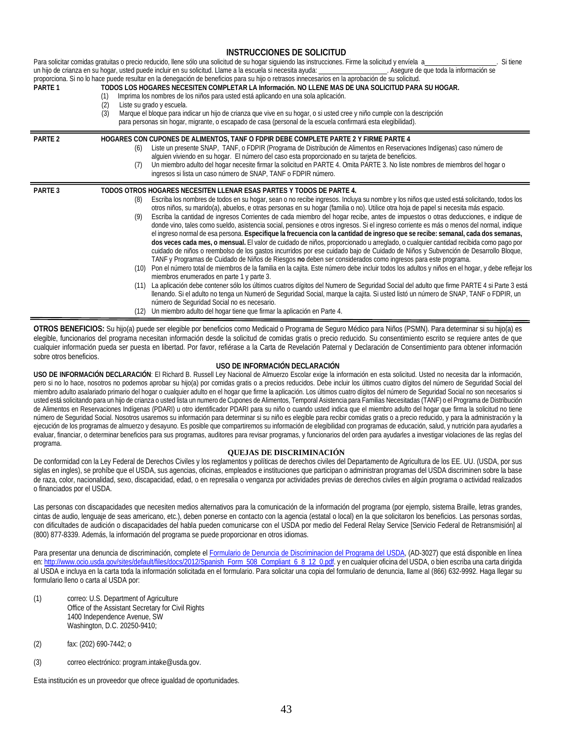# INSTRUCCIONES DE SOLICITUD

Para solicitar comidas gratuitas o precio reducido, llene sólo una solicitud de su hogar siguiendo las instrucciones. Firme la solicitud y envíela a__________________. Si tiene un hijo de crianza en su hogar, usted puede incluir en su solicitud. Llame a la escuela si necesita ayuda: __________________. Asegure de que toda la información se proporciona. Si no lo hace puede resultar en la denegación de beneficios para su hijo o retrasos innecesarios en la aprobación de su solicitud.

**PARTE 1** — **TODOS LOS HOGARES NECESITEN COMPLETAR LA Información. NO LLENE MAS DE UNA SOLICITUD PARA SU HOGAR.**

(1) Imprima los nombres de los niños para usted está aplicando en una sola aplicación.
(2) Liste su grado y escuela.
(3) Marque el bloque para indicar un hijo de crianza que vive en su hogar, o si usted cree y niño cumple con la descripción para personas sin hogar, migrante, o escapado de casa (personal de la escuela confirmará esta elegibilidad).

---

**PARTE 2** — **HOGARES CON CUPONES DE ALIMENTOS, TANF O FDPIR DEBE COMPLETE PARTE 2 Y FIRME PARTE 4**

(6) Liste un presente SNAP, TANF, o FDPIR (Programa de Distribución de Alimentos en Reservaciones Indígenas) caso número de alguien viviendo en su hogar. El númeró del caso esta proporcionado en su tarjeta de beneficios.
(7) Un miembro adulto del hogar necesite firmar la solicitud en PARTE 4. Omita PARTE 3. No liste nombres de miembros del hogar o ingresos si lista un caso número de SNAP, TANF o FDPIR número.

---

**PARTE 3** — **TODOS OTROS HOGARES NECESITEN LLENAR ESAS PARTES Y TODOS DE PARTE 4.**

(8) Escriba los nombres de todos en su hogar, sean o no recibe ingresos. Incluya su nombre y los niños que usted está solicitando, todos los otros niños, su marido(a), abuelos, e otras personas en su hogar (familia o no). Utilice otra hoja de papel si necesita más espacio.
(9) Escriba la cantidad de ingresos Corrientes de cada miembro del hogar recibe, antes de impuestos o otras deducciones, e indique de donde vino, tales como sueldo, asistencia social, pensiones e otros ingresos. Si el ingreso corriente es más o menos del normal, indique el ingreso normal de esa persona. **Especifique la frecuencia con la cantidad de ingreso que se recibe: semanal, cada dos semanas, dos veces cada mes, o mensual.** El valor de cuidado de niños, proporcionado o arreglado, o cualquier cantidad recibida como pago por cuidado de niños o reembolso de los gastos incurridos por ese cuidado bajo de Cuidado de Niños y Subvención de Desarrollo Bloque, TANF y Programas de Cuidado de Niños de Riesgos **no** deben ser considerados como ingresos para este programa.
(10) Pon el número total de miembros de la familia en la cajita. Este número debe incluir todos los adultos y niños en el hogar, y debe reflejar los miembros enumerados en parte 1 y parte 3.
(11) La aplicación debe contener sólo los últimos cuatros dígitos del Numero de Seguridad Social del adulto que firme PARTE 4 si Parte 3 está llenando. Si el adulto no tenga un Numeró de Seguridad Social, marque la cajita. Si usted listó un número de SNAP, TANF o FDPIR, un número de Seguridad Social no es necesario.
(12) Un miembro adulto del hogar tiene que firmar la aplicación en Parte 4.

---

**OTROS BENEFICIOS:** Su hijo(a) puede ser elegible por beneficios como Medicaid o Programa de Seguro Médico para Niños (PSMN). Para determinar si su hijo(a) es elegible, funcionarios del programa necesitan información desde la solicitud de comidas gratis o precio reducido. Su consentimiento escrito se requiere antes de que cualquier información pueda ser puesta en libertad. Por favor, refiérase a la Carta de Revelación Paternal y Declaración de Consentimiento para obtener información sobre otros beneficios.

## USO DE INFORMACIÓN DECLARACIÓN

**USO DE INFORMACIÓN DECLARACIÓN**: El Richard B. Russell Ley Nacional de Almuerzo Escolar exige la información en esta solicitud. Usted no necesita dar la información, pero si no lo hace, nosotros no podemos aprobar su hijo(a) por comidas gratis o a precios reducidos. Debe incluir los últimos cuatro dígitos del número de Seguridad Social del miembro adulto asalariado primario del hogar o cualquier adulto en el hogar que firme la aplicación. Los últimos cuatro dígitos del número de Seguridad Social no son necesarios si usted está solicitando para un hijo de crianza o usted lista un numero de Cupones de Alimentos, Temporal Asistencia para Familias Necesitadas (TANF) o el Programa de Distribución de Alimentos en Reservaciones Indígenas (PDARI) u otro identificador PDARI para su niño o cuando usted indica que el miembro adulto del hogar que firma la solicitud no tiene número de Seguridad Social. Nosotros usaremos su información para determinar si su niño es elegible para recibir comidas gratis o a precio reducido, y para la administración y la ejecución de los programas de almuerzo y desayuno. Es posible que compartiremos su información de elegibilidad con programas de educación, salud, y nutrición para ayudarles a evaluar, financiar, o determinar beneficios para sus programas, auditores para revisar programas, y funcionarios del orden para ayudarles a investigar violaciones de las reglas del programa.

## QUEJAS DE DISCRIMINACIÓN

De conformidad con la Ley Federal de Derechos Civiles y los reglamentos y políticas de derechos civiles del Departamento de Agricultura de los EE. UU. (USDA, por sus siglas en ingles), se prohíbe que el USDA, sus agencias, oficinas, empleados e instituciones que participan o administran programas del USDA discriminen sobre la base de raza, color, nacionalidad, sexo, discapacidad, edad, o en represalia o venganza por actividades previas de derechos civiles en algún programa o actividad realizados o financiados por el USDA.

Las personas con discapacidades que necesiten medios alternativos para la comunicación de la información del programa (por ejemplo, sistema Braille, letras grandes, cintas de audio, lenguaje de seas americano, etc.), deben ponerse en contacto con la agencia (estatal o local) en la que solicitaron los beneficios. Las personas sordas, con dificultades de audición o discapacidades del habla pueden comunicarse con el USDA por medio del Federal Relay Service [Servicio Federal de Retransmisión] al (800) 877-8339. Además, la información del programa se puede proporcionar en otros idiomas.

Para presentar una denuncia de discriminación, complete el Formulario de Denuncia de Discriminacion del Programa del USDA, (AD-3027) que está disponible en línea en: http://www.ocio.usda.gov/sites/default/files/docs/2012/Spanish_Form_508_Compliant_6_8_12_0.pdf. y en cualquier oficina del USDA, o bien escriba una carta dirigida al USDA e incluya en la carta toda la información solicitada en el formulario. Para solicitar una copia del formulario de denuncia, llame al (866) 632-9992. Haga llegar su formulario lleno o carta al USDA por:

(1) correo: U.S. Department of Agriculture
Office of the Assistant Secretary for Civil Rights
1400 Independence Avenue, SW
Washington, D.C. 20250-9410;

(2) fax: (202) 690-7442; o

(3) correo electrónico: program.intake@usda.gov.

Esta institución es un proveedor que ofrece igualdad de oportunidades.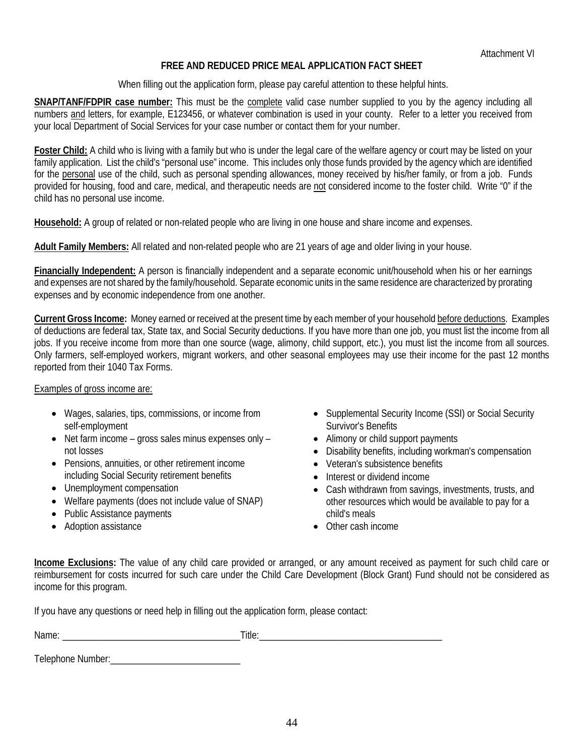Attachment VI

## FREE AND REDUCED PRICE MEAL APPLICATION FACT SHEET

When filling out the application form, please pay careful attention to these helpful hints.

**SNAP/TANF/FDPIR case number:** This must be the complete valid case number supplied to you by the agency including all numbers and letters, for example, E123456, or whatever combination is used in your county. Refer to a letter you received from your local Department of Social Services for your case number or contact them for your number.

**Foster Child:** A child who is living with a family but who is under the legal care of the welfare agency or court may be listed on your family application. List the child's "personal use" income. This includes only those funds provided by the agency which are identified for the personal use of the child, such as personal spending allowances, money received by his/her family, or from a job. Funds provided for housing, food and care, medical, and therapeutic needs are not considered income to the foster child. Write "0" if the child has no personal use income.

**Household:** A group of related or non-related people who are living in one house and share income and expenses.

**Adult Family Members:** All related and non-related people who are 21 years of age and older living in your house.

**Financially Independent:** A person is financially independent and a separate economic unit/household when his or her earnings and expenses are not shared by the family/household. Separate economic units in the same residence are characterized by prorating expenses and by economic independence from one another.

**Current Gross Income:** Money earned or received at the present time by each member of your household before deductions. Examples of deductions are federal tax, State tax, and Social Security deductions. If you have more than one job, you must list the income from all jobs. If you receive income from more than one source (wage, alimony, child support, etc.), you must list the income from all sources. Only farmers, self-employed workers, migrant workers, and other seasonal employees may use their income for the past 12 months reported from their 1040 Tax Forms.

Examples of gross income are:

- Wages, salaries, tips, commissions, or income from self-employment
- Net farm income – gross sales minus expenses only – not losses
- Pensions, annuities, or other retirement income including Social Security retirement benefits
- Unemployment compensation
- Welfare payments (does not include value of SNAP)
- Public Assistance payments
- Adoption assistance
- Supplemental Security Income (SSI) or Social Security Survivor's Benefits
- Alimony or child support payments
- Disability benefits, including workman's compensation
- Veteran's subsistence benefits
- Interest or dividend income
- Cash withdrawn from savings, investments, trusts, and other resources which would be available to pay for a child's meals
- Other cash income

**Income Exclusions:** The value of any child care provided or arranged, or any amount received as payment for such child care or reimbursement for costs incurred for such care under the Child Care Development (Block Grant) Fund should not be considered as income for this program.

If you have any questions or need help in filling out the application form, please contact:

Name: ____________________________________ Title: ______________________________________

Telephone Number: ___________________________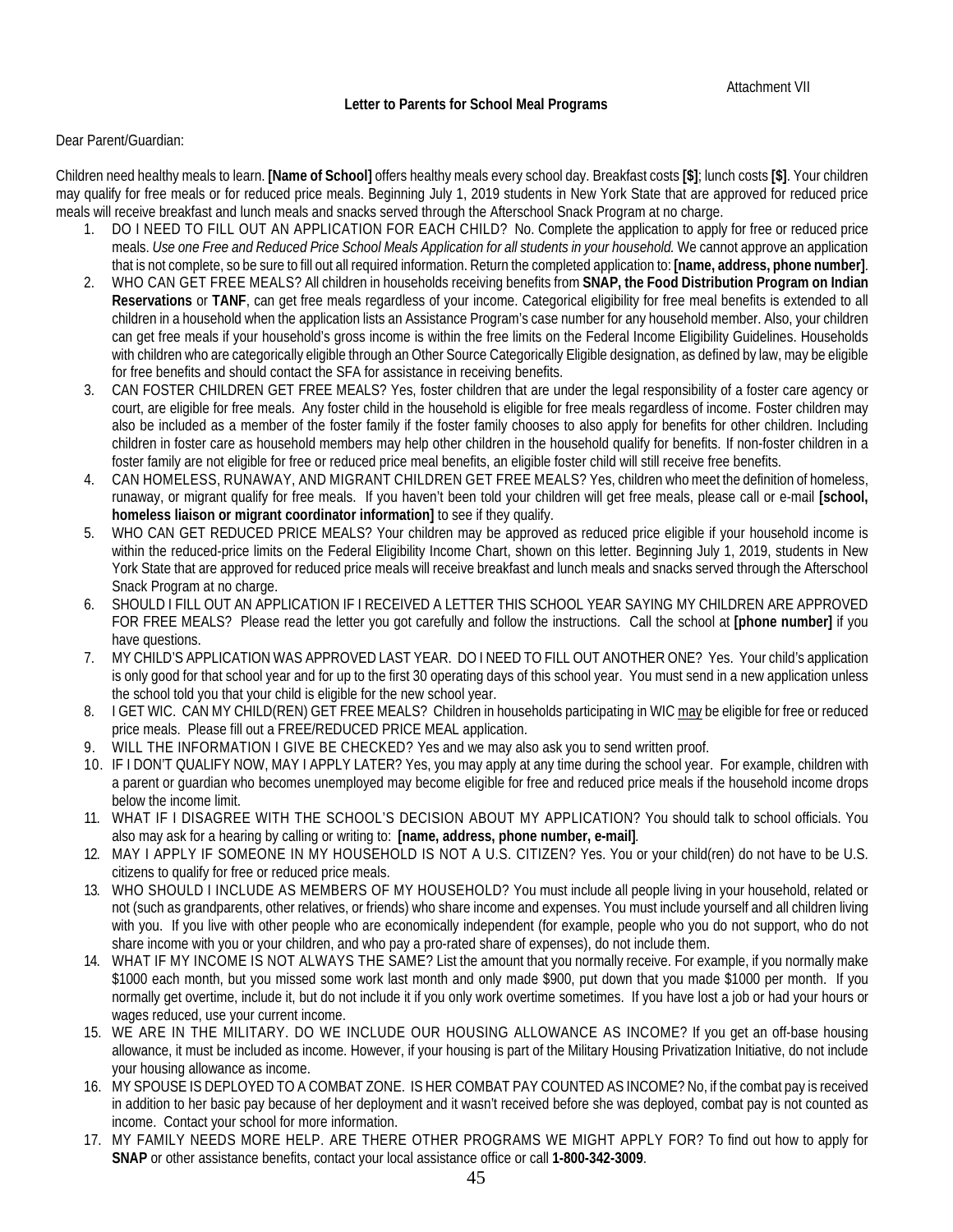Attachment VII

**Letter to Parents for School Meal Programs**

Dear Parent/Guardian:

Children need healthy meals to learn. **[Name of School]** offers healthy meals every school day. Breakfast costs **[$]**; lunch costs **[$]**. Your children may qualify for free meals or for reduced price meals. Beginning July 1, 2019 students in New York State that are approved for reduced price meals will receive breakfast and lunch meals and snacks served through the Afterschool Snack Program at no charge.

1. DO I NEED TO FILL OUT AN APPLICATION FOR EACH CHILD? No. Complete the application to apply for free or reduced price meals. *Use one Free and Reduced Price School Meals Application for all students in your household.* We cannot approve an application that is not complete, so be sure to fill out all required information. Return the completed application to: **[name, address, phone number]**.
2. WHO CAN GET FREE MEALS? All children in households receiving benefits from **SNAP, the Food Distribution Program on Indian Reservations** or **TANF**, can get free meals regardless of your income. Categorical eligibility for free meal benefits is extended to all children in a household when the application lists an Assistance Program's case number for any household member. Also, your children can get free meals if your household's gross income is within the free limits on the Federal Income Eligibility Guidelines. Households with children who are categorically eligible through an Other Source Categorically Eligible designation, as defined by law, may be eligible for free benefits and should contact the SFA for assistance in receiving benefits.
3. CAN FOSTER CHILDREN GET FREE MEALS? Yes, foster children that are under the legal responsibility of a foster care agency or court, are eligible for free meals. Any foster child in the household is eligible for free meals regardless of income. Foster children may also be included as a member of the foster family if the foster family chooses to also apply for benefits for other children. Including children in foster care as household members may help other children in the household qualify for benefits. If non-foster children in a foster family are not eligible for free or reduced price meal benefits, an eligible foster child will still receive free benefits.
4. CAN HOMELESS, RUNAWAY, AND MIGRANT CHILDREN GET FREE MEALS? Yes, children who meet the definition of homeless, runaway, or migrant qualify for free meals. If you haven't been told your children will get free meals, please call or e-mail **[school, homeless liaison or migrant coordinator information]** to see if they qualify.
5. WHO CAN GET REDUCED PRICE MEALS? Your children may be approved as reduced price eligible if your household income is within the reduced-price limits on the Federal Eligibility Income Chart, shown on this letter. Beginning July 1, 2019, students in New York State that are approved for reduced price meals will receive breakfast and lunch meals and snacks served through the Afterschool Snack Program at no charge.
6. SHOULD I FILL OUT AN APPLICATION IF I RECEIVED A LETTER THIS SCHOOL YEAR SAYING MY CHILDREN ARE APPROVED FOR FREE MEALS? Please read the letter you got carefully and follow the instructions. Call the school at **[phone number]** if you have questions.
7. MY CHILD'S APPLICATION WAS APPROVED LAST YEAR. DO I NEED TO FILL OUT ANOTHER ONE? Yes. Your child's application is only good for that school year and for up to the first 30 operating days of this school year. You must send in a new application unless the school told you that your child is eligible for the new school year.
8. I GET WIC. CAN MY CHILD(REN) GET FREE MEALS? Children in households participating in WIC may be eligible for free or reduced price meals. Please fill out a FREE/REDUCED PRICE MEAL application.
9. WILL THE INFORMATION I GIVE BE CHECKED? Yes and we may also ask you to send written proof.
10. IF I DON'T QUALIFY NOW, MAY I APPLY LATER? Yes, you may apply at any time during the school year. For example, children with a parent or guardian who becomes unemployed may become eligible for free and reduced price meals if the household income drops below the income limit.
11. WHAT IF I DISAGREE WITH THE SCHOOL'S DECISION ABOUT MY APPLICATION? You should talk to school officials. You also may ask for a hearing by calling or writing to: **[name, address, phone number, e-mail]**.
12. MAY I APPLY IF SOMEONE IN MY HOUSEHOLD IS NOT A U.S. CITIZEN? Yes. You or your child(ren) do not have to be U.S. citizens to qualify for free or reduced price meals.
13. WHO SHOULD I INCLUDE AS MEMBERS OF MY HOUSEHOLD? You must include all people living in your household, related or not (such as grandparents, other relatives, or friends) who share income and expenses. You must include yourself and all children living with you. If you live with other people who are economically independent (for example, people who you do not support, who do not share income with you or your children, and who pay a pro-rated share of expenses), do not include them.
14. WHAT IF MY INCOME IS NOT ALWAYS THE SAME? List the amount that you normally receive. For example, if you normally make $1000 each month, but you missed some work last month and only made $900, put down that you made $1000 per month. If you normally get overtime, include it, but do not include it if you only work overtime sometimes. If you have lost a job or had your hours or wages reduced, use your current income.
15. WE ARE IN THE MILITARY. DO WE INCLUDE OUR HOUSING ALLOWANCE AS INCOME? If you get an off-base housing allowance, it must be included as income. However, if your housing is part of the Military Housing Privatization Initiative, do not include your housing allowance as income.
16. MY SPOUSE IS DEPLOYED TO A COMBAT ZONE. IS HER COMBAT PAY COUNTED AS INCOME? No, if the combat pay is received in addition to her basic pay because of her deployment and it wasn't received before she was deployed, combat pay is not counted as income. Contact your school for more information.
17. MY FAMILY NEEDS MORE HELP. ARE THERE OTHER PROGRAMS WE MIGHT APPLY FOR? To find out how to apply for **SNAP** or other assistance benefits, contact your local assistance office or call **1-800-342-3009**.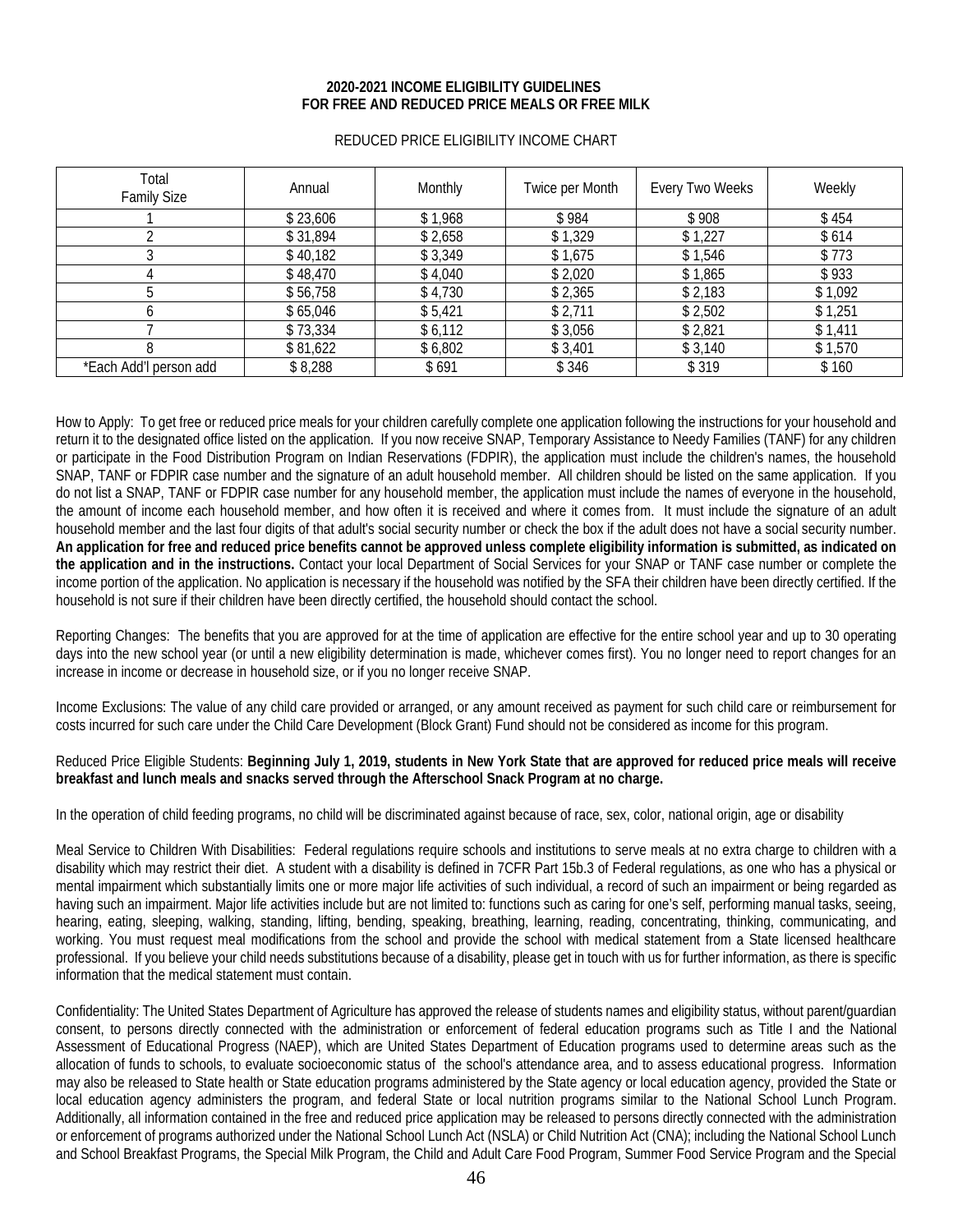**2020-2021 INCOME ELIGIBILITY GUIDELINES**
**FOR FREE AND REDUCED PRICE MEALS OR FREE MILK**

REDUCED PRICE ELIGIBILITY INCOME CHART

| Total Family Size | Annual | Monthly | Twice per Month | Every Two Weeks | Weekly |
|---|---|---|---|---|---|
| 1 | $ 23,606 | $ 1,968 | $ 984 | $ 908 | $ 454 |
| 2 | $ 31,894 | $ 2,658 | $ 1,329 | $ 1,227 | $ 614 |
| 3 | $ 40,182 | $ 3,349 | $ 1,675 | $ 1,546 | $ 773 |
| 4 | $ 48,470 | $ 4,040 | $ 2,020 | $ 1,865 | $ 933 |
| 5 | $ 56,758 | $ 4,730 | $ 2,365 | $ 2,183 | $ 1,092 |
| 6 | $ 65,046 | $ 5,421 | $ 2,711 | $ 2,502 | $ 1,251 |
| 7 | $ 73,334 | $ 6,112 | $ 3,056 | $ 2,821 | $ 1,411 |
| 8 | $ 81,622 | $ 6,802 | $ 3,401 | $ 3,140 | $ 1,570 |
| *Each Add'l person add | $ 8,288 | $ 691 | $ 346 | $ 319 | $ 160 |

How to Apply: To get free or reduced price meals for your children carefully complete one application following the instructions for your household and return it to the designated office listed on the application. If you now receive SNAP, Temporary Assistance to Needy Families (TANF) for any children or participate in the Food Distribution Program on Indian Reservations (FDPIR), the application must include the children's names, the household SNAP, TANF or FDPIR case number and the signature of an adult household member. All children should be listed on the same application. If you do not list a SNAP, TANF or FDPIR case number for any household member, the application must include the names of everyone in the household, the amount of income each household member, and how often it is received and where it comes from. It must include the signature of an adult household member and the last four digits of that adult's social security number or check the box if the adult does not have a social security number. **An application for free and reduced price benefits cannot be approved unless complete eligibility information is submitted, as indicated on the application and in the instructions.** Contact your local Department of Social Services for your SNAP or TANF case number or complete the income portion of the application. No application is necessary if the household was notified by the SFA their children have been directly certified. If the household is not sure if their children have been directly certified, the household should contact the school.

Reporting Changes: The benefits that you are approved for at the time of application are effective for the entire school year and up to 30 operating days into the new school year (or until a new eligibility determination is made, whichever comes first). You no longer need to report changes for an increase in income or decrease in household size, or if you no longer receive SNAP.

Income Exclusions: The value of any child care provided or arranged, or any amount received as payment for such child care or reimbursement for costs incurred for such care under the Child Care Development (Block Grant) Fund should not be considered as income for this program.

Reduced Price Eligible Students: **Beginning July 1, 2019, students in New York State that are approved for reduced price meals will receive breakfast and lunch meals and snacks served through the Afterschool Snack Program at no charge.**

In the operation of child feeding programs, no child will be discriminated against because of race, sex, color, national origin, age or disability

Meal Service to Children With Disabilities: Federal regulations require schools and institutions to serve meals at no extra charge to children with a disability which may restrict their diet. A student with a disability is defined in 7CFR Part 15b.3 of Federal regulations, as one who has a physical or mental impairment which substantially limits one or more major life activities of such individual, a record of such an impairment or being regarded as having such an impairment. Major life activities include but are not limited to: functions such as caring for one's self, performing manual tasks, seeing, hearing, eating, sleeping, walking, standing, lifting, bending, speaking, breathing, learning, reading, concentrating, thinking, communicating, and working. You must request meal modifications from the school and provide the school with medical statement from a State licensed healthcare professional. If you believe your child needs substitutions because of a disability, please get in touch with us for further information, as there is specific information that the medical statement must contain.

Confidentiality: The United States Department of Agriculture has approved the release of students names and eligibility status, without parent/guardian consent, to persons directly connected with the administration or enforcement of federal education programs such as Title I and the National Assessment of Educational Progress (NAEP), which are United States Department of Education programs used to determine areas such as the allocation of funds to schools, to evaluate socioeconomic status of the school's attendance area, and to assess educational progress. Information may also be released to State health or State education programs administered by the State agency or local education agency, provided the State or local education agency administers the program, and federal State or local nutrition programs similar to the National School Lunch Program. Additionally, all information contained in the free and reduced price application may be released to persons directly connected with the administration or enforcement of programs authorized under the National School Lunch Act (NSLA) or Child Nutrition Act (CNA); including the National School Lunch and School Breakfast Programs, the Special Milk Program, the Child and Adult Care Food Program, Summer Food Service Program and the Special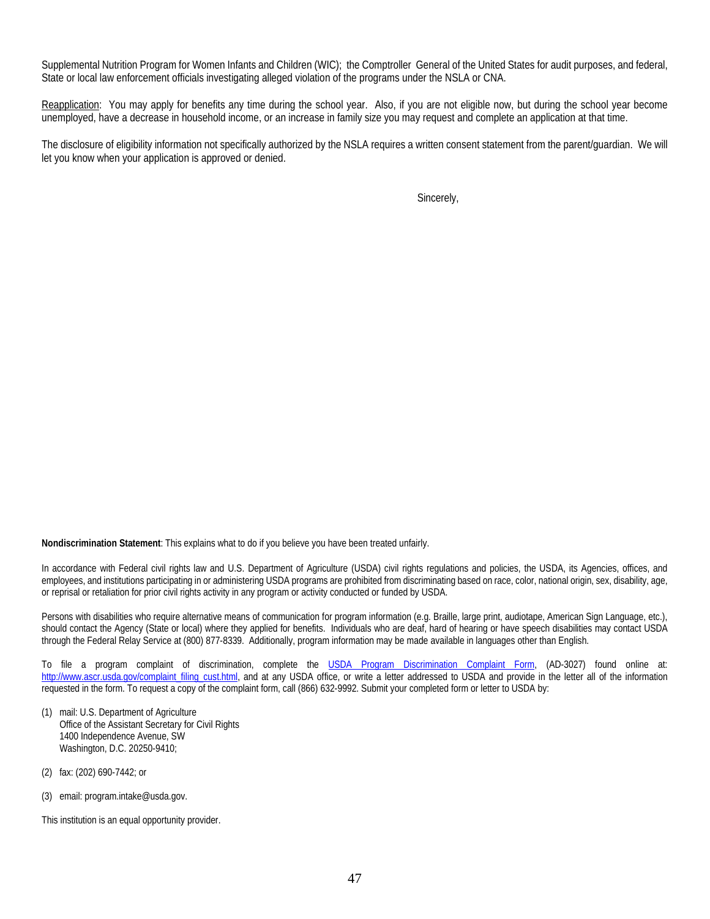Supplemental Nutrition Program for Women Infants and Children (WIC); the Comptroller General of the United States for audit purposes, and federal, State or local law enforcement officials investigating alleged violation of the programs under the NSLA or CNA.

Reapplication: You may apply for benefits any time during the school year. Also, if you are not eligible now, but during the school year become unemployed, have a decrease in household income, or an increase in family size you may request and complete an application at that time.

The disclosure of eligibility information not specifically authorized by the NSLA requires a written consent statement from the parent/guardian. We will let you know when your application is approved or denied.

Sincerely,

**Nondiscrimination Statement**: This explains what to do if you believe you have been treated unfairly.

In accordance with Federal civil rights law and U.S. Department of Agriculture (USDA) civil rights regulations and policies, the USDA, its Agencies, offices, and employees, and institutions participating in or administering USDA programs are prohibited from discriminating based on race, color, national origin, sex, disability, age, or reprisal or retaliation for prior civil rights activity in any program or activity conducted or funded by USDA.

Persons with disabilities who require alternative means of communication for program information (e.g. Braille, large print, audiotape, American Sign Language, etc.), should contact the Agency (State or local) where they applied for benefits. Individuals who are deaf, hard of hearing or have speech disabilities may contact USDA through the Federal Relay Service at (800) 877-8339. Additionally, program information may be made available in languages other than English.

To file a program complaint of discrimination, complete the USDA Program Discrimination Complaint Form, (AD-3027) found online at: http://www.ascr.usda.gov/complaint_filing_cust.html, and at any USDA office, or write a letter addressed to USDA and provide in the letter all of the information requested in the form. To request a copy of the complaint form, call (866) 632-9992. Submit your completed form or letter to USDA by:

(1) mail: U.S. Department of Agriculture
Office of the Assistant Secretary for Civil Rights
1400 Independence Avenue, SW
Washington, D.C. 20250-9410;

(2) fax: (202) 690-7442; or

(3) email: program.intake@usda.gov.

This institution is an equal opportunity provider.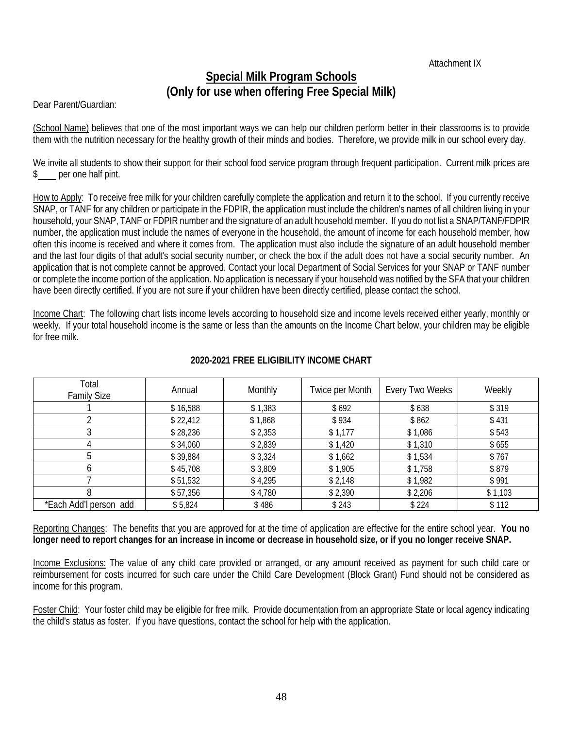Attachment IX

# Special Milk Program Schools
## (Only for use when offering Free Special Milk)

Dear Parent/Guardian:

(School Name) believes that one of the most important ways we can help our children perform better in their classrooms is to provide them with the nutrition necessary for the healthy growth of their minds and bodies. Therefore, we provide milk in our school every day.

We invite all students to show their support for their school food service program through frequent participation. Current milk prices are $____ per one half pint.

How to Apply: To receive free milk for your children carefully complete the application and return it to the school. If you currently receive SNAP, or TANF for any children or participate in the FDPIR, the application must include the children's names of all children living in your household, your SNAP, TANF or FDPIR number and the signature of an adult household member. If you do not list a SNAP/TANF/FDPIR number, the application must include the names of everyone in the household, the amount of income for each household member, how often this income is received and where it comes from. The application must also include the signature of an adult household member and the last four digits of that adult's social security number, or check the box if the adult does not have a social security number. An application that is not complete cannot be approved. Contact your local Department of Social Services for your SNAP or TANF number or complete the income portion of the application. No application is necessary if your household was notified by the SFA that your children have been directly certified. If you are not sure if your children have been directly certified, please contact the school.

Income Chart: The following chart lists income levels according to household size and income levels received either yearly, monthly or weekly. If your total household income is the same or less than the amounts on the Income Chart below, your children may be eligible for free milk.

**2020-2021 FREE ELIGIBILITY INCOME CHART**

| Total Family Size | Annual | Monthly | Twice per Month | Every Two Weeks | Weekly |
|---|---|---|---|---|---|
| 1 | $ 16,588 | $ 1,383 | $ 692 | $ 638 | $ 319 |
| 2 | $ 22,412 | $ 1,868 | $ 934 | $ 862 | $ 431 |
| 3 | $ 28,236 | $ 2,353 | $ 1,177 | $ 1,086 | $ 543 |
| 4 | $ 34,060 | $ 2,839 | $ 1,420 | $ 1,310 | $ 655 |
| 5 | $ 39,884 | $ 3,324 | $ 1,662 | $ 1,534 | $ 767 |
| 6 | $ 45,708 | $ 3,809 | $ 1,905 | $ 1,758 | $ 879 |
| 7 | $ 51,532 | $ 4,295 | $ 2,148 | $ 1,982 | $ 991 |
| 8 | $ 57,356 | $ 4,780 | $ 2,390 | $ 2,206 | $ 1,103 |
| *Each Add'l person add | $ 5,824 | $ 486 | $ 243 | $ 224 | $ 112 |

Reporting Changes: The benefits that you are approved for at the time of application are effective for the entire school year. **You no longer need to report changes for an increase in income or decrease in household size, or if you no longer receive SNAP.**

Income Exclusions: The value of any child care provided or arranged, or any amount received as payment for such child care or reimbursement for costs incurred for such care under the Child Care Development (Block Grant) Fund should not be considered as income for this program.

Foster Child: Your foster child may be eligible for free milk. Provide documentation from an appropriate State or local agency indicating the child's status as foster. If you have questions, contact the school for help with the application.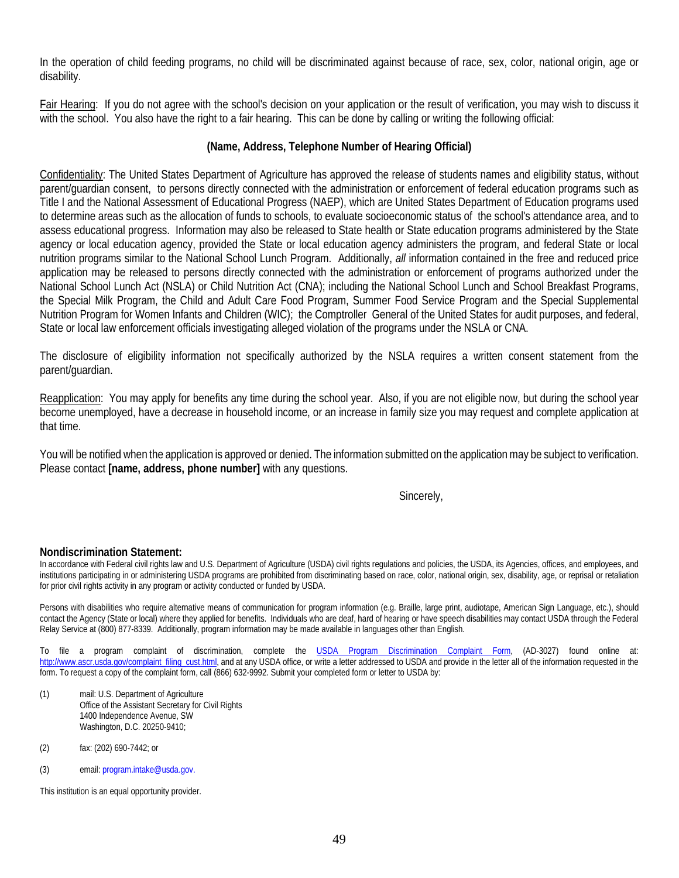In the operation of child feeding programs, no child will be discriminated against because of race, sex, color, national origin, age or disability.

Fair Hearing: If you do not agree with the school's decision on your application or the result of verification, you may wish to discuss it with the school. You also have the right to a fair hearing. This can be done by calling or writing the following official:

**(Name, Address, Telephone Number of Hearing Official)**

Confidentiality: The United States Department of Agriculture has approved the release of students names and eligibility status, without parent/guardian consent, to persons directly connected with the administration or enforcement of federal education programs such as Title I and the National Assessment of Educational Progress (NAEP), which are United States Department of Education programs used to determine areas such as the allocation of funds to schools, to evaluate socioeconomic status of the school's attendance area, and to assess educational progress. Information may also be released to State health or State education programs administered by the State agency or local education agency, provided the State or local education agency administers the program, and federal State or local nutrition programs similar to the National School Lunch Program. Additionally, *all* information contained in the free and reduced price application may be released to persons directly connected with the administration or enforcement of programs authorized under the National School Lunch Act (NSLA) or Child Nutrition Act (CNA); including the National School Lunch and School Breakfast Programs, the Special Milk Program, the Child and Adult Care Food Program, Summer Food Service Program and the Special Supplemental Nutrition Program for Women Infants and Children (WIC); the Comptroller General of the United States for audit purposes, and federal, State or local law enforcement officials investigating alleged violation of the programs under the NSLA or CNA.

The disclosure of eligibility information not specifically authorized by the NSLA requires a written consent statement from the parent/guardian.

Reapplication: You may apply for benefits any time during the school year. Also, if you are not eligible now, but during the school year become unemployed, have a decrease in household income, or an increase in family size you may request and complete application at that time.

You will be notified when the application is approved or denied. The information submitted on the application may be subject to verification. Please contact **[name, address, phone number]** with any questions.

Sincerely,

**Nondiscrimination Statement:**

In accordance with Federal civil rights law and U.S. Department of Agriculture (USDA) civil rights regulations and policies, the USDA, its Agencies, offices, and employees, and institutions participating in or administering USDA programs are prohibited from discriminating based on race, color, national origin, sex, disability, age, or reprisal or retaliation for prior civil rights activity in any program or activity conducted or funded by USDA.

Persons with disabilities who require alternative means of communication for program information (e.g. Braille, large print, audiotape, American Sign Language, etc.), should contact the Agency (State or local) where they applied for benefits. Individuals who are deaf, hard of hearing or have speech disabilities may contact USDA through the Federal Relay Service at (800) 877-8339. Additionally, program information may be made available in languages other than English.

To file a program complaint of discrimination, complete the USDA Program Discrimination Complaint Form, (AD-3027) found online at: http://www.ascr.usda.gov/complaint_filing_cust.html, and at any USDA office, or write a letter addressed to USDA and provide in the letter all of the information requested in the form. To request a copy of the complaint form, call (866) 632-9992. Submit your completed form or letter to USDA by:

(1) mail: U.S. Department of Agriculture
Office of the Assistant Secretary for Civil Rights
1400 Independence Avenue, SW
Washington, D.C. 20250-9410;

(2) fax: (202) 690-7442; or

(3) email: program.intake@usda.gov.

This institution is an equal opportunity provider.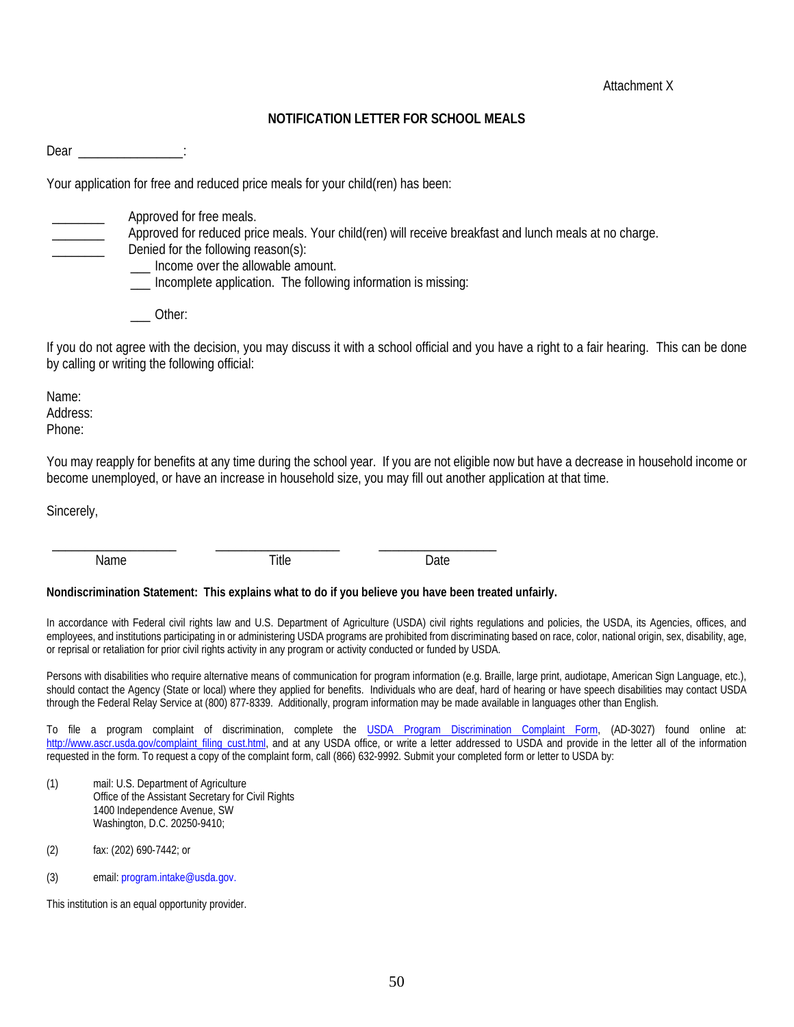Attachment X

## NOTIFICATION LETTER FOR SCHOOL MEALS

Dear _______________:

Your application for free and reduced price meals for your child(ren) has been:

________ Approved for free meals.
________ Approved for reduced price meals. Your child(ren) will receive breakfast and lunch meals at no charge.
________ Denied for the following reason(s):
- ___ Income over the allowable amount.
- ___ Incomplete application. The following information is missing:

- ___ Other:

If you do not agree with the decision, you may discuss it with a school official and you have a right to a fair hearing. This can be done by calling or writing the following official:

Name:
Address:
Phone:

You may reapply for benefits at any time during the school year. If you are not eligible now but have a decrease in household income or become unemployed, or have an increase in household size, you may fill out another application at that time.

Sincerely,

| ___________________ | ___________________ | ___________________ |
|---|---|---|
| Name | Title | Date |

**Nondiscrimination Statement: This explains what to do if you believe you have been treated unfairly.**

In accordance with Federal civil rights law and U.S. Department of Agriculture (USDA) civil rights regulations and policies, the USDA, its Agencies, offices, and employees, and institutions participating in or administering USDA programs are prohibited from discriminating based on race, color, national origin, sex, disability, age, or reprisal or retaliation for prior civil rights activity in any program or activity conducted or funded by USDA.

Persons with disabilities who require alternative means of communication for program information (e.g. Braille, large print, audiotape, American Sign Language, etc.), should contact the Agency (State or local) where they applied for benefits. Individuals who are deaf, hard of hearing or have speech disabilities may contact USDA through the Federal Relay Service at (800) 877-8339. Additionally, program information may be made available in languages other than English.

To file a program complaint of discrimination, complete the USDA Program Discrimination Complaint Form, (AD-3027) found online at: http://www.ascr.usda.gov/complaint_filing_cust.html, and at any USDA office, or write a letter addressed to USDA and provide in the letter all of the information requested in the form. To request a copy of the complaint form, call (866) 632-9992. Submit your completed form or letter to USDA by:

(1) mail: U.S. Department of Agriculture
Office of the Assistant Secretary for Civil Rights
1400 Independence Avenue, SW
Washington, D.C. 20250-9410;

(2) fax: (202) 690-7442; or

(3) email: program.intake@usda.gov.

This institution is an equal opportunity provider.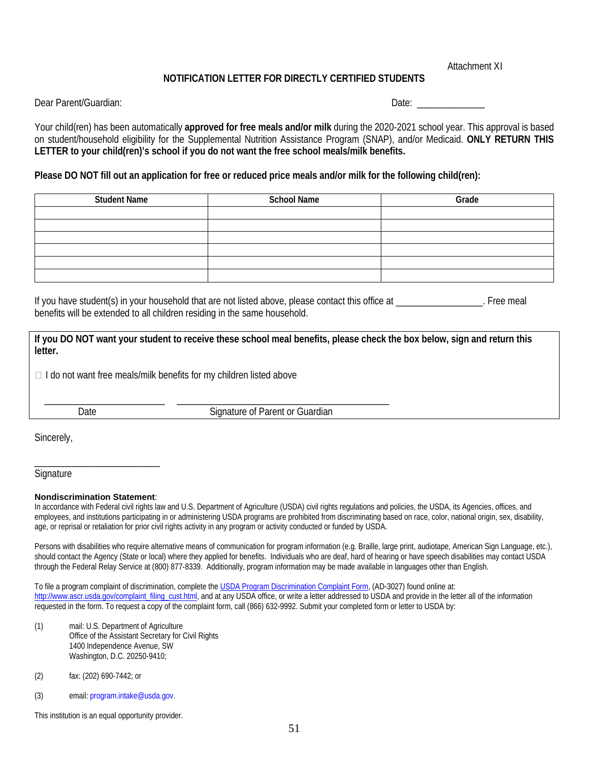Attachment XI

## NOTIFICATION LETTER FOR DIRECTLY CERTIFIED STUDENTS

Dear Parent/Guardian: Date: _____________

Your child(ren) has been automatically **approved for free meals and/or milk** during the 2020-2021 school year. This approval is based on student/household eligibility for the Supplemental Nutrition Assistance Program (SNAP), and/or Medicaid. **ONLY RETURN THIS LETTER to your child(ren)'s school if you do not want the free school meals/milk benefits.**

**Please DO NOT fill out an application for free or reduced price meals and/or milk for the following child(ren):**

| Student Name | School Name | Grade |
|---|---|---|
| | | |
| | | |
| | | |
| | | |
| | | |
| | | |

If you have student(s) in your household that are not listed above, please contact this office at _________________. Free meal benefits will be extended to all children residing in the same household.

**If you DO NOT want your student to receive these school meal benefits, please check the box below, sign and return this letter.**

☐ I do not want free meals/milk benefits for my children listed above

________________________ ___________________________________________
Date Signature of Parent or Guardian

Sincerely,

_________________________
Signature

**Nondiscrimination Statement**:
In accordance with Federal civil rights law and U.S. Department of Agriculture (USDA) civil rights regulations and policies, the USDA, its Agencies, offices, and employees, and institutions participating in or administering USDA programs are prohibited from discriminating based on race, color, national origin, sex, disability, age, or reprisal or retaliation for prior civil rights activity in any program or activity conducted or funded by USDA.

Persons with disabilities who require alternative means of communication for program information (e.g. Braille, large print, audiotape, American Sign Language, etc.), should contact the Agency (State or local) where they applied for benefits. Individuals who are deaf, hard of hearing or have speech disabilities may contact USDA through the Federal Relay Service at (800) 877-8339. Additionally, program information may be made available in languages other than English.

To file a program complaint of discrimination, complete the USDA Program Discrimination Complaint Form, (AD-3027) found online at: http://www.ascr.usda.gov/complaint_filing_cust.html, and at any USDA office, or write a letter addressed to USDA and provide in the letter all of the information requested in the form. To request a copy of the complaint form, call (866) 632-9992. Submit your completed form or letter to USDA by:

(1) mail: U.S. Department of Agriculture
Office of the Assistant Secretary for Civil Rights
1400 Independence Avenue, SW
Washington, D.C. 20250-9410;

(2) fax: (202) 690-7442; or

(3) email: program.intake@usda.gov.

This institution is an equal opportunity provider.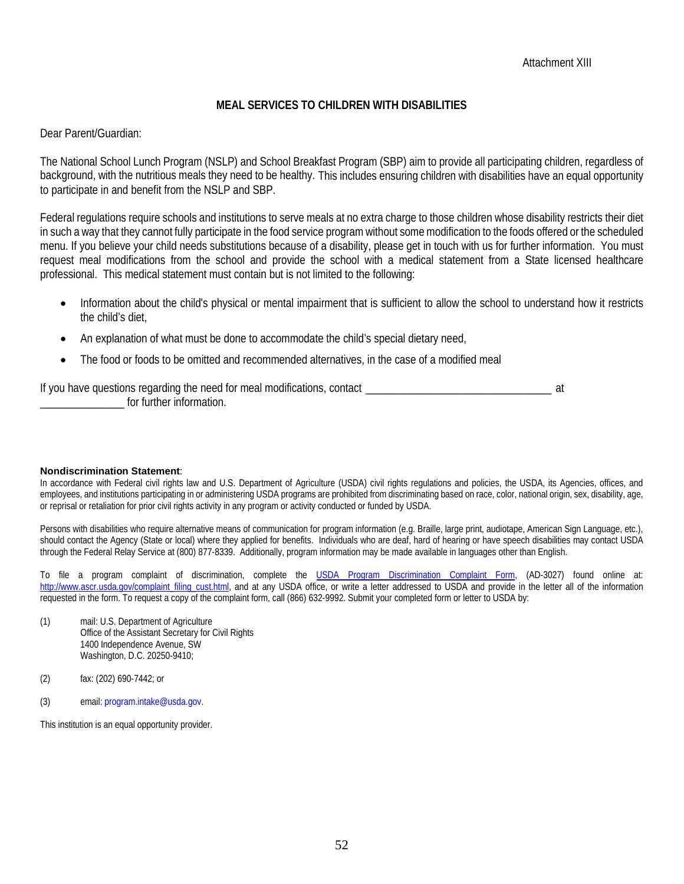Attachment XIII

## MEAL SERVICES TO CHILDREN WITH DISABILITIES

Dear Parent/Guardian:

The National School Lunch Program (NSLP) and School Breakfast Program (SBP) aim to provide all participating children, regardless of background, with the nutritious meals they need to be healthy. This includes ensuring children with disabilities have an equal opportunity to participate in and benefit from the NSLP and SBP.

Federal regulations require schools and institutions to serve meals at no extra charge to those children whose disability restricts their diet in such a way that they cannot fully participate in the food service program without some modification to the foods offered or the scheduled menu. If you believe your child needs substitutions because of a disability, please get in touch with us for further information. You must request meal modifications from the school and provide the school with a medical statement from a State licensed healthcare professional. This medical statement must contain but is not limited to the following:

- Information about the child's physical or mental impairment that is sufficient to allow the school to understand how it restricts the child's diet,
- An explanation of what must be done to accommodate the child's special dietary need,
- The food or foods to be omitted and recommended alternatives, in the case of a modified meal

If you have questions regarding the need for meal modifications, contact ________________________________ at _______________ for further information.

**Nondiscrimination Statement**:
In accordance with Federal civil rights law and U.S. Department of Agriculture (USDA) civil rights regulations and policies, the USDA, its Agencies, offices, and employees, and institutions participating in or administering USDA programs are prohibited from discriminating based on race, color, national origin, sex, disability, age, or reprisal or retaliation for prior civil rights activity in any program or activity conducted or funded by USDA.

Persons with disabilities who require alternative means of communication for program information (e.g. Braille, large print, audiotape, American Sign Language, etc.), should contact the Agency (State or local) where they applied for benefits. Individuals who are deaf, hard of hearing or have speech disabilities may contact USDA through the Federal Relay Service at (800) 877-8339. Additionally, program information may be made available in languages other than English.

To file a program complaint of discrimination, complete the USDA Program Discrimination Complaint Form, (AD-3027) found online at: http://www.ascr.usda.gov/complaint_filing_cust.html, and at any USDA office, or write a letter addressed to USDA and provide in the letter all of the information requested in the form. To request a copy of the complaint form, call (866) 632-9992. Submit your completed form or letter to USDA by:

(1) mail: U.S. Department of Agriculture
Office of the Assistant Secretary for Civil Rights
1400 Independence Avenue, SW
Washington, D.C. 20250-9410;

(2) fax: (202) 690-7442; or

(3) email: program.intake@usda.gov.

This institution is an equal opportunity provider.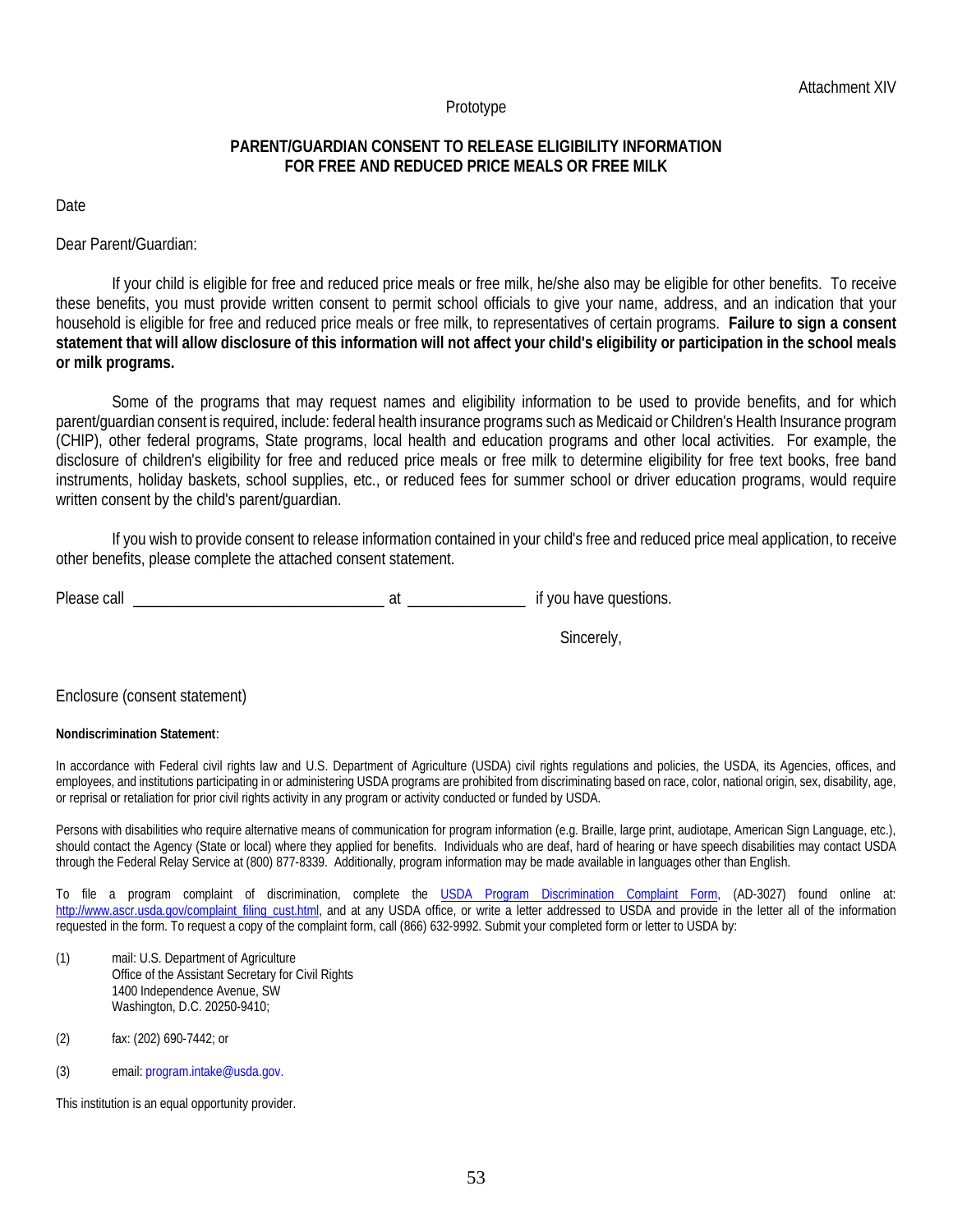Attachment XIV

Prototype

## PARENT/GUARDIAN CONSENT TO RELEASE ELIGIBILITY INFORMATION FOR FREE AND REDUCED PRICE MEALS OR FREE MILK

Date

Dear Parent/Guardian:

If your child is eligible for free and reduced price meals or free milk, he/she also may be eligible for other benefits. To receive these benefits, you must provide written consent to permit school officials to give your name, address, and an indication that your household is eligible for free and reduced price meals or free milk, to representatives of certain programs. **Failure to sign a consent statement that will allow disclosure of this information will not affect your child's eligibility or participation in the school meals or milk programs.**

Some of the programs that may request names and eligibility information to be used to provide benefits, and for which parent/guardian consent is required, include: federal health insurance programs such as Medicaid or Children's Health Insurance program (CHIP), other federal programs, State programs, local health and education programs and other local activities. For example, the disclosure of children's eligibility for free and reduced price meals or free milk to determine eligibility for free text books, free band instruments, holiday baskets, school supplies, etc., or reduced fees for summer school or driver education programs, would require written consent by the child's parent/guardian.

If you wish to provide consent to release information contained in your child's free and reduced price meal application, to receive other benefits, please complete the attached consent statement.

Please call ______________________________ at ______________ if you have questions.

Sincerely,

Enclosure (consent statement)

**Nondiscrimination Statement**:

In accordance with Federal civil rights law and U.S. Department of Agriculture (USDA) civil rights regulations and policies, the USDA, its Agencies, offices, and employees, and institutions participating in or administering USDA programs are prohibited from discriminating based on race, color, national origin, sex, disability, age, or reprisal or retaliation for prior civil rights activity in any program or activity conducted or funded by USDA.

Persons with disabilities who require alternative means of communication for program information (e.g. Braille, large print, audiotape, American Sign Language, etc.), should contact the Agency (State or local) where they applied for benefits. Individuals who are deaf, hard of hearing or have speech disabilities may contact USDA through the Federal Relay Service at (800) 877-8339. Additionally, program information may be made available in languages other than English.

To file a program complaint of discrimination, complete the [USDA Program Discrimination Complaint Form](http://www.ascr.usda.gov/complaint_filing_cust.html), (AD-3027) found online at: http://www.ascr.usda.gov/complaint_filing_cust.html, and at any USDA office, or write a letter addressed to USDA and provide in the letter all of the information requested in the form. To request a copy of the complaint form, call (866) 632-9992. Submit your completed form or letter to USDA by:

(1) mail: U.S. Department of Agriculture
Office of the Assistant Secretary for Civil Rights
1400 Independence Avenue, SW
Washington, D.C. 20250-9410;

(2) fax: (202) 690-7442; or

(3) email: program.intake@usda.gov.

This institution is an equal opportunity provider.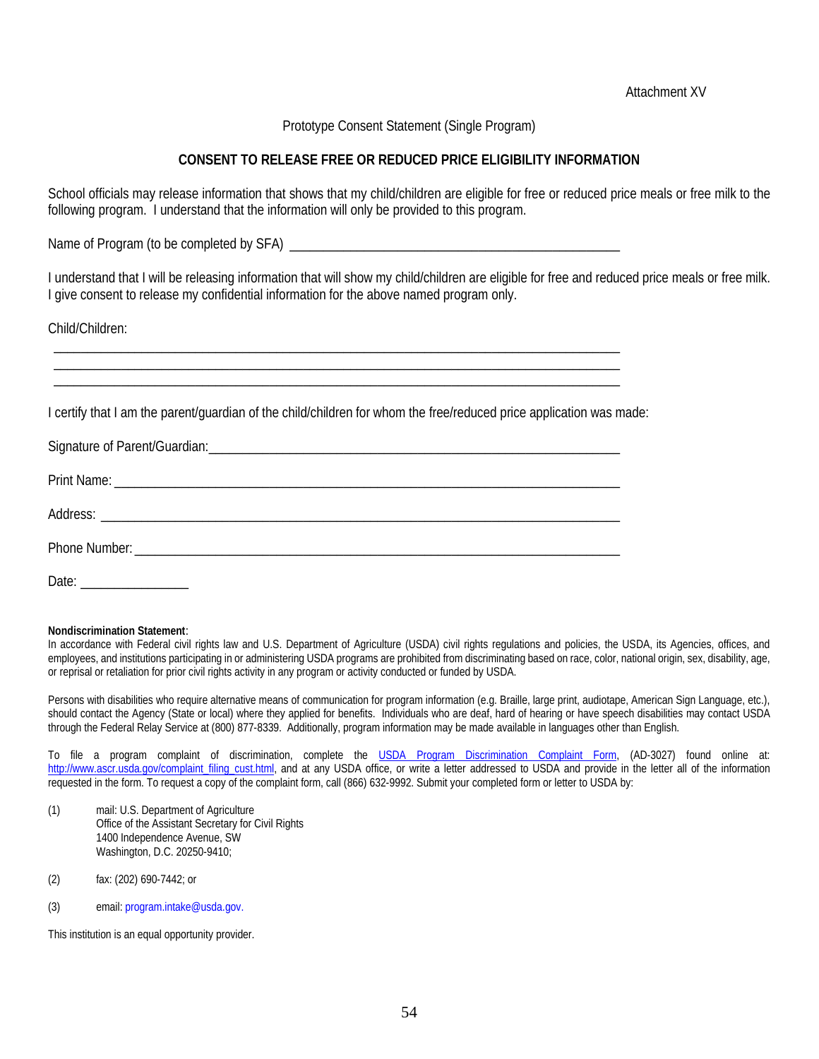Attachment XV

Prototype Consent Statement (Single Program)

## CONSENT TO RELEASE FREE OR REDUCED PRICE ELIGIBILITY INFORMATION

School officials may release information that shows that my child/children are eligible for free or reduced price meals or free milk to the following program. I understand that the information will only be provided to this program.

Name of Program (to be completed by SFA) ______________________________________________

I understand that I will be releasing information that will show my child/children are eligible for free and reduced price meals or free milk. I give consent to release my confidential information for the above named program only.

Child/Children:

______________________________________________________________________________

______________________________________________________________________________

______________________________________________________________________________

I certify that I am the parent/guardian of the child/children for whom the free/reduced price application was made:

Signature of Parent/Guardian:_______________________________________________________

Print Name: ____________________________________________________________________

Address: _______________________________________________________________________

Phone Number: __________________________________________________________________

Date: _______________

**Nondiscrimination Statement**:
In accordance with Federal civil rights law and U.S. Department of Agriculture (USDA) civil rights regulations and policies, the USDA, its Agencies, offices, and employees, and institutions participating in or administering USDA programs are prohibited from discriminating based on race, color, national origin, sex, disability, age, or reprisal or retaliation for prior civil rights activity in any program or activity conducted or funded by USDA.

Persons with disabilities who require alternative means of communication for program information (e.g. Braille, large print, audiotape, American Sign Language, etc.), should contact the Agency (State or local) where they applied for benefits. Individuals who are deaf, hard of hearing or have speech disabilities may contact USDA through the Federal Relay Service at (800) 877-8339. Additionally, program information may be made available in languages other than English.

To file a program complaint of discrimination, complete the USDA Program Discrimination Complaint Form, (AD-3027) found online at: http://www.ascr.usda.gov/complaint_filing_cust.html, and at any USDA office, or write a letter addressed to USDA and provide in the letter all of the information requested in the form. To request a copy of the complaint form, call (866) 632-9992. Submit your completed form or letter to USDA by:

(1) mail: U.S. Department of Agriculture
Office of the Assistant Secretary for Civil Rights
1400 Independence Avenue, SW
Washington, D.C. 20250-9410;

(2) fax: (202) 690-7442; or

(3) email: program.intake@usda.gov.

This institution is an equal opportunity provider.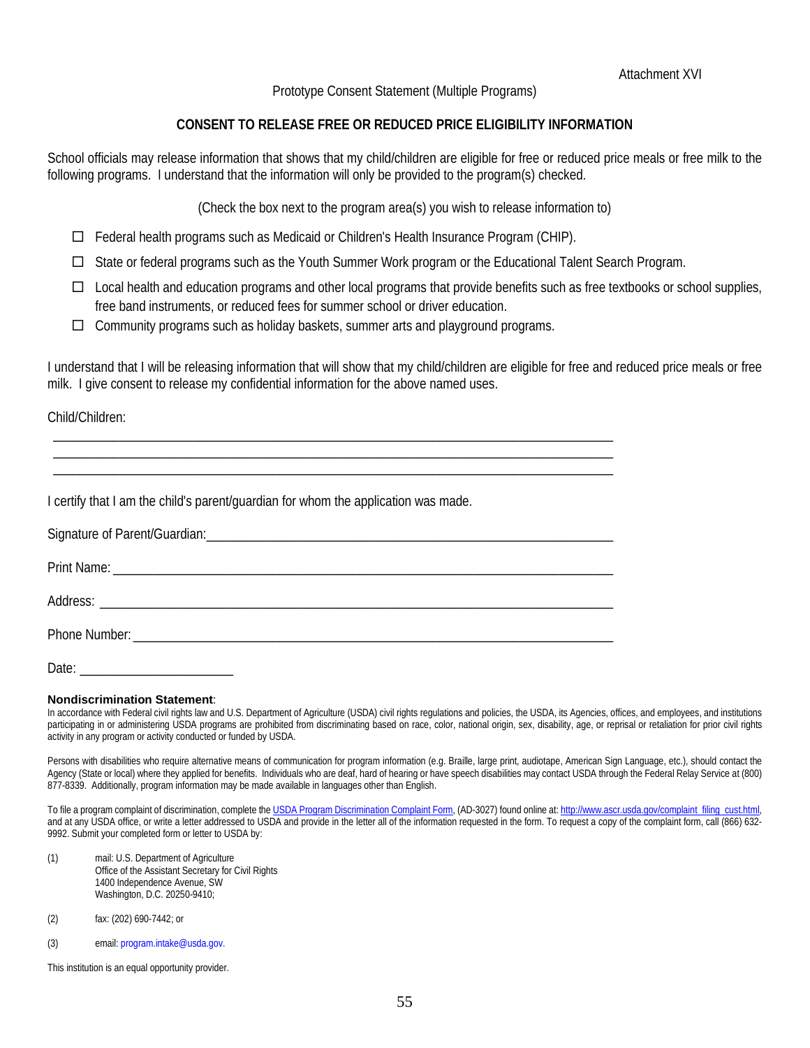Attachment XVI

Prototype Consent Statement (Multiple Programs)

## CONSENT TO RELEASE FREE OR REDUCED PRICE ELIGIBILITY INFORMATION

School officials may release information that shows that my child/children are eligible for free or reduced price meals or free milk to the following programs. I understand that the information will only be provided to the program(s) checked.

(Check the box next to the program area(s) you wish to release information to)

- ☐ Federal health programs such as Medicaid or Children's Health Insurance Program (CHIP).
- ☐ State or federal programs such as the Youth Summer Work program or the Educational Talent Search Program.
- ☐ Local health and education programs and other local programs that provide benefits such as free textbooks or school supplies, free band instruments, or reduced fees for summer school or driver education.
- ☐ Community programs such as holiday baskets, summer arts and playground programs.

I understand that I will be releasing information that will show that my child/children are eligible for free and reduced price meals or free milk. I give consent to release my confidential information for the above named uses.

Child/Children:

\_\_\_\_\_\_\_\_\_\_\_\_\_\_\_\_\_\_\_\_\_\_\_\_\_\_\_\_\_\_\_\_\_\_\_\_\_\_\_\_\_\_\_\_\_\_\_\_\_\_\_\_\_\_\_\_\_\_\_\_

\_\_\_\_\_\_\_\_\_\_\_\_\_\_\_\_\_\_\_\_\_\_\_\_\_\_\_\_\_\_\_\_\_\_\_\_\_\_\_\_\_\_\_\_\_\_\_\_\_\_\_\_\_\_\_\_\_\_\_\_

\_\_\_\_\_\_\_\_\_\_\_\_\_\_\_\_\_\_\_\_\_\_\_\_\_\_\_\_\_\_\_\_\_\_\_\_\_\_\_\_\_\_\_\_\_\_\_\_\_\_\_\_\_\_\_\_\_\_\_\_

I certify that I am the child's parent/guardian for whom the application was made.

Signature of Parent/Guardian:\_\_\_\_\_\_\_\_\_\_\_\_\_\_\_\_\_\_\_\_\_\_\_\_\_\_\_\_\_\_\_\_\_\_\_\_\_\_\_\_\_\_\_\_

Print Name: \_\_\_\_\_\_\_\_\_\_\_\_\_\_\_\_\_\_\_\_\_\_\_\_\_\_\_\_\_\_\_\_\_\_\_\_\_\_\_\_\_\_\_\_\_\_\_\_\_\_\_\_\_\_

Address: \_\_\_\_\_\_\_\_\_\_\_\_\_\_\_\_\_\_\_\_\_\_\_\_\_\_\_\_\_\_\_\_\_\_\_\_\_\_\_\_\_\_\_\_\_\_\_\_\_\_\_\_\_\_\_\_

Phone Number: \_\_\_\_\_\_\_\_\_\_\_\_\_\_\_\_\_\_\_\_\_\_\_\_\_\_\_\_\_\_\_\_\_\_\_\_\_\_\_\_\_\_\_\_\_\_\_\_\_\_\_

Date: \_\_\_\_\_\_\_\_\_\_\_\_\_\_\_\_\_\_\_\_\_\_

**Nondiscrimination Statement**:

In accordance with Federal civil rights law and U.S. Department of Agriculture (USDA) civil rights regulations and policies, the USDA, its Agencies, offices, and employees, and institutions participating in or administering USDA programs are prohibited from discriminating based on race, color, national origin, sex, disability, age, or reprisal or retaliation for prior civil rights activity in any program or activity conducted or funded by USDA.

Persons with disabilities who require alternative means of communication for program information (e.g. Braille, large print, audiotape, American Sign Language, etc.), should contact the Agency (State or local) where they applied for benefits. Individuals who are deaf, hard of hearing or have speech disabilities may contact USDA through the Federal Relay Service at (800) 877-8339. Additionally, program information may be made available in languages other than English.

To file a program complaint of discrimination, complete the USDA Program Discrimination Complaint Form, (AD-3027) found online at: http://www.ascr.usda.gov/complaint_filing_cust.html, and at any USDA office, or write a letter addressed to USDA and provide in the letter all of the information requested in the form. To request a copy of the complaint form, call (866) 632-9992. Submit your completed form or letter to USDA by:

(1) mail: U.S. Department of Agriculture
Office of the Assistant Secretary for Civil Rights
1400 Independence Avenue, SW
Washington, D.C. 20250-9410;

(2) fax: (202) 690-7442; or

(3) email: program.intake@usda.gov.

This institution is an equal opportunity provider.